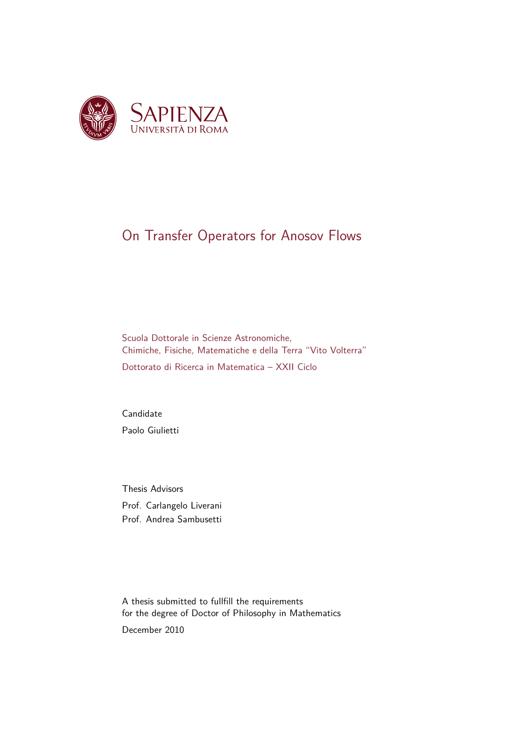SAPIENZA
UNIVERSITÀ DI ROMA

# On Transfer Operators for Anosov Flows

Scuola Dottorale in Scienze Astronomiche,
Chimiche, Fisiche, Matematiche e della Terra "Vito Volterra"

Dottorato di Ricerca in Matematica – XXII Ciclo

Candidate
Paolo Giulietti

Thesis Advisors
Prof. Carlangelo Liverani
Prof. Andrea Sambusetti

A thesis submitted to fullfill the requirements
for the degree of Doctor of Philosophy in Mathematics

December 2010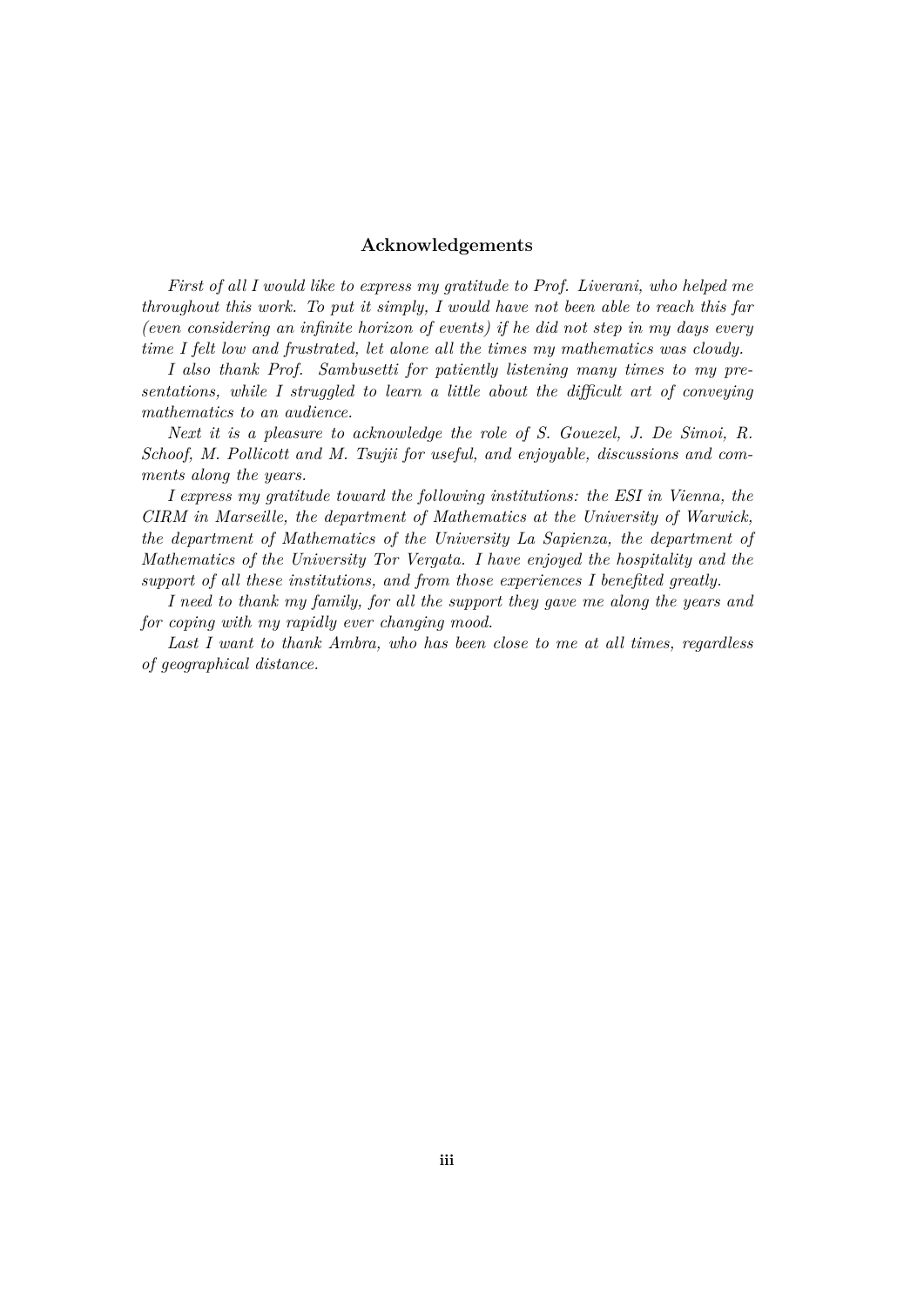## Acknowledgements

*First of all I would like to express my gratitude to Prof. Liverani, who helped me throughout this work. To put it simply, I would have not been able to reach this far (even considering an infinite horizon of events) if he did not step in my days every time I felt low and frustrated, let alone all the times my mathematics was cloudy.*

*I also thank Prof. Sambusetti for patiently listening many times to my presentations, while I struggled to learn a little about the difficult art of conveying mathematics to an audience.*

*Next it is a pleasure to acknowledge the role of S. Gouezel, J. De Simoi, R. Schoof, M. Pollicott and M. Tsujii for useful, and enjoyable, discussions and comments along the years.*

*I express my gratitude toward the following institutions: the ESI in Vienna, the CIRM in Marseille, the department of Mathematics at the University of Warwick, the department of Mathematics of the University La Sapienza, the department of Mathematics of the University Tor Vergata. I have enjoyed the hospitality and the support of all these institutions, and from those experiences I benefited greatly.*

*I need to thank my family, for all the support they gave me along the years and for coping with my rapidly ever changing mood.*

*Last I want to thank Ambra, who has been close to me at all times, regardless of geographical distance.*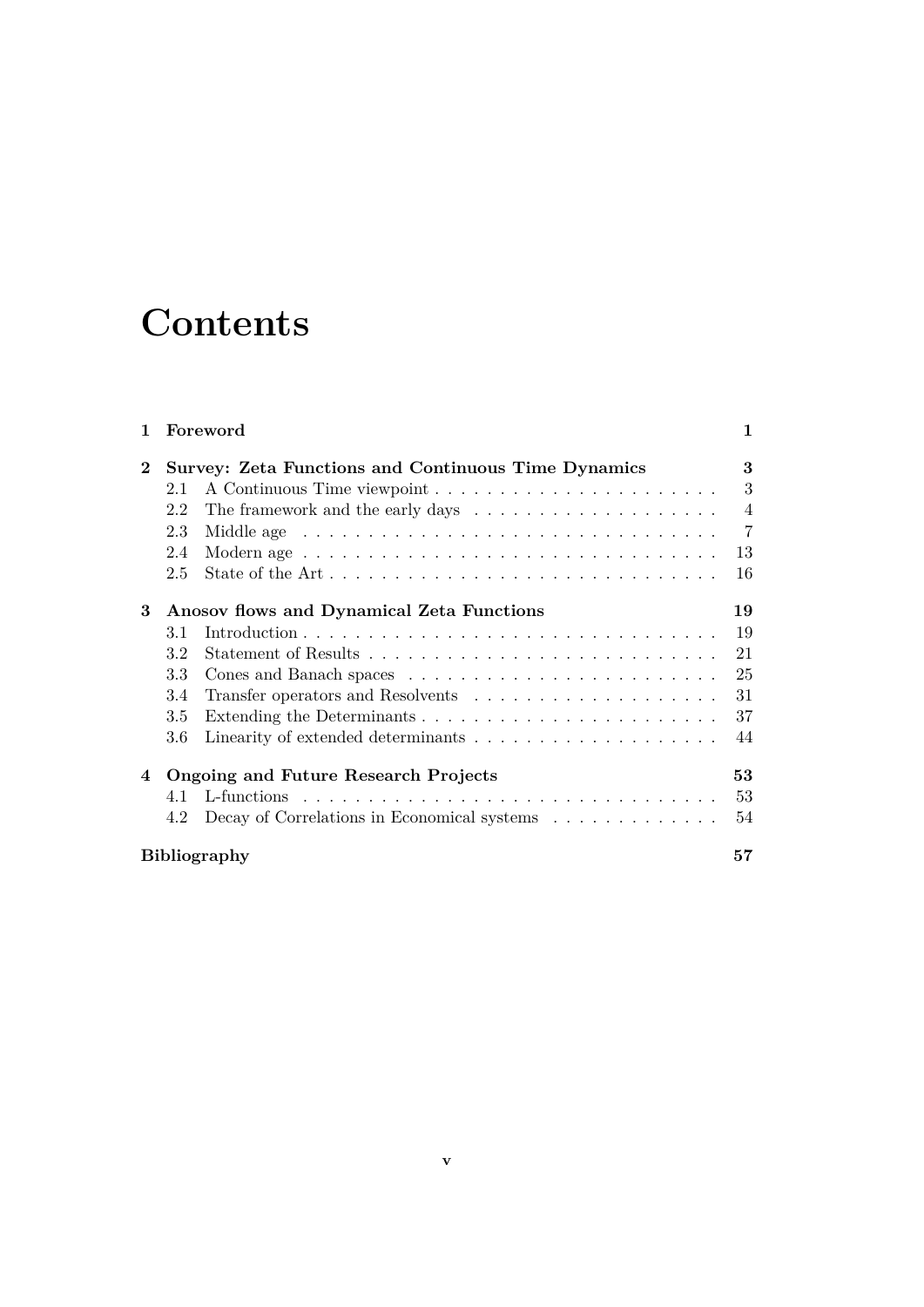# Contents

| | | |
|---|---|---|
| **1** | **Foreword** | **1** |
| **2** | **Survey: Zeta Functions and Continuous Time Dynamics** | **3** |
| 2.1 | A Continuous Time viewpoint | 3 |
| 2.2 | The framework and the early days | 4 |
| 2.3 | Middle age | 7 |
| 2.4 | Modern age | 13 |
| 2.5 | State of the Art | 16 |
| **3** | **Anosov flows and Dynamical Zeta Functions** | **19** |
| 3.1 | Introduction | 19 |
| 3.2 | Statement of Results | 21 |
| 3.3 | Cones and Banach spaces | 25 |
| 3.4 | Transfer operators and Resolvents | 31 |
| 3.5 | Extending the Determinants | 37 |
| 3.6 | Linearity of extended determinants | 44 |
| **4** | **Ongoing and Future Research Projects** | **53** |
| 4.1 | L-functions | 53 |
| 4.2 | Decay of Correlations in Economical systems | 54 |
| | **Bibliography** | **57** |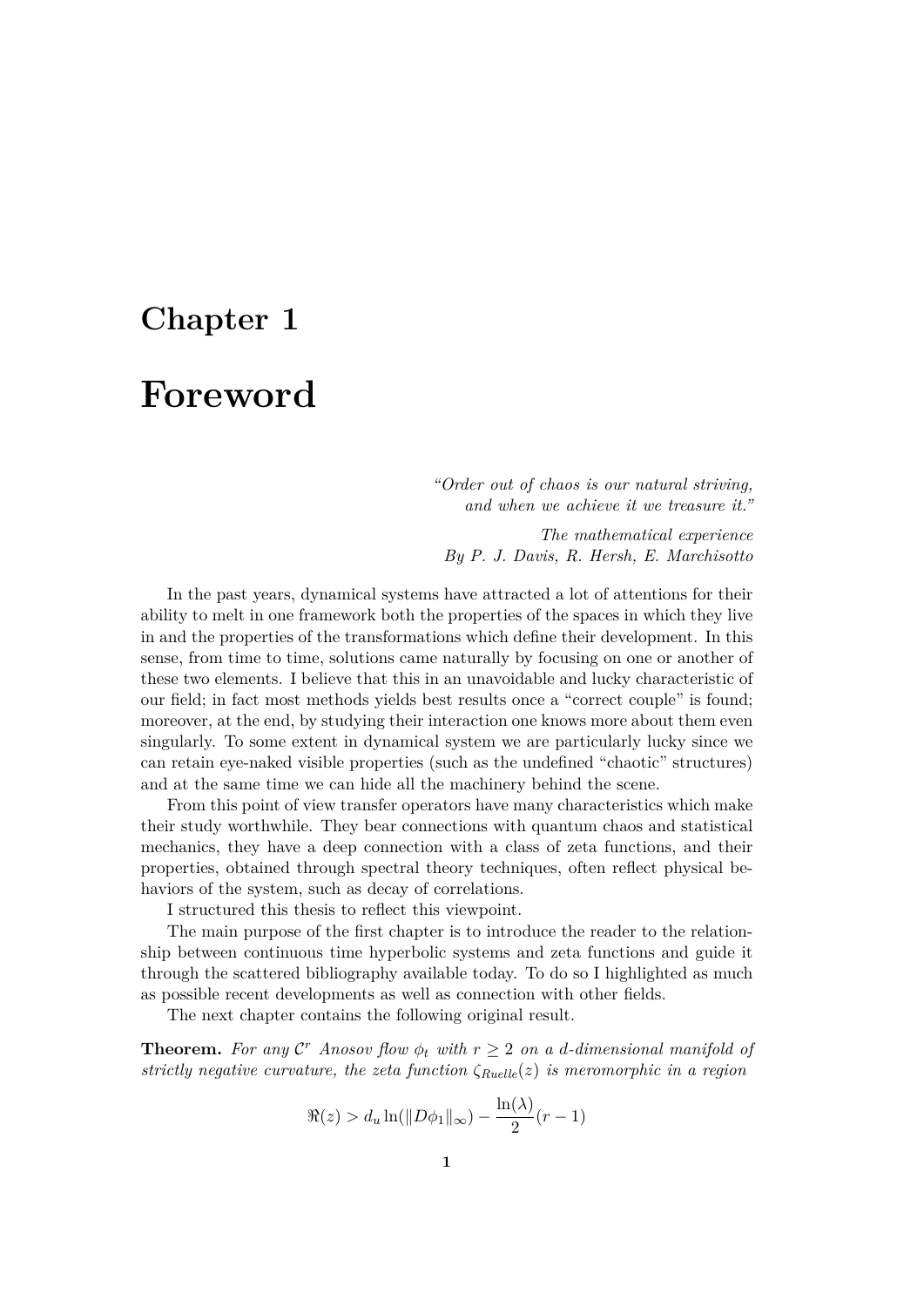# Chapter 1

# Foreword

*"Order out of chaos is our natural striving,*
*and when we achieve it we treasure it."*

*The mathematical experience*
*By P. J. Davis, R. Hersh, E. Marchisotto*

In the past years, dynamical systems have attracted a lot of attentions for their ability to melt in one framework both the properties of the spaces in which they live in and the properties of the transformations which define their development. In this sense, from time to time, solutions came naturally by focusing on one or another of these two elements. I believe that this in an unavoidable and lucky characteristic of our field; in fact most methods yields best results once a "correct couple" is found; moreover, at the end, by studying their interaction one knows more about them even singularly. To some extent in dynamical system we are particularly lucky since we can retain eye-naked visible properties (such as the undefined "chaotic" structures) and at the same time we can hide all the machinery behind the scene.

From this point of view transfer operators have many characteristics which make their study worthwhile. They bear connections with quantum chaos and statistical mechanics, they have a deep connection with a class of zeta functions, and their properties, obtained through spectral theory techniques, often reflect physical behaviors of the system, such as decay of correlations.

I structured this thesis to reflect this viewpoint.

The main purpose of the first chapter is to introduce the reader to the relationship between continuous time hyperbolic systems and zeta functions and guide it through the scattered bibliography available today. To do so I highlighted as much as possible recent developments as well as connection with other fields.

The next chapter contains the following original result.

**Theorem.** *For any $\mathcal{C}^r$ Anosov flow $\phi_t$ with $r \geq 2$ on a $d$-dimensional manifold of strictly negative curvature, the zeta function $\zeta_{Ruelle}(z)$ is meromorphic in a region*

$$\Re(z) > d_u \ln(\|D\phi_1\|_\infty) - \frac{\ln(\lambda)}{2}(r-1)$$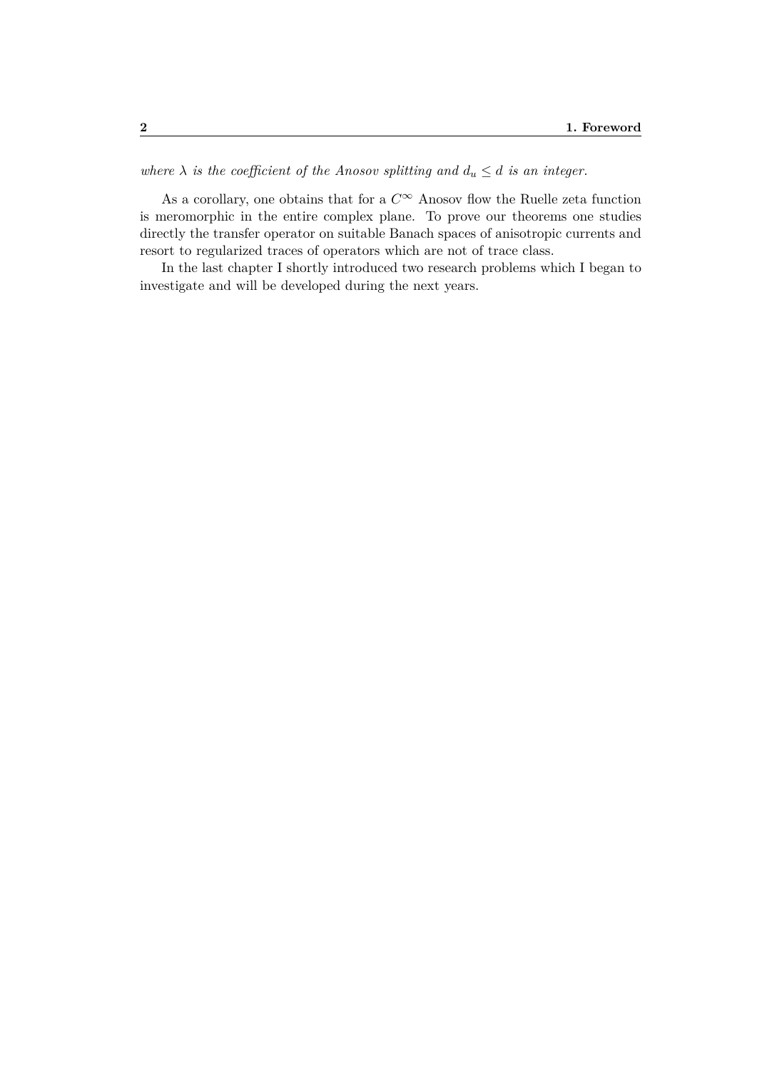*where $\lambda$ is the coefficient of the Anosov splitting and $d_u \leq d$ is an integer.*

As a corollary, one obtains that for a $C^\infty$ Anosov flow the Ruelle zeta function is meromorphic in the entire complex plane. To prove our theorems one studies directly the transfer operator on suitable Banach spaces of anisotropic currents and resort to regularized traces of operators which are not of trace class.

In the last chapter I shortly introduced two research problems which I began to investigate and will be developed during the next years.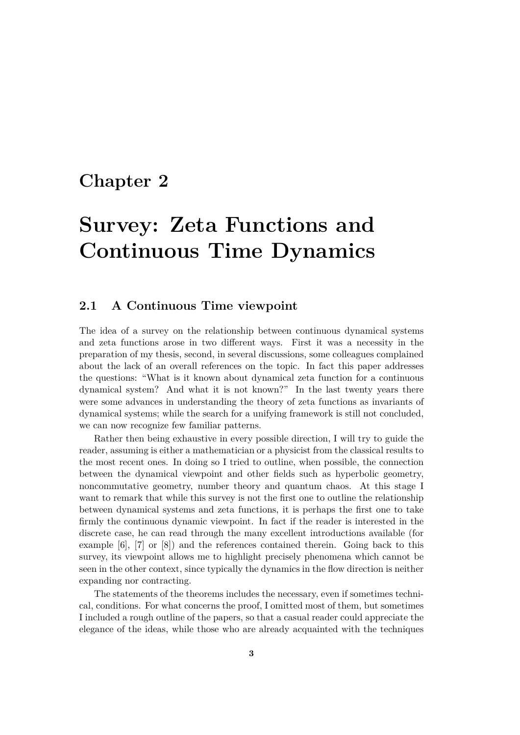# Chapter 2

# Survey: Zeta Functions and Continuous Time Dynamics

## 2.1 A Continuous Time viewpoint

The idea of a survey on the relationship between continuous dynamical systems and zeta functions arose in two different ways. First it was a necessity in the preparation of my thesis, second, in several discussions, some colleagues complained about the lack of an overall references on the topic. In fact this paper addresses the questions: "What is it known about dynamical zeta function for a continuous dynamical system? And what it is not known?" In the last twenty years there were some advances in understanding the theory of zeta functions as invariants of dynamical systems; while the search for a unifying framework is still not concluded, we can now recognize few familiar patterns.

Rather then being exhaustive in every possible direction, I will try to guide the reader, assuming is either a mathematician or a physicist from the classical results to the most recent ones. In doing so I tried to outline, when possible, the connection between the dynamical viewpoint and other fields such as hyperbolic geometry, noncommutative geometry, number theory and quantum chaos. At this stage I want to remark that while this survey is not the first one to outline the relationship between dynamical systems and zeta functions, it is perhaps the first one to take firmly the continuous dynamic viewpoint. In fact if the reader is interested in the discrete case, he can read through the many excellent introductions available (for example [6], [7] or [8]) and the references contained therein. Going back to this survey, its viewpoint allows me to highlight precisely phenomena which cannot be seen in the other context, since typically the dynamics in the flow direction is neither expanding nor contracting.

The statements of the theorems includes the necessary, even if sometimes technical, conditions. For what concerns the proof, I omitted most of them, but sometimes I included a rough outline of the papers, so that a casual reader could appreciate the elegance of the ideas, while those who are already acquainted with the techniques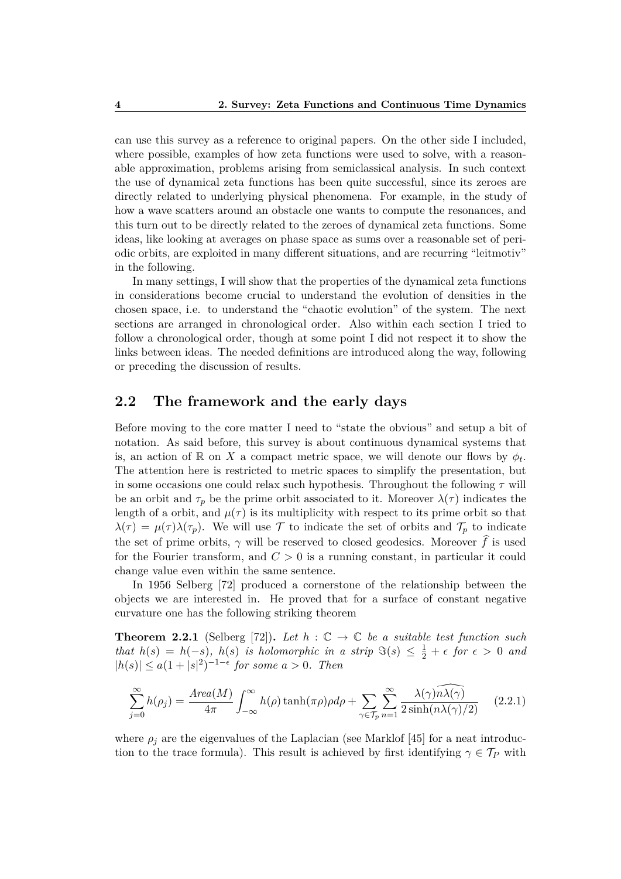can use this survey as a reference to original papers. On the other side I included, where possible, examples of how zeta functions were used to solve, with a reasonable approximation, problems arising from semiclassical analysis. In such context the use of dynamical zeta functions has been quite successful, since its zeroes are directly related to underlying physical phenomena. For example, in the study of how a wave scatters around an obstacle one wants to compute the resonances, and this turn out to be directly related to the zeroes of dynamical zeta functions. Some ideas, like looking at averages on phase space as sums over a reasonable set of periodic orbits, are exploited in many different situations, and are recurring "leitmotiv" in the following.

In many settings, I will show that the properties of the dynamical zeta functions in considerations become crucial to understand the evolution of densities in the chosen space, i.e. to understand the "chaotic evolution" of the system. The next sections are arranged in chronological order. Also within each section I tried to follow a chronological order, though at some point I did not respect it to show the links between ideas. The needed definitions are introduced along the way, following or preceding the discussion of results.

## 2.2 The framework and the early days

Before moving to the core matter I need to "state the obvious" and setup a bit of notation. As said before, this survey is about continuous dynamical systems that is, an action of $\mathbb{R}$ on $X$ a compact metric space, we will denote our flows by $\phi_t$. The attention here is restricted to metric spaces to simplify the presentation, but in some occasions one could relax such hypothesis. Throughout the following $\tau$ will be an orbit and $\tau_p$ be the prime orbit associated to it. Moreover $\lambda(\tau)$ indicates the length of a orbit, and $\mu(\tau)$ is its multiplicity with respect to its prime orbit so that $\lambda(\tau) = \mu(\tau)\lambda(\tau_p)$. We will use $\mathcal{T}$ to indicate the set of orbits and $\mathcal{T}_p$ to indicate the set of prime orbits, $\gamma$ will be reserved to closed geodesics. Moreover $\widehat{f}$ is used for the Fourier transform, and $C > 0$ is a running constant, in particular it could change value even within the same sentence.

In 1956 Selberg [72] produced a cornerstone of the relationship between the objects we are interested in. He proved that for a surface of constant negative curvature one has the following striking theorem

**Theorem 2.2.1** (Selberg [72])**.** *Let $h : \mathbb{C} \to \mathbb{C}$ be a suitable test function such that $h(s) = h(-s)$, $h(s)$ is holomorphic in a strip $\Im(s) \leq \frac{1}{2} + \epsilon$ for $\epsilon > 0$ and $|h(s)| \leq a(1 + |s|^2)^{-1-\epsilon}$ for some $a > 0$. Then*

$$\sum_{j=0}^{\infty} h(\rho_j) = \frac{Area(M)}{4\pi} \int_{-\infty}^{\infty} h(\rho) \tanh(\pi\rho)\rho d\rho + \sum_{\gamma \in \mathcal{T}_p} \sum_{n=1}^{\infty} \frac{\lambda(\gamma)\widehat{n\lambda(\gamma)}}{2\sinh(n\lambda(\gamma)/2)} \qquad (2.2.1)$$

where $\rho_j$ are the eigenvalues of the Laplacian (see Marklof [45] for a neat introduction to the trace formula). This result is achieved by first identifying $\gamma \in \mathcal{T}_P$ with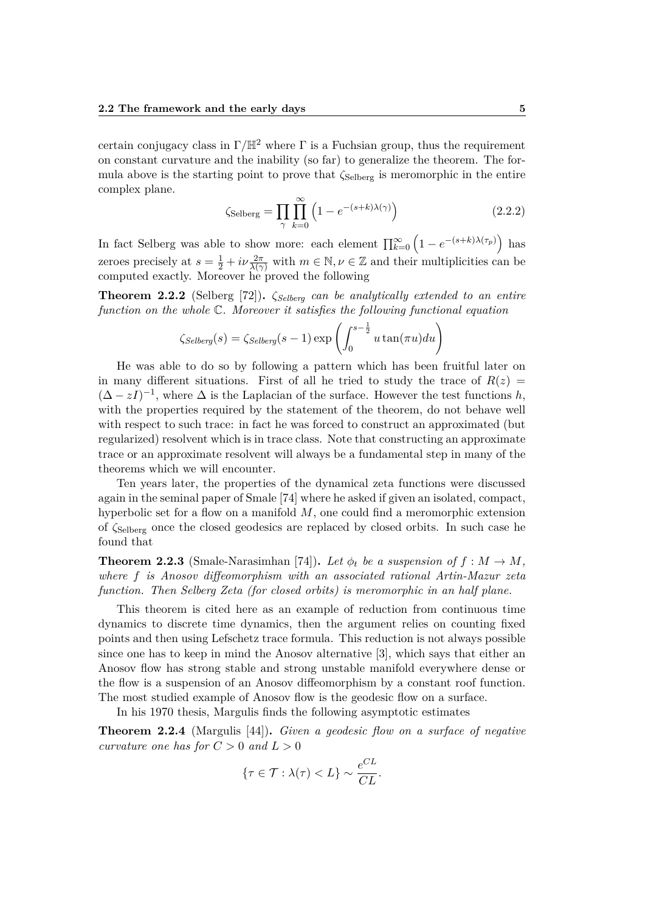certain conjugacy class in $\Gamma/\mathbb{H}^2$ where $\Gamma$ is a Fuchsian group, thus the requirement on constant curvature and the inability (so far) to generalize the theorem. The formula above is the starting point to prove that $\zeta_{\text{Selberg}}$ is meromorphic in the entire complex plane.

$$\zeta_{\text{Selberg}} = \prod_{\gamma} \prod_{k=0}^{\infty} \left(1 - e^{-(s+k)\lambda(\gamma)}\right) \tag{2.2.2}$$

In fact Selberg was able to show more: each element $\prod_{k=0}^{\infty} \left(1 - e^{-(s+k)\lambda(\tau_p)}\right)$ has zeroes precisely at $s = \frac{1}{2} + i\nu\frac{2\pi}{\lambda(\gamma)}$ with $m \in \mathbb{N}, \nu \in \mathbb{Z}$ and their multiplicities can be computed exactly. Moreover he proved the following

**Theorem 2.2.2** (Selberg [72])**.** *$\zeta_{Selberg}$ can be analytically extended to an entire function on the whole $\mathbb{C}$. Moreover it satisfies the following functional equation*

$$\zeta_{Selberg}(s) = \zeta_{Selberg}(s-1) \exp\left(\int_0^{s-\frac{1}{2}} u \tan(\pi u) du\right)$$

He was able to do so by following a pattern which has been fruitful later on in many different situations. First of all he tried to study the trace of $R(z) = (\Delta - zI)^{-1}$, where $\Delta$ is the Laplacian of the surface. However the test functions $h$, with the properties required by the statement of the theorem, do not behave well with respect to such trace: in fact he was forced to construct an approximated (but regularized) resolvent which is in trace class. Note that constructing an approximate trace or an approximate resolvent will always be a fundamental step in many of the theorems which we will encounter.

Ten years later, the properties of the dynamical zeta functions were discussed again in the seminal paper of Smale [74] where he asked if given an isolated, compact, hyperbolic set for a flow on a manifold $M$, one could find a meromorphic extension of $\zeta_{\text{Selberg}}$ once the closed geodesics are replaced by closed orbits. In such case he found that

**Theorem 2.2.3** (Smale-Narasimhan [74])**.** *Let $\phi_t$ be a suspension of $f : M \to M$, where $f$ is Anosov diffeomorphism with an associated rational Artin-Mazur zeta function. Then Selberg Zeta (for closed orbits) is meromorphic in an half plane.*

This theorem is cited here as an example of reduction from continuous time dynamics to discrete time dynamics, then the argument relies on counting fixed points and then using Lefschetz trace formula. This reduction is not always possible since one has to keep in mind the Anosov alternative [3], which says that either an Anosov flow has strong stable and strong unstable manifold everywhere dense or the flow is a suspension of an Anosov diffeomorphism by a constant roof function. The most studied example of Anosov flow is the geodesic flow on a surface.

In his 1970 thesis, Margulis finds the following asymptotic estimates

**Theorem 2.2.4** (Margulis [44])**.** *Given a geodesic flow on a surface of negative curvature one has for $C > 0$ and $L > 0$*

$$\{\tau \in \mathcal{T} : \lambda(\tau) < L\} \sim \frac{e^{CL}}{CL}.$$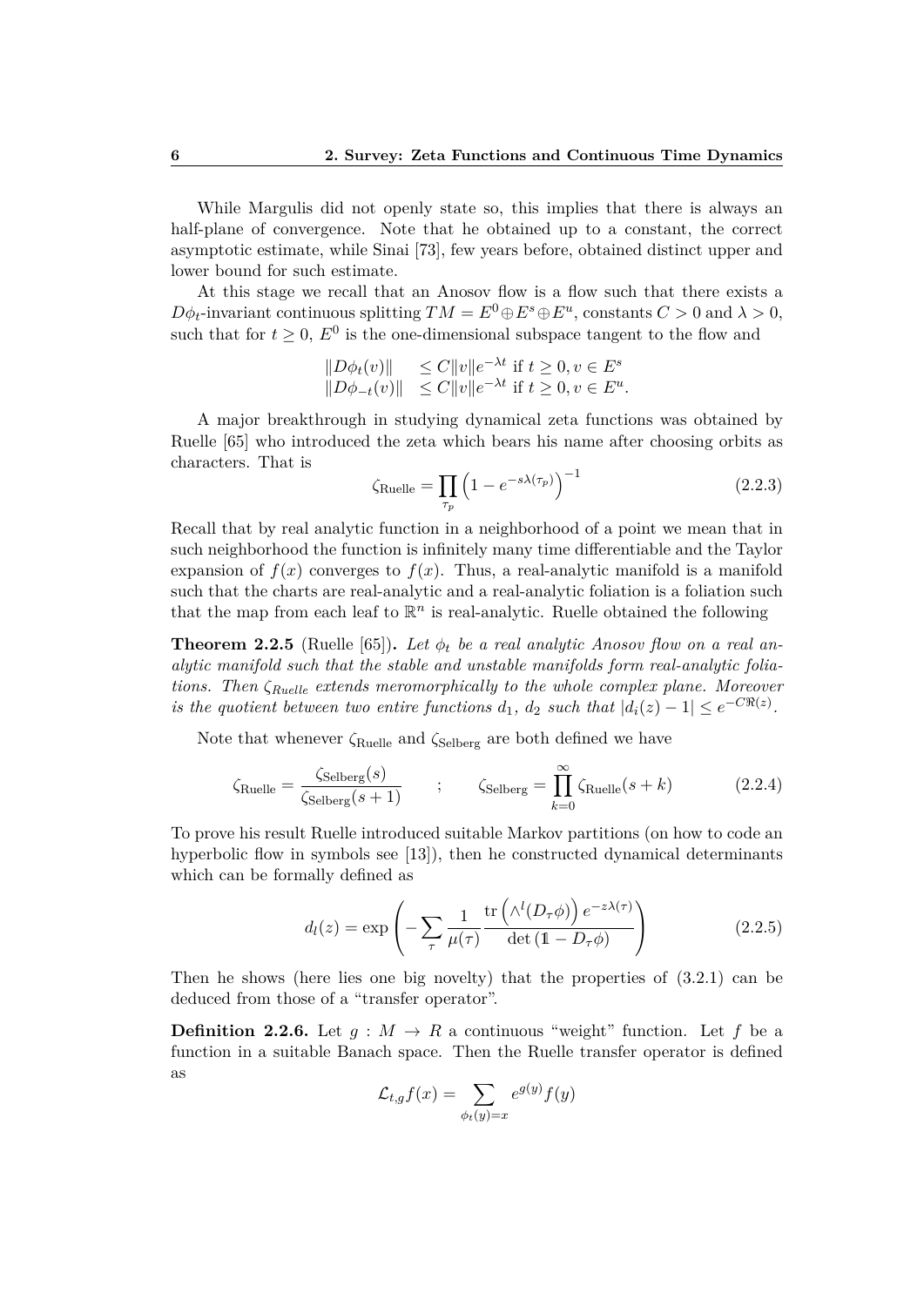While Margulis did not openly state so, this implies that there is always an half-plane of convergence. Note that he obtained up to a constant, the correct asymptotic estimate, while Sinai [73], few years before, obtained distinct upper and lower bound for such estimate.

At this stage we recall that an Anosov flow is a flow such that there exists a $D\phi_t$-invariant continuous splitting $TM = E^0 \oplus E^s \oplus E^u$, constants $C > 0$ and $\lambda > 0$, such that for $t \geq 0$, $E^0$ is the one-dimensional subspace tangent to the flow and

$$
\begin{aligned}
\|D\phi_t(v)\| &\leq C\|v\|e^{-\lambda t} \text{ if } t \geq 0, v \in E^s \\
\|D\phi_{-t}(v)\| &\leq C\|v\|e^{-\lambda t} \text{ if } t \geq 0, v \in E^u.
\end{aligned}
$$

A major breakthrough in studying dynamical zeta functions was obtained by Ruelle [65] who introduced the zeta which bears his name after choosing orbits as characters. That is

$$
\zeta_{\text{Ruelle}} = \prod_{\tau_p} \left(1 - e^{-s\lambda(\tau_p)}\right)^{-1} \tag{2.2.3}
$$

Recall that by real analytic function in a neighborhood of a point we mean that in such neighborhood the function is infinitely many time differentiable and the Taylor expansion of $f(x)$ converges to $f(x)$. Thus, a real-analytic manifold is a manifold such that the charts are real-analytic and a real-analytic foliation is a foliation such that the map from each leaf to $\mathbb{R}^n$ is real-analytic. Ruelle obtained the following

**Theorem 2.2.5** (Ruelle [65])**.** *Let $\phi_t$ be a real analytic Anosov flow on a real analytic manifold such that the stable and unstable manifolds form real-analytic foliations. Then $\zeta_{Ruelle}$ extends meromorphically to the whole complex plane. Moreover is the quotient between two entire functions $d_1$, $d_2$ such that $|d_i(z) - 1| \leq e^{-C\Re(z)}$.*

Note that whenever $\zeta_{\text{Ruelle}}$ and $\zeta_{\text{Selberg}}$ are both defined we have

$$
\zeta_{\text{Ruelle}} = \frac{\zeta_{\text{Selberg}}(s)}{\zeta_{\text{Selberg}}(s+1)} \qquad ; \qquad \zeta_{\text{Selberg}} = \prod_{k=0}^{\infty} \zeta_{\text{Ruelle}}(s+k) \tag{2.2.4}
$$

To prove his result Ruelle introduced suitable Markov partitions (on how to code an hyperbolic flow in symbols see [13]), then he constructed dynamical determinants which can be formally defined as

$$
d_l(z) = \exp\left(-\sum_{\tau} \frac{1}{\mu(\tau)} \frac{\operatorname{tr}\left(\wedge^l(D_\tau\phi)\right) e^{-z\lambda(\tau)}}{\det\left(\mathbb{1} - D_\tau\phi\right)}\right) \tag{2.2.5}
$$

Then he shows (here lies one big novelty) that the properties of (3.2.1) can be deduced from those of a "transfer operator".

**Definition 2.2.6.** Let $g : M \to R$ a continuous "weight" function. Let $f$ be a function in a suitable Banach space. Then the Ruelle transfer operator is defined as

$$
\mathcal{L}_{t,g}f(x) = \sum_{\phi_t(y)=x} e^{g(y)} f(y)
$$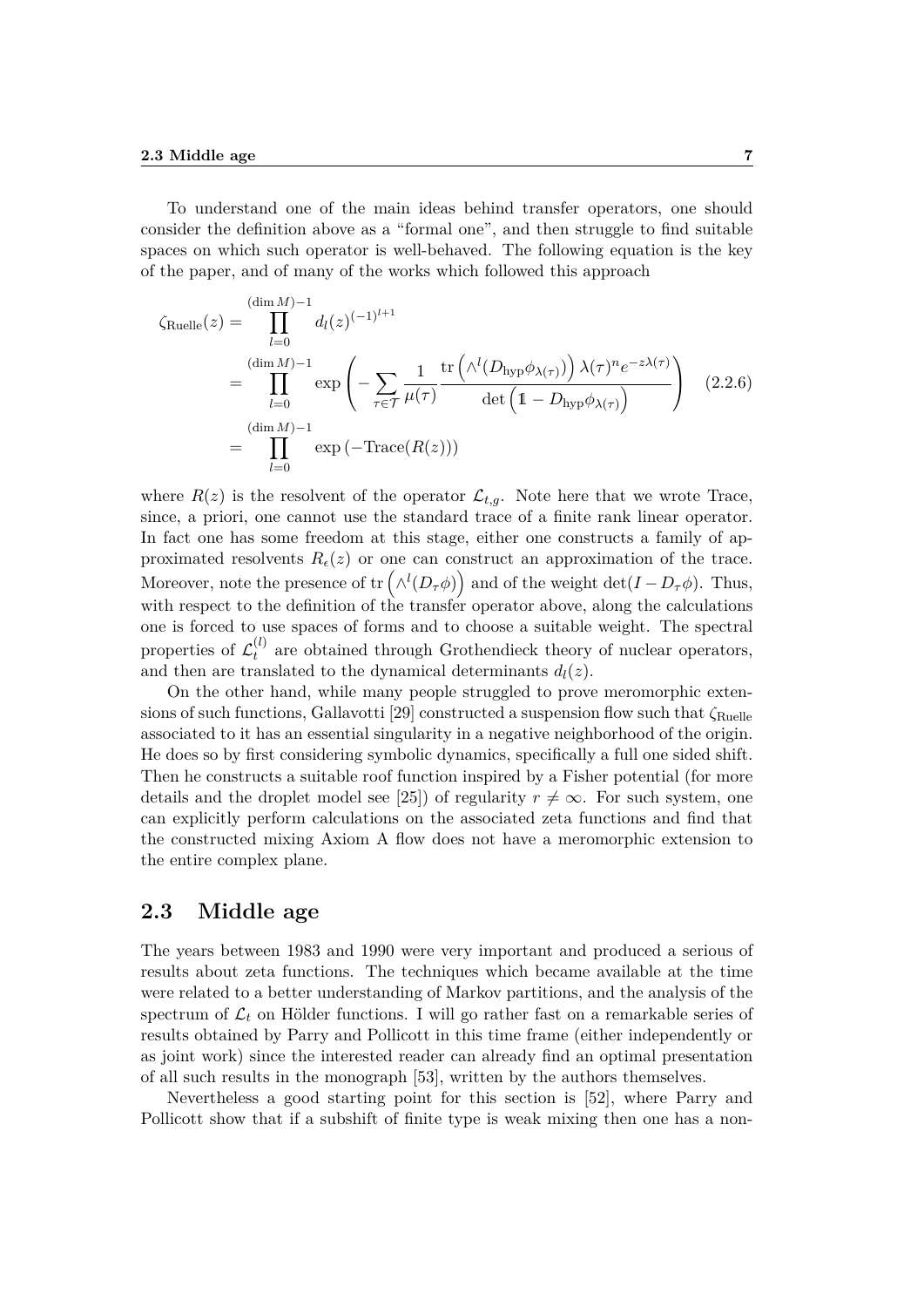To understand one of the main ideas behind transfer operators, one should consider the definition above as a "formal one", and then struggle to find suitable spaces on which such operator is well-behaved. The following equation is the key of the paper, and of many of the works which followed this approach

$$
\begin{aligned}
\zeta_{\text{Ruelle}}(z) &= \prod_{l=0}^{(\dim M)-1} d_l(z)^{(-1)^{l+1}} \\
&= \prod_{l=0}^{(\dim M)-1} \exp\left( -\sum_{\tau\in\mathcal{T}} \frac{1}{\mu(\tau)} \frac{\operatorname{tr}\left(\wedge^l (D_{\text{hyp}}\phi_{\lambda(\tau)})\right)\lambda(\tau)^n e^{-z\lambda(\tau)}}{\det\left(\mathbb{1} - D_{\text{hyp}}\phi_{\lambda(\tau)}\right)} \right) \\
&= \prod_{l=0}^{(\dim M)-1} \exp\left(-\text{Trace}(R(z))\right)
\end{aligned}
\tag{2.2.6}
$$

where $R(z)$ is the resolvent of the operator $\mathcal{L}_{t,g}$. Note here that we wrote Trace, since, a priori, one cannot use the standard trace of a finite rank linear operator. In fact one has some freedom at this stage, either one constructs a family of approximated resolvents $R_\epsilon(z)$ or one can construct an approximation of the trace. Moreover, note the presence of $\operatorname{tr}\left(\wedge^l(D_\tau\phi)\right)$ and of the weight $\det(I - D_\tau\phi)$. Thus, with respect to the definition of the transfer operator above, along the calculations one is forced to use spaces of forms and to choose a suitable weight. The spectral properties of $\mathcal{L}_t^{(l)}$ are obtained through Grothendieck theory of nuclear operators, and then are translated to the dynamical determinants $d_l(z)$.

On the other hand, while many people struggled to prove meromorphic extensions of such functions, Gallavotti [29] constructed a suspension flow such that $\zeta_{\text{Ruelle}}$ associated to it has an essential singularity in a negative neighborhood of the origin. He does so by first considering symbolic dynamics, specifically a full one sided shift. Then he constructs a suitable roof function inspired by a Fisher potential (for more details and the droplet model see [25]) of regularity $r \neq \infty$. For such system, one can explicitly perform calculations on the associated zeta functions and find that the constructed mixing Axiom A flow does not have a meromorphic extension to the entire complex plane.

## 2.3 Middle age

The years between 1983 and 1990 were very important and produced a serious of results about zeta functions. The techniques which became available at the time were related to a better understanding of Markov partitions, and the analysis of the spectrum of $\mathcal{L}_t$ on Hölder functions. I will go rather fast on a remarkable series of results obtained by Parry and Pollicott in this time frame (either independently or as joint work) since the interested reader can already find an optimal presentation of all such results in the monograph [53], written by the authors themselves.

Nevertheless a good starting point for this section is [52], where Parry and Pollicott show that if a subshift of finite type is weak mixing then one has a non-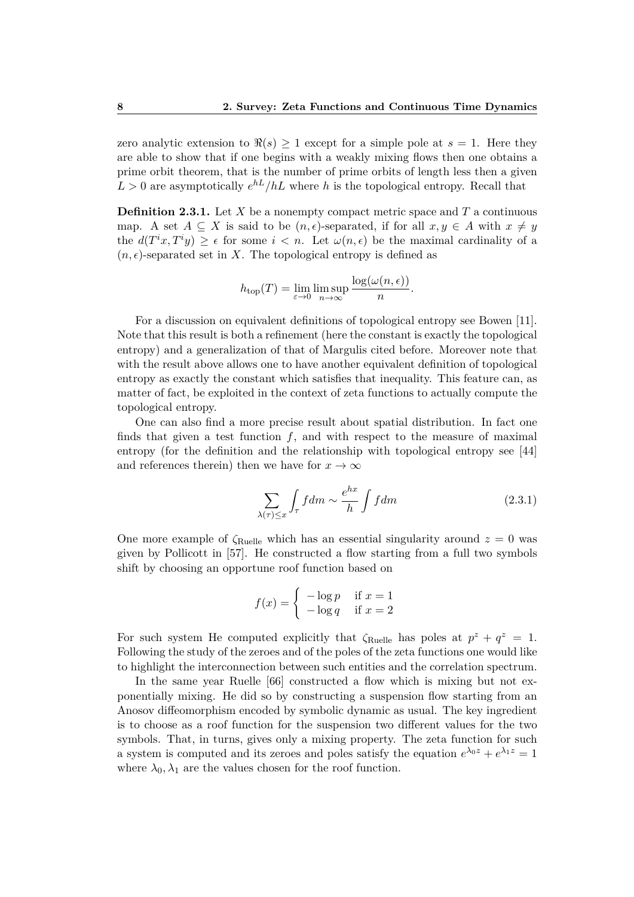zero analytic extension to $\Re(s) \geq 1$ except for a simple pole at $s = 1$. Here they are able to show that if one begins with a weakly mixing flows then one obtains a prime orbit theorem, that is the number of prime orbits of length less then a given $L > 0$ are asymptotically $e^{hL}/hL$ where $h$ is the topological entropy. Recall that

**Definition 2.3.1.** Let $X$ be a nonempty compact metric space and $T$ a continuous map. A set $A \subseteq X$ is said to be $(n, \epsilon)$-separated, if for all $x, y \in A$ with $x \neq y$ the $d(T^i x, T^i y) \geq \epsilon$ for some $i < n$. Let $\omega(n, \epsilon)$ be the maximal cardinality of a $(n, \epsilon)$-separated set in $X$. The topological entropy is defined as

$$h_{\text{top}}(T) = \lim_{\varepsilon \to 0} \limsup_{n \to \infty} \frac{\log(\omega(n, \epsilon))}{n}.$$

For a discussion on equivalent definitions of topological entropy see Bowen [11]. Note that this result is both a refinement (here the constant is exactly the topological entropy) and a generalization of that of Margulis cited before. Moreover note that with the result above allows one to have another equivalent definition of topological entropy as exactly the constant which satisfies that inequality. This feature can, as matter of fact, be exploited in the context of zeta functions to actually compute the topological entropy.

One can also find a more precise result about spatial distribution. In fact one finds that given a test function $f$, and with respect to the measure of maximal entropy (for the definition and the relationship with topological entropy see [44] and references therein) then we have for $x \to \infty$

$$\sum_{\lambda(\tau) \leq x} \int_{\tau} f dm \sim \frac{e^{hx}}{h} \int f dm \tag{2.3.1}$$

One more example of $\zeta_{\text{Ruelle}}$ which has an essential singularity around $z = 0$ was given by Pollicott in [57]. He constructed a flow starting from a full two symbols shift by choosing an opportune roof function based on

$$f(x) = \begin{cases} -\log p & \text{if } x = 1 \\ -\log q & \text{if } x = 2 \end{cases}$$

For such system He computed explicitly that $\zeta_{\text{Ruelle}}$ has poles at $p^z + q^z = 1$. Following the study of the zeroes and of the poles of the zeta functions one would like to highlight the interconnection between such entities and the correlation spectrum.

In the same year Ruelle [66] constructed a flow which is mixing but not exponentially mixing. He did so by constructing a suspension flow starting from an Anosov diffeomorphism encoded by symbolic dynamic as usual. The key ingredient is to choose as a roof function for the suspension two different values for the two symbols. That, in turns, gives only a mixing property. The zeta function for such a system is computed and its zeroes and poles satisfy the equation $e^{\lambda_0 z} + e^{\lambda_1 z} = 1$ where $\lambda_0, \lambda_1$ are the values chosen for the roof function.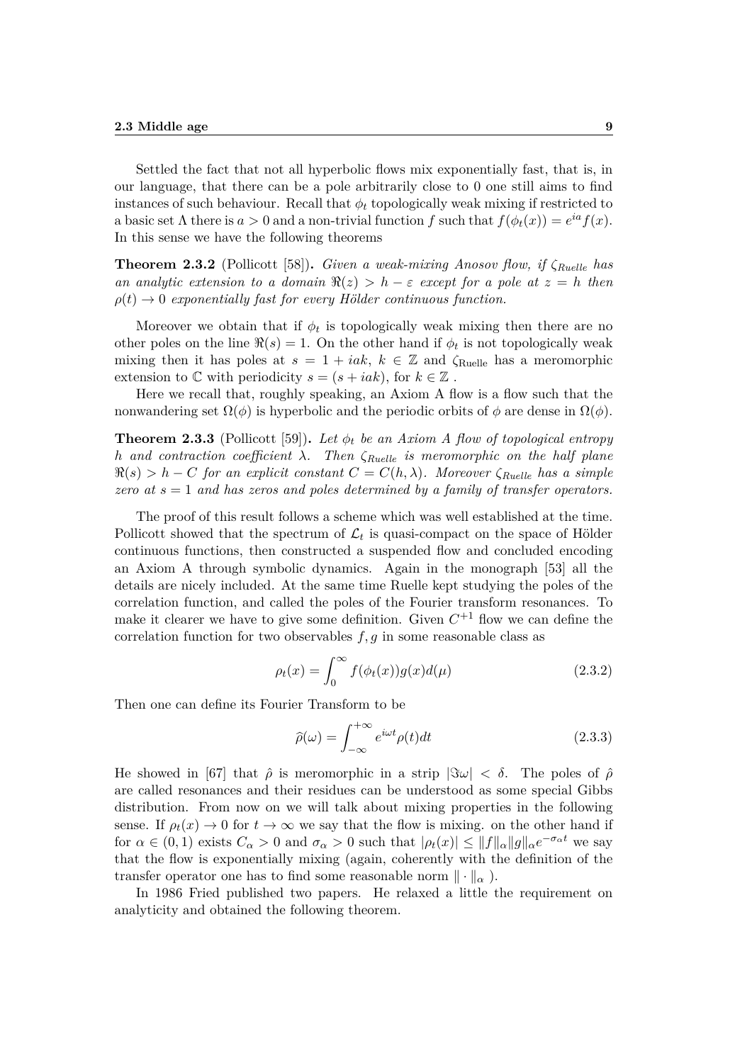Settled the fact that not all hyperbolic flows mix exponentially fast, that is, in our language, that there can be a pole arbitrarily close to 0 one still aims to find instances of such behaviour. Recall that $\phi_t$ topologically weak mixing if restricted to a basic set $\Lambda$ there is $a > 0$ and a non-trivial function $f$ such that $f(\phi_t(x)) = e^{ia} f(x)$. In this sense we have the following theorems

**Theorem 2.3.2** (Pollicott [58])**.** *Given a weak-mixing Anosov flow, if $\zeta_{Ruelle}$ has an analytic extension to a domain $\Re(z) > h - \varepsilon$ except for a pole at $z = h$ then $\rho(t) \to 0$ exponentially fast for every Hölder continuous function.*

Moreover we obtain that if $\phi_t$ is topologically weak mixing then there are no other poles on the line $\Re(s) = 1$. On the other hand if $\phi_t$ is not topologically weak mixing then it has poles at $s = 1 + iak$, $k \in \mathbb{Z}$ and $\zeta_{\text{Ruelle}}$ has a meromorphic extension to $\mathbb{C}$ with periodicity $s = (s + iak)$, for $k \in \mathbb{Z}$ .

Here we recall that, roughly speaking, an Axiom A flow is a flow such that the nonwandering set $\Omega(\phi)$ is hyperbolic and the periodic orbits of $\phi$ are dense in $\Omega(\phi)$.

**Theorem 2.3.3** (Pollicott [59])**.** *Let $\phi_t$ be an Axiom A flow of topological entropy $h$ and contraction coefficient $\lambda$. Then $\zeta_{Ruelle}$ is meromorphic on the half plane $\Re(s) > h - C$ for an explicit constant $C = C(h, \lambda)$. Moreover $\zeta_{Ruelle}$ has a simple zero at $s = 1$ and has zeros and poles determined by a family of transfer operators.*

The proof of this result follows a scheme which was well established at the time. Pollicott showed that the spectrum of $\mathcal{L}_t$ is quasi-compact on the space of Hölder continuous functions, then constructed a suspended flow and concluded encoding an Axiom A through symbolic dynamics. Again in the monograph [53] all the details are nicely included. At the same time Ruelle kept studying the poles of the correlation function, and called the poles of the Fourier transform resonances. To make it clearer we have to give some definition. Given $C^{+1}$ flow we can define the correlation function for two observables $f, g$ in some reasonable class as

$$\rho_t(x) = \int_0^{\infty} f(\phi_t(x)) g(x) d(\mu) \tag{2.3.2}$$

Then one can define its Fourier Transform to be

$$\widehat{\rho}(\omega) = \int_{-\infty}^{+\infty} e^{i\omega t} \rho(t) dt \tag{2.3.3}$$

He showed in [67] that $\hat{\rho}$ is meromorphic in a strip $|\Im\omega| < \delta$. The poles of $\hat{\rho}$ are called resonances and their residues can be understood as some special Gibbs distribution. From now on we will talk about mixing properties in the following sense. If $\rho_t(x) \to 0$ for $t \to \infty$ we say that the flow is mixing. on the other hand if for $\alpha \in (0, 1)$ exists $C_\alpha > 0$ and $\sigma_\alpha > 0$ such that $|\rho_t(x)| \le \|f\|_\alpha \|g\|_\alpha e^{-\sigma_\alpha t}$ we say that the flow is exponentially mixing (again, coherently with the definition of the transfer operator one has to find some reasonable norm $\| \cdot \|_\alpha$ ).

In 1986 Fried published two papers. He relaxed a little the requirement on analyticity and obtained the following theorem.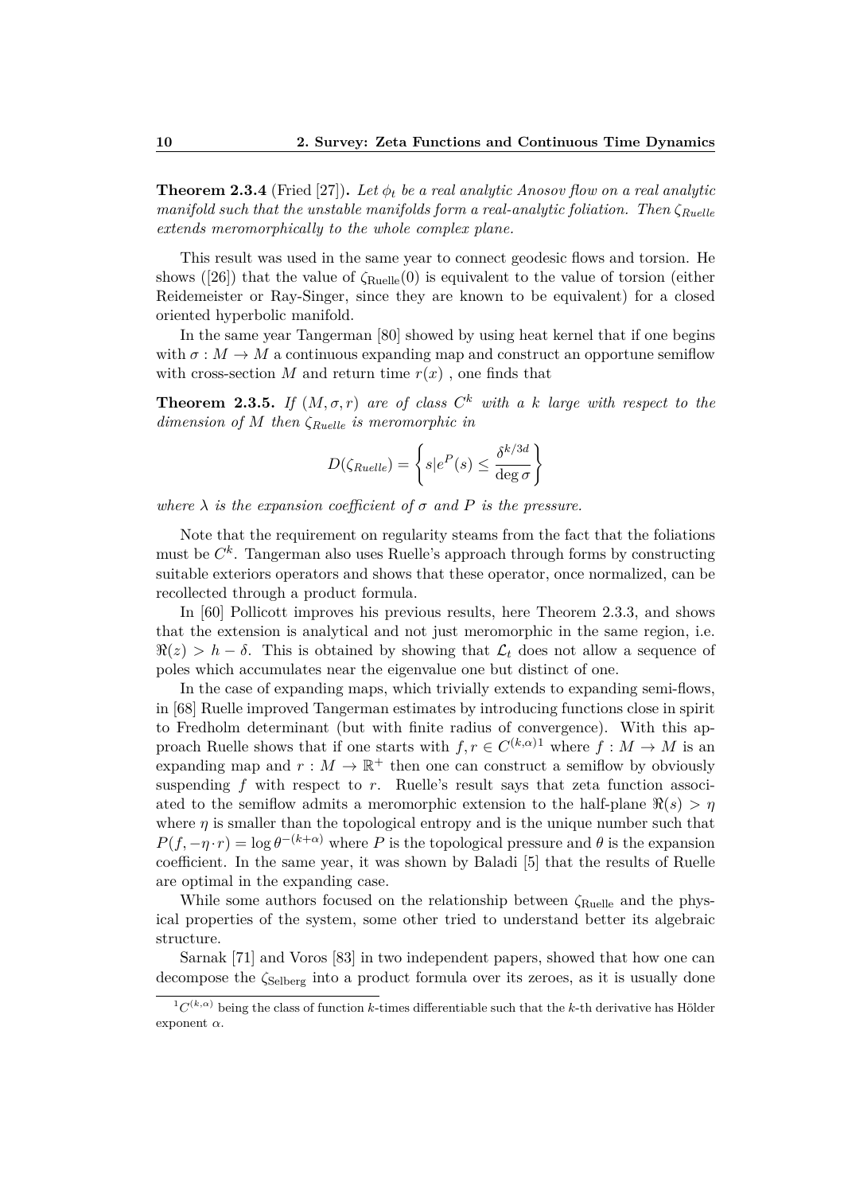**Theorem 2.3.4** (Fried [27])**.** *Let $\phi_t$ be a real analytic Anosov flow on a real analytic manifold such that the unstable manifolds form a real-analytic foliation. Then $\zeta_{Ruelle}$ extends meromorphically to the whole complex plane.*

This result was used in the same year to connect geodesic flows and torsion. He shows ([26]) that the value of $\zeta_{\text{Ruelle}}(0)$ is equivalent to the value of torsion (either Reidemeister or Ray-Singer, since they are known to be equivalent) for a closed oriented hyperbolic manifold.

In the same year Tangerman [80] showed by using heat kernel that if one begins with $\sigma : M \to M$ a continuous expanding map and construct an opportune semiflow with cross-section $M$ and return time $r(x)$ , one finds that

**Theorem 2.3.5.** *If $(M, \sigma, r)$ are of class $C^k$ with a $k$ large with respect to the dimension of $M$ then $\zeta_{Ruelle}$ is meromorphic in*

$$D(\zeta_{Ruelle}) = \left\{ s | e^P(s) \leq \frac{\delta^{k/3d}}{\deg \sigma} \right\}$$

*where $\lambda$ is the expansion coefficient of $\sigma$ and $P$ is the pressure.*

Note that the requirement on regularity steams from the fact that the foliations must be $C^k$. Tangerman also uses Ruelle's approach through forms by constructing suitable exteriors operators and shows that these operator, once normalized, can be recollected through a product formula.

In [60] Pollicott improves his previous results, here Theorem 2.3.3, and shows that the extension is analytical and not just meromorphic in the same region, i.e. $\Re(z) > h - \delta$. This is obtained by showing that $\mathcal{L}_t$ does not allow a sequence of poles which accumulates near the eigenvalue one but distinct of one.

In the case of expanding maps, which trivially extends to expanding semi-flows, in [68] Ruelle improved Tangerman estimates by introducing functions close in spirit to Fredholm determinant (but with finite radius of convergence). With this approach Ruelle shows that if one starts with $f, r \in C^{(k,\alpha)}$[1] where $f : M \to M$ is an expanding map and $r : M \to \mathbb{R}^+$ then one can construct a semiflow by obviously suspending $f$ with respect to $r$. Ruelle's result says that zeta function associated to the semiflow admits a meromorphic extension to the half-plane $\Re(s) > \eta$ where $\eta$ is smaller than the topological entropy and is the unique number such that $P(f, -\eta \cdot r) = \log \theta^{-(k+\alpha)}$ where $P$ is the topological pressure and $\theta$ is the expansion coefficient. In the same year, it was shown by Baladi [5] that the results of Ruelle are optimal in the expanding case.

While some authors focused on the relationship between $\zeta_{\text{Ruelle}}$ and the physical properties of the system, some other tried to understand better its algebraic structure.

Sarnak [71] and Voros [83] in two independent papers, showed that how one can decompose the $\zeta_{\text{Selberg}}$ into a product formula over its zeroes, as it is usually done

[1] $C^{(k,\alpha)}$ being the class of function $k$-times differentiable such that the $k$-th derivative has Hölder exponent $\alpha$.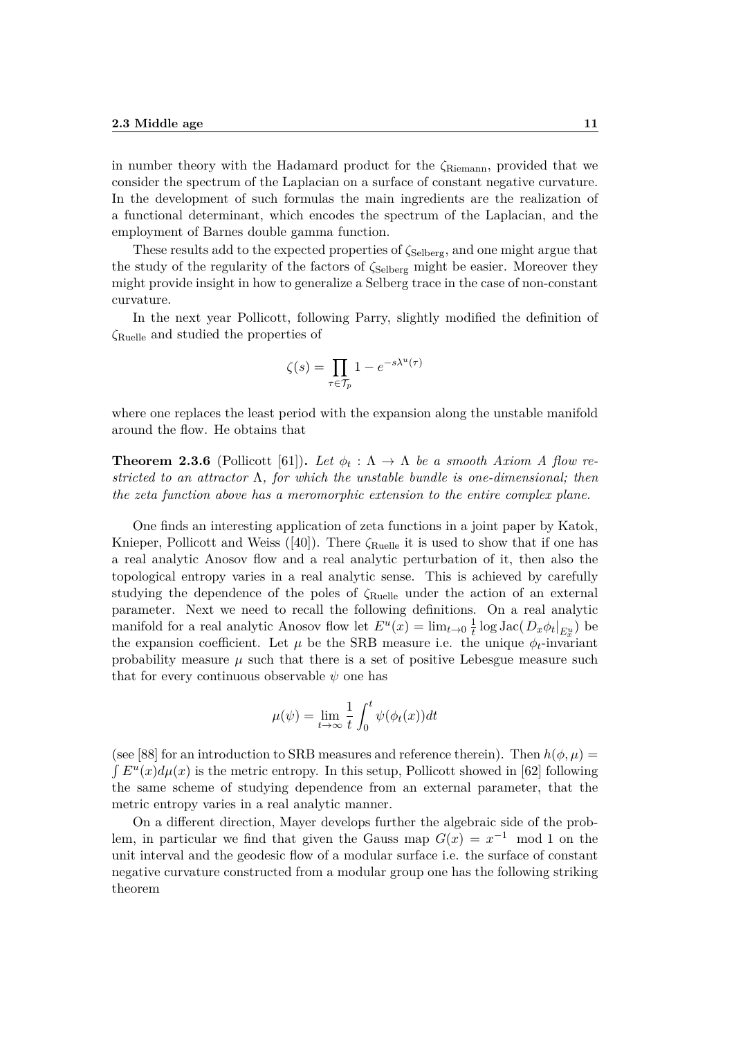in number theory with the Hadamard product for the $\zeta_{\text{Riemann}}$, provided that we consider the spectrum of the Laplacian on a surface of constant negative curvature. In the development of such formulas the main ingredients are the realization of a functional determinant, which encodes the spectrum of the Laplacian, and the employment of Barnes double gamma function.

These results add to the expected properties of $\zeta_{\text{Selberg}}$, and one might argue that the study of the regularity of the factors of $\zeta_{\text{Selberg}}$ might be easier. Moreover they might provide insight in how to generalize a Selberg trace in the case of non-constant curvature.

In the next year Pollicott, following Parry, slightly modified the definition of $\zeta_{\text{Ruelle}}$ and studied the properties of

$$\zeta(s) = \prod_{\tau \in \mathcal{T}_p} 1 - e^{-s\lambda^u(\tau)}$$

where one replaces the least period with the expansion along the unstable manifold around the flow. He obtains that

**Theorem 2.3.6** (Pollicott [61])**.** *Let $\phi_t : \Lambda \to \Lambda$ be a smooth Axiom A flow restricted to an attractor $\Lambda$, for which the unstable bundle is one-dimensional; then the zeta function above has a meromorphic extension to the entire complex plane.*

One finds an interesting application of zeta functions in a joint paper by Katok, Knieper, Pollicott and Weiss ([40]). There $\zeta_{\text{Ruelle}}$ it is used to show that if one has a real analytic Anosov flow and a real analytic perturbation of it, then also the topological entropy varies in a real analytic sense. This is achieved by carefully studying the dependence of the poles of $\zeta_{\text{Ruelle}}$ under the action of an external parameter. Next we need to recall the following definitions. On a real analytic manifold for a real analytic Anosov flow let $E^u(x) = \lim_{t\to 0} \frac{1}{t} \log \text{Jac}(\,D_x\phi_t|_{E^u_x})$ be the expansion coefficient. Let $\mu$ be the SRB measure i.e. the unique $\phi_t$-invariant probability measure $\mu$ such that there is a set of positive Lebesgue measure such that for every continuous observable $\psi$ one has

$$\mu(\psi) = \lim_{t\to\infty} \frac{1}{t} \int_0^t \psi(\phi_t(x))dt$$

(see [88] for an introduction to SRB measures and reference therein). Then $h(\phi, \mu) = \int E^u(x)d\mu(x)$ is the metric entropy. In this setup, Pollicott showed in [62] following the same scheme of studying dependence from an external parameter, that the metric entropy varies in a real analytic manner.

On a different direction, Mayer develops further the algebraic side of the problem, in particular we find that given the Gauss map $G(x) = x^{-1} \mod 1$ on the unit interval and the geodesic flow of a modular surface i.e. the surface of constant negative curvature constructed from a modular group one has the following striking theorem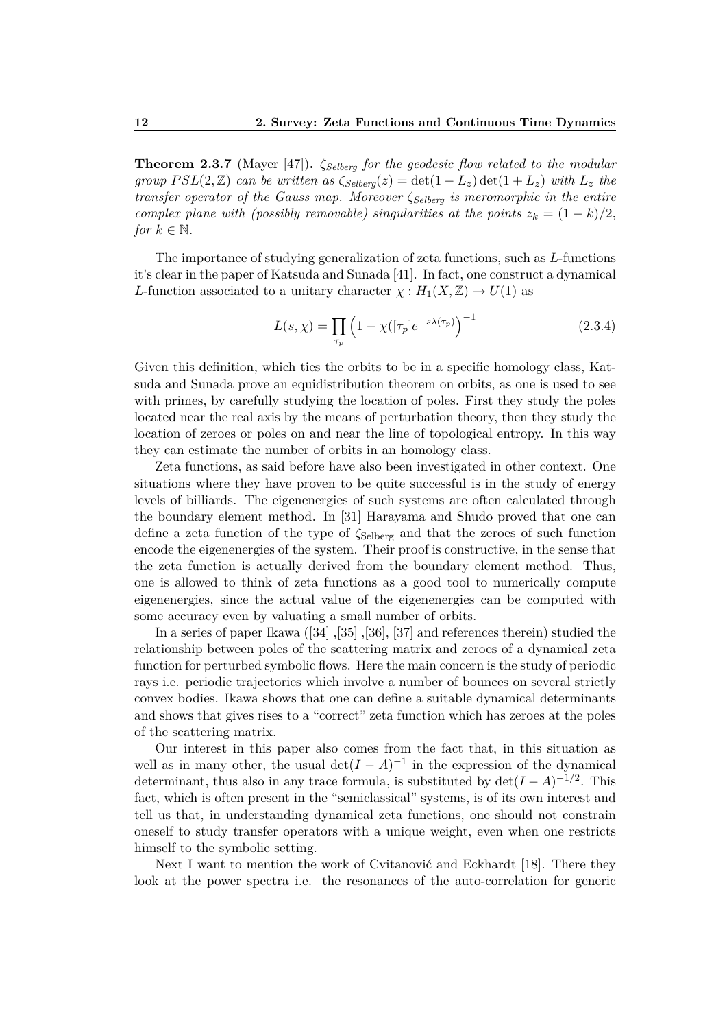**Theorem 2.3.7** (Mayer [47])**.** *$\zeta_{Selberg}$ for the geodesic flow related to the modular group $PSL(2,\mathbb{Z})$ can be written as $\zeta_{Selberg}(z) = \det(1 - L_z)\det(1 + L_z)$ with $L_z$ the transfer operator of the Gauss map. Moreover $\zeta_{Selberg}$ is meromorphic in the entire complex plane with (possibly removable) singularities at the points $z_k = (1-k)/2$, for $k \in \mathbb{N}$.*

The importance of studying generalization of zeta functions, such as $L$-functions it's clear in the paper of Katsuda and Sunada [41]. In fact, one construct a dynamical $L$-function associated to a unitary character $\chi : H_1(X, \mathbb{Z}) \to U(1)$ as

$$L(s, \chi) = \prod_{\tau_p} \left(1 - \chi([\tau_p] e^{-s\lambda(\tau_p)}\right)^{-1} \tag{2.3.4}$$

Given this definition, which ties the orbits to be in a specific homology class, Katsuda and Sunada prove an equidistribution theorem on orbits, as one is used to see with primes, by carefully studying the location of poles. First they study the poles located near the real axis by the means of perturbation theory, then they study the location of zeroes or poles on and near the line of topological entropy. In this way they can estimate the number of orbits in an homology class.

Zeta functions, as said before have also been investigated in other context. One situations where they have proven to be quite successful is in the study of energy levels of billiards. The eigenenergies of such systems are often calculated through the boundary element method. In [31] Harayama and Shudo proved that one can define a zeta function of the type of $\zeta_{\text{Selberg}}$ and that the zeroes of such function encode the eigenenergies of the system. Their proof is constructive, in the sense that the zeta function is actually derived from the boundary element method. Thus, one is allowed to think of zeta functions as a good tool to numerically compute eigenenergies, since the actual value of the eigenenergies can be computed with some accuracy even by valuating a small number of orbits.

In a series of paper Ikawa ([34] ,[35] ,[36], [37] and references therein) studied the relationship between poles of the scattering matrix and zeroes of a dynamical zeta function for perturbed symbolic flows. Here the main concern is the study of periodic rays i.e. periodic trajectories which involve a number of bounces on several strictly convex bodies. Ikawa shows that one can define a suitable dynamical determinants and shows that gives rises to a "correct" zeta function which has zeroes at the poles of the scattering matrix.

Our interest in this paper also comes from the fact that, in this situation as well as in many other, the usual $\det(I - A)^{-1}$ in the expression of the dynamical determinant, thus also in any trace formula, is substituted by $\det(I - A)^{-1/2}$. This fact, which is often present in the "semiclassical" systems, is of its own interest and tell us that, in understanding dynamical zeta functions, one should not constrain oneself to study transfer operators with a unique weight, even when one restricts himself to the symbolic setting.

Next I want to mention the work of Cvitanović and Eckhardt [18]. There they look at the power spectra i.e. the resonances of the auto-correlation for generic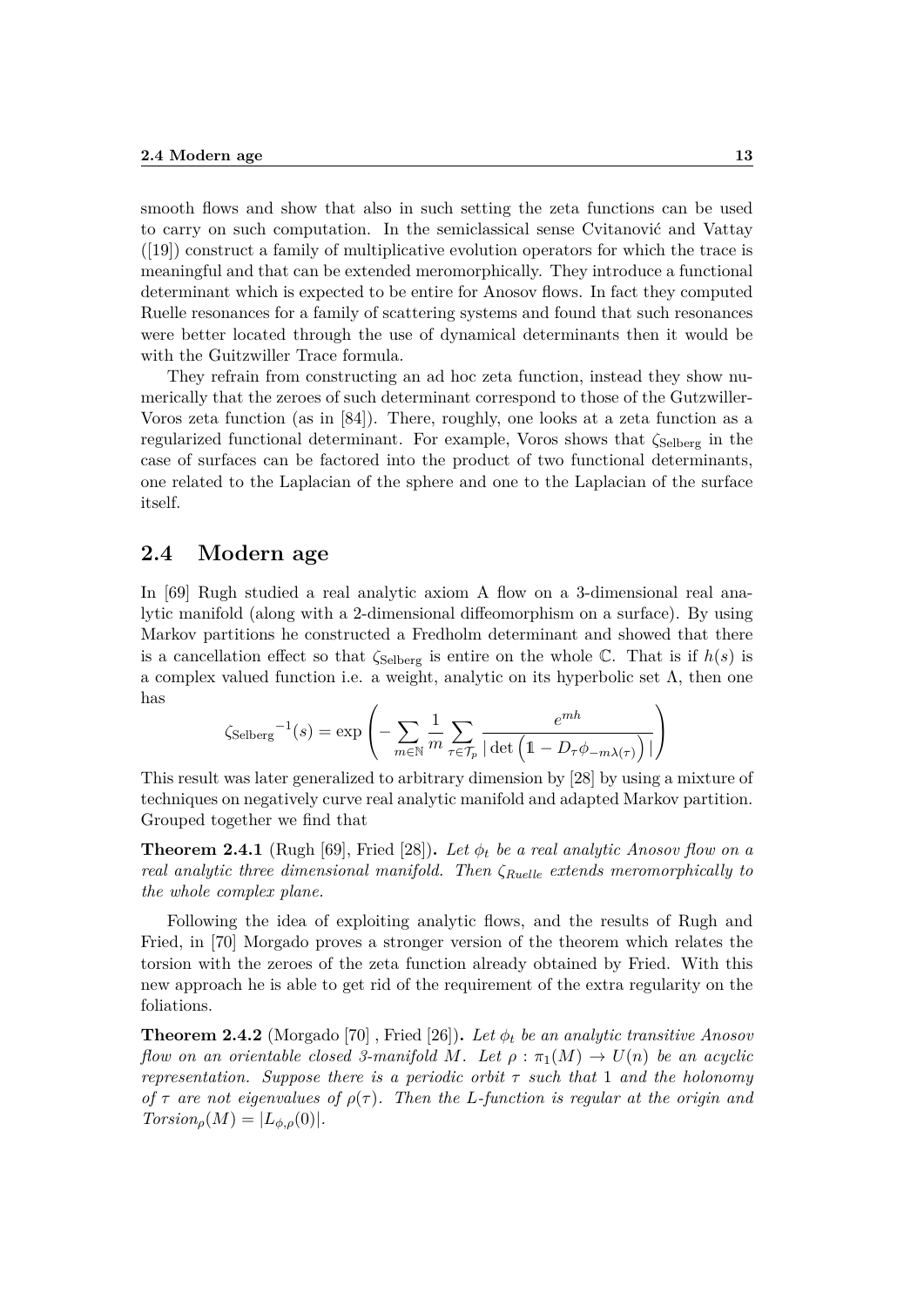smooth flows and show that also in such setting the zeta functions can be used to carry on such computation. In the semiclassical sense Cvitanović and Vattay ([19]) construct a family of multiplicative evolution operators for which the trace is meaningful and that can be extended meromorphically. They introduce a functional determinant which is expected to be entire for Anosov flows. In fact they computed Ruelle resonances for a family of scattering systems and found that such resonances were better located through the use of dynamical determinants then it would be with the Guitzwiller Trace formula.

They refrain from constructing an ad hoc zeta function, instead they show numerically that the zeroes of such determinant correspond to those of the Gutzwiller-Voros zeta function (as in [84]). There, roughly, one looks at a zeta function as a regularized functional determinant. For example, Voros shows that $\zeta_{\text{Selberg}}$ in the case of surfaces can be factored into the product of two functional determinants, one related to the Laplacian of the sphere and one to the Laplacian of the surface itself.

## 2.4 Modern age

In [69] Rugh studied a real analytic axiom A flow on a 3-dimensional real analytic manifold (along with a 2-dimensional diffeomorphism on a surface). By using Markov partitions he constructed a Fredholm determinant and showed that there is a cancellation effect so that $\zeta_{\text{Selberg}}$ is entire on the whole $\mathbb{C}$. That is if $h(s)$ is a complex valued function i.e. a weight, analytic on its hyperbolic set $\Lambda$, then one has

$$\zeta_{\text{Selberg}}{}^{-1}(s) = \exp\left( -\sum_{m\in\mathbb{N}} \frac{1}{m} \sum_{\tau\in\mathcal{T}_p} \frac{e^{mh}}{|\det\left(\mathbb{1} - D_\tau\phi_{-m\lambda(\tau)}\right)|} \right)$$

This result was later generalized to arbitrary dimension by [28] by using a mixture of techniques on negatively curve real analytic manifold and adapted Markov partition. Grouped together we find that

**Theorem 2.4.1** (Rugh [69], Fried [28])**.** *Let $\phi_t$ be a real analytic Anosov flow on a real analytic three dimensional manifold. Then $\zeta_{Ruelle}$ extends meromorphically to the whole complex plane.*

Following the idea of exploiting analytic flows, and the results of Rugh and Fried, in [70] Morgado proves a stronger version of the theorem which relates the torsion with the zeroes of the zeta function already obtained by Fried. With this new approach he is able to get rid of the requirement of the extra regularity on the foliations.

**Theorem 2.4.2** (Morgado [70] , Fried [26])**.** *Let $\phi_t$ be an analytic transitive Anosov flow on an orientable closed 3-manifold $M$. Let $\rho : \pi_1(M) \to U(n)$ be an acyclic representation. Suppose there is a periodic orbit $\tau$ such that 1 and the holonomy of $\tau$ are not eigenvalues of $\rho(\tau)$. Then the L-function is regular at the origin and $Torsion_\rho(M) = |L_{\phi,\rho}(0)|$.*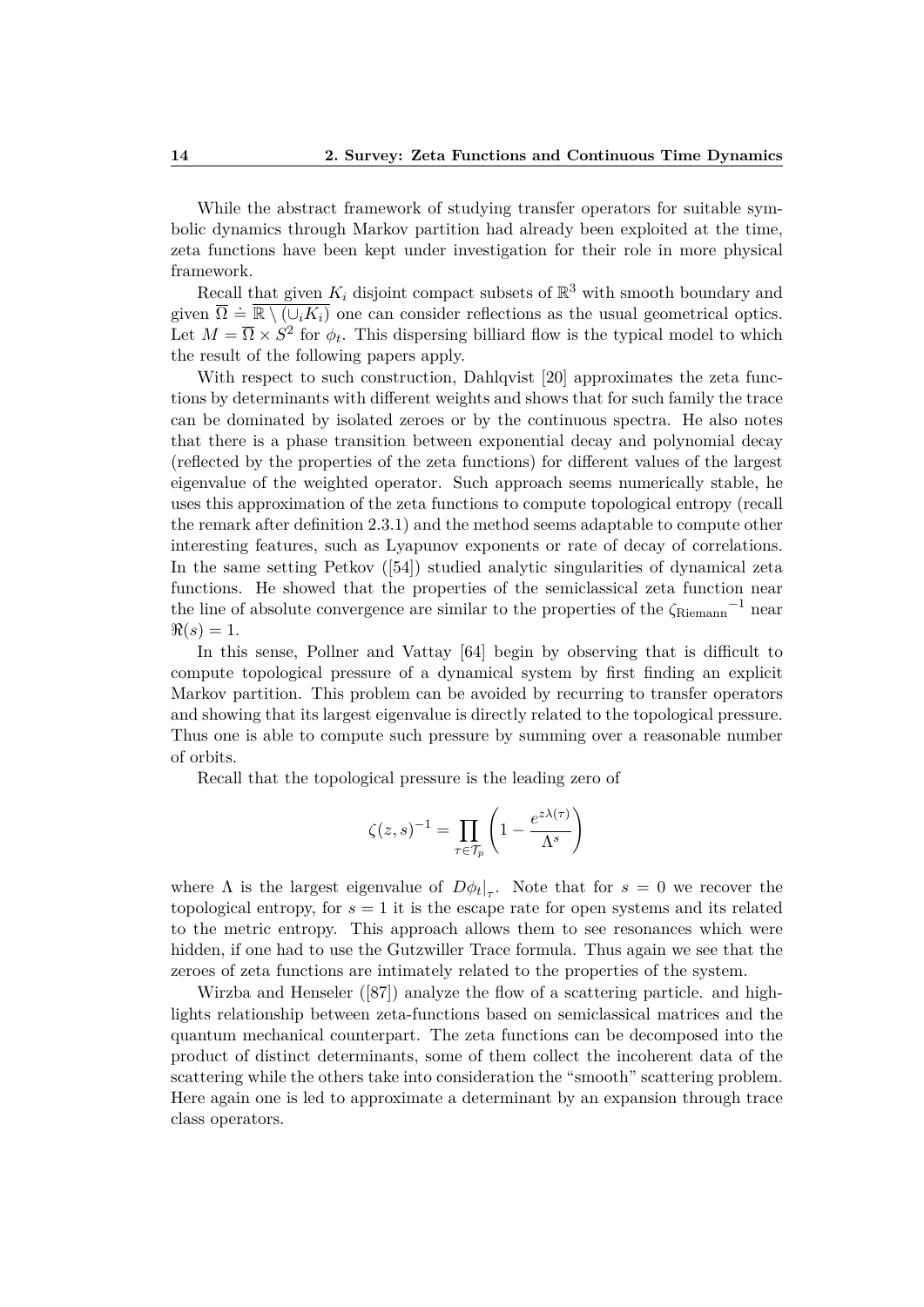While the abstract framework of studying transfer operators for suitable symbolic dynamics through Markov partition had already been exploited at the time, zeta functions have been kept under investigation for their role in more physical framework.

Recall that given $K_i$ disjoint compact subsets of $\mathbb{R}^3$ with smooth boundary and given $\overline{\Omega} \doteq \overline{\mathbb{R} \setminus (\cup_i K_i)}$ one can consider reflections as the usual geometrical optics. Let $M = \overline{\Omega} \times S^2$ for $\phi_t$. This dispersing billiard flow is the typical model to which the result of the following papers apply.

With respect to such construction, Dahlqvist [20] approximates the zeta functions by determinants with different weights and shows that for such family the trace can be dominated by isolated zeroes or by the continuous spectra. He also notes that there is a phase transition between exponential decay and polynomial decay (reflected by the properties of the zeta functions) for different values of the largest eigenvalue of the weighted operator. Such approach seems numerically stable, he uses this approximation of the zeta functions to compute topological entropy (recall the remark after definition 2.3.1) and the method seems adaptable to compute other interesting features, such as Lyapunov exponents or rate of decay of correlations. In the same setting Petkov ([54]) studied analytic singularities of dynamical zeta functions. He showed that the properties of the semiclassical zeta function near the line of absolute convergence are similar to the properties of the ${\zeta_{\text{Riemann}}}^{-1}$ near $\Re(s) = 1$.

In this sense, Pollner and Vattay [64] begin by observing that is difficult to compute topological pressure of a dynamical system by first finding an explicit Markov partition. This problem can be avoided by recurring to transfer operators and showing that its largest eigenvalue is directly related to the topological pressure. Thus one is able to compute such pressure by summing over a reasonable number of orbits.

Recall that the topological pressure is the leading zero of

$$\zeta(z,s)^{-1} = \prod_{\tau \in \mathcal{T}_p} \left( 1 - \frac{e^{z\lambda(\tau)}}{\Lambda^s} \right)$$

where $\Lambda$ is the largest eigenvalue of $D\phi_t|_\tau$. Note that for $s = 0$ we recover the topological entropy, for $s = 1$ it is the escape rate for open systems and its related to the metric entropy. This approach allows them to see resonances which were hidden, if one had to use the Gutzwiller Trace formula. Thus again we see that the zeroes of zeta functions are intimately related to the properties of the system.

Wirzba and Henseler ([87]) analyze the flow of a scattering particle. and highlights relationship between zeta-functions based on semiclassical matrices and the quantum mechanical counterpart. The zeta functions can be decomposed into the product of distinct determinants, some of them collect the incoherent data of the scattering while the others take into consideration the "smooth" scattering problem. Here again one is led to approximate a determinant by an expansion through trace class operators.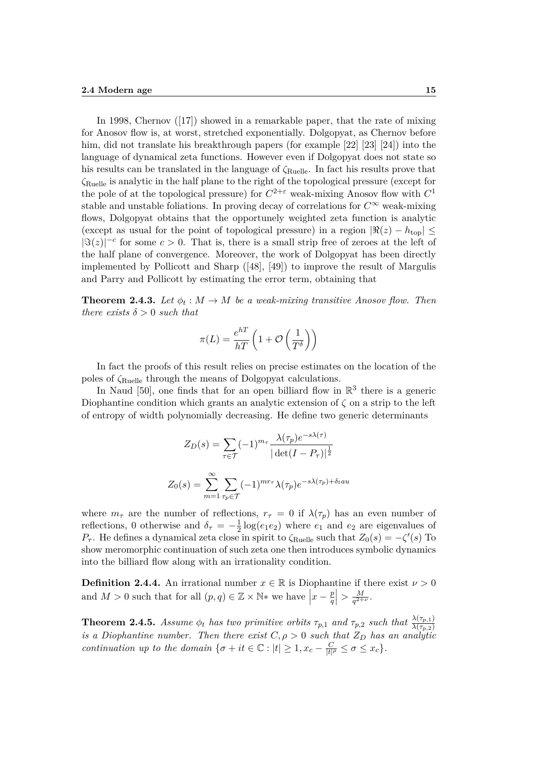In 1998, Chernov ([17]) showed in a remarkable paper, that the rate of mixing for Anosov flow is, at worst, stretched exponentially. Dolgopyat, as Chernov before him, did not translate his breakthrough papers (for example [22] [23] [24]) into the language of dynamical zeta functions. However even if Dolgopyat does not state so his results can be translated in the language of $\zeta_{\text{Ruelle}}$. In fact his results prove that $\zeta_{\text{Ruelle}}$ is analytic in the half plane to the right of the topological pressure (except for the pole of at the topological pressure) for $C^{2+\varepsilon}$ weak-mixing Anosov flow with $C^1$ stable and unstable foliations. In proving decay of correlations for $C^\infty$ weak-mixing flows, Dolgopyat obtains that the opportunely weighted zeta function is analytic (except as usual for the point of topological pressure) in a region $|\Re(z) - h_{\text{top}}| \leq |\Im(z)|^{-c}$ for some $c > 0$. That is, there is a small strip free of zeroes at the left of the half plane of convergence. Moreover, the work of Dolgopyat has been directly implemented by Pollicott and Sharp ([48], [49]) to improve the result of Margulis and Parry and Pollicott by estimating the error term, obtaining that

**Theorem 2.4.3.** *Let $\phi_t : M \to M$ be a weak-mixing transitive Anosov flow. Then there exists $\delta > 0$ such that*

$$\pi(L) = \frac{e^{hT}}{hT}\left(1 + \mathcal{O}\left(\frac{1}{T^\delta}\right)\right)$$

In fact the proofs of this result relies on precise estimates on the location of the poles of $\zeta_{\text{Ruelle}}$ through the means of Dolgopyat calculations.

In Naud [50], one finds that for an open billiard flow in $\mathbb{R}^3$ there is a generic Diophantine condition which grants an analytic extension of $\zeta$ on a strip to the left of entropy of width polynomially decreasing. He define two generic determinants

$$Z_D(s) = \sum_{\tau \in \mathcal{T}} (-1)^{m_\tau} \frac{\lambda(\tau_p) e^{-s\lambda(\tau)}}{|\det(I - P_\tau)|^{\frac{1}{2}}}$$

$$Z_0(s) = \sum_{m=1}^{\infty} \sum_{\tau_p \in \mathcal{T}} (-1)^{mr_\tau} \lambda(\tau_p) e^{-s\lambda(\tau_p) + \delta_t au}$$

where $m_\tau$ are the number of reflections, $r_\tau = 0$ if $\lambda(\tau_p)$ has an even number of reflections, 0 otherwise and $\delta_\tau = -\frac{1}{2}\log(e_1 e_2)$ where $e_1$ and $e_2$ are eigenvalues of $P_\tau$. He defines a dynamical zeta close in spirit to $\zeta_{\text{Ruelle}}$ such that $Z_0(s) = -\zeta'(s)$ To show meromorphic continuation of such zeta one then introduces symbolic dynamics into the billiard flow along with an irrationality condition.

**Definition 2.4.4.** An irrational number $x \in \mathbb{R}$ is Diophantine if there exist $\nu > 0$ and $M > 0$ such that for all $(p, q) \in \mathbb{Z} \times \mathbb{N}*$ we have $\left|x - \frac{p}{q}\right| > \frac{M}{q^{2+\nu}}$.

**Theorem 2.4.5.** *Assume $\phi_t$ has two primitive orbits $\tau_{p,1}$ and $\tau_{p,2}$ such that $\frac{\lambda(\tau_{p,1})}{\lambda(\tau_{p,2})}$ is a Diophantine number. Then there exist $C, \rho > 0$ such that $Z_D$ has an analytic continuation up to the domain $\{\sigma + it \in \mathbb{C} : |t| \geq 1, x_c - \frac{C}{|t|^\rho} \leq \sigma \leq x_c\}$.*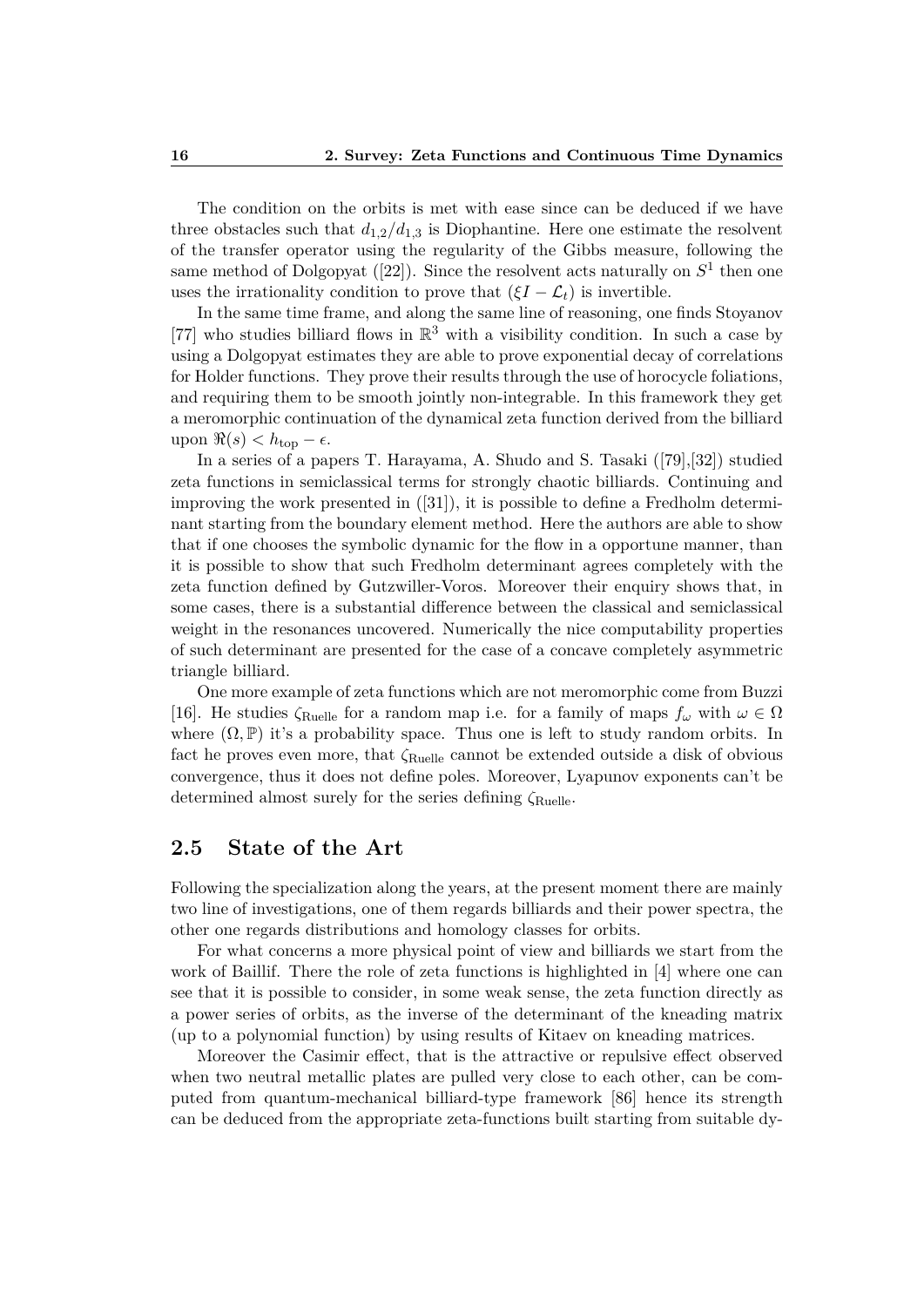The condition on the orbits is met with ease since can be deduced if we have three obstacles such that $d_{1,2}/d_{1,3}$ is Diophantine. Here one estimate the resolvent of the transfer operator using the regularity of the Gibbs measure, following the same method of Dolgopyat ([22]). Since the resolvent acts naturally on $S^1$ then one uses the irrationality condition to prove that $(\xi I - \mathcal{L}_t)$ is invertible.

In the same time frame, and along the same line of reasoning, one finds Stoyanov [77] who studies billiard flows in $\mathbb{R}^3$ with a visibility condition. In such a case by using a Dolgopyat estimates they are able to prove exponential decay of correlations for Holder functions. They prove their results through the use of horocycle foliations, and requiring them to be smooth jointly non-integrable. In this framework they get a meromorphic continuation of the dynamical zeta function derived from the billiard upon $\Re(s) < h_{\text{top}} - \epsilon$.

In a series of a papers T. Harayama, A. Shudo and S. Tasaki ([79],[32]) studied zeta functions in semiclassical terms for strongly chaotic billiards. Continuing and improving the work presented in ([31]), it is possible to define a Fredholm determinant starting from the boundary element method. Here the authors are able to show that if one chooses the symbolic dynamic for the flow in a opportune manner, than it is possible to show that such Fredholm determinant agrees completely with the zeta function defined by Gutzwiller-Voros. Moreover their enquiry shows that, in some cases, there is a substantial difference between the classical and semiclassical weight in the resonances uncovered. Numerically the nice computability properties of such determinant are presented for the case of a concave completely asymmetric triangle billiard.

One more example of zeta functions which are not meromorphic come from Buzzi [16]. He studies $\zeta_{\text{Ruelle}}$ for a random map i.e. for a family of maps $f_\omega$ with $\omega \in \Omega$ where $(\Omega, \mathbb{P})$ it's a probability space. Thus one is left to study random orbits. In fact he proves even more, that $\zeta_{\text{Ruelle}}$ cannot be extended outside a disk of obvious convergence, thus it does not define poles. Moreover, Lyapunov exponents can't be determined almost surely for the series defining $\zeta_{\text{Ruelle}}$.

## 2.5 State of the Art

Following the specialization along the years, at the present moment there are mainly two line of investigations, one of them regards billiards and their power spectra, the other one regards distributions and homology classes for orbits.

For what concerns a more physical point of view and billiards we start from the work of Baillif. There the role of zeta functions is highlighted in [4] where one can see that it is possible to consider, in some weak sense, the zeta function directly as a power series of orbits, as the inverse of the determinant of the kneading matrix (up to a polynomial function) by using results of Kitaev on kneading matrices.

Moreover the Casimir effect, that is the attractive or repulsive effect observed when two neutral metallic plates are pulled very close to each other, can be computed from quantum-mechanical billiard-type framework [86] hence its strength can be deduced from the appropriate zeta-functions built starting from suitable dy-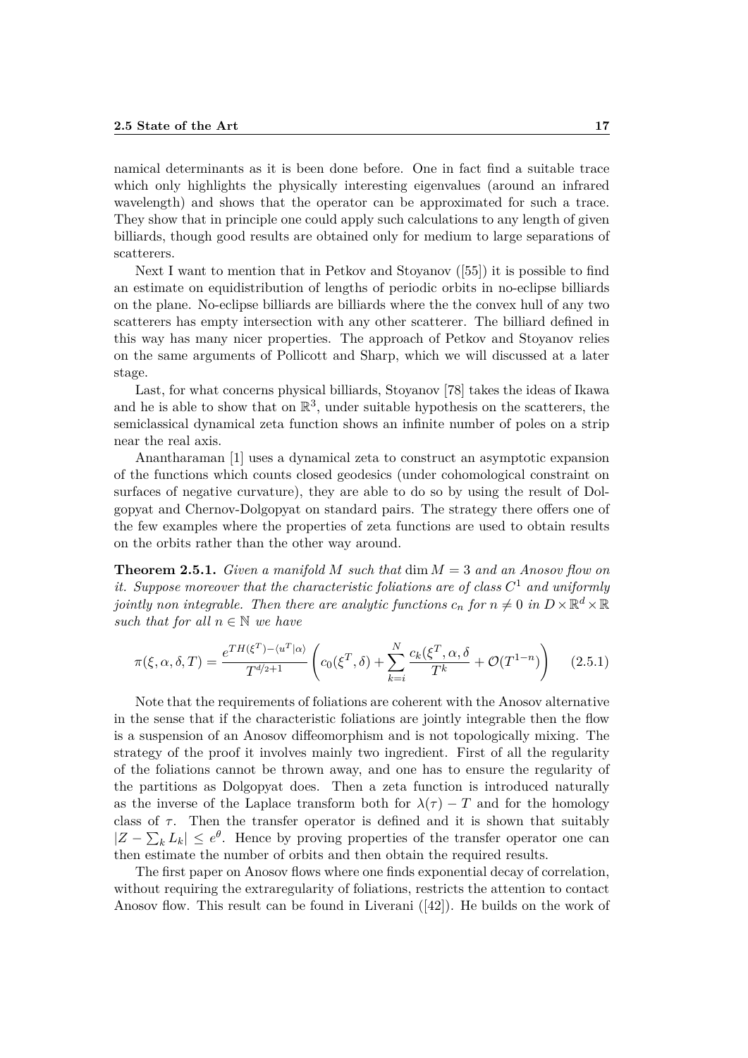namical determinants as it is been done before. One in fact find a suitable trace which only highlights the physically interesting eigenvalues (around an infrared wavelength) and shows that the operator can be approximated for such a trace. They show that in principle one could apply such calculations to any length of given billiards, though good results are obtained only for medium to large separations of scatterers.

Next I want to mention that in Petkov and Stoyanov ([55]) it is possible to find an estimate on equidistribution of lengths of periodic orbits in no-eclipse billiards on the plane. No-eclipse billiards are billiards where the the convex hull of any two scatterers has empty intersection with any other scatterer. The billiard defined in this way has many nicer properties. The approach of Petkov and Stoyanov relies on the same arguments of Pollicott and Sharp, which we will discussed at a later stage.

Last, for what concerns physical billiards, Stoyanov [78] takes the ideas of Ikawa and he is able to show that on $\mathbb{R}^3$, under suitable hypothesis on the scatterers, the semiclassical dynamical zeta function shows an infinite number of poles on a strip near the real axis.

Anantharaman [1] uses a dynamical zeta to construct an asymptotic expansion of the functions which counts closed geodesics (under cohomological constraint on surfaces of negative curvature), they are able to do so by using the result of Dolgopyat and Chernov-Dolgopyat on standard pairs. The strategy there offers one of the few examples where the properties of zeta functions are used to obtain results on the orbits rather than the other way around.

**Theorem 2.5.1.** *Given a manifold $M$ such that* $\dim M = 3$ *and an Anosov flow on it. Suppose moreover that the characteristic foliations are of class $C^1$ and uniformly jointly non integrable. Then there are analytic functions $c_n$ for $n \neq 0$ in $D \times \mathbb{R}^d \times \mathbb{R}$ such that for all $n \in \mathbb{N}$ we have*

$$\pi(\xi, \alpha, \delta, T) = \frac{e^{TH(\xi^T) - \langle u^T | \alpha \rangle}}{T^{d/2+1}} \left( c_0(\xi^T, \delta) + \sum_{k=i}^{N} \frac{c_k(\xi^T, \alpha, \delta}{T^k} + \mathcal{O}(T^{1-n}) \right) \tag{2.5.1}$$

Note that the requirements of foliations are coherent with the Anosov alternative in the sense that if the characteristic foliations are jointly integrable then the flow is a suspension of an Anosov diffeomorphism and is not topologically mixing. The strategy of the proof it involves mainly two ingredient. First of all the regularity of the foliations cannot be thrown away, and one has to ensure the regularity of the partitions as Dolgopyat does. Then a zeta function is introduced naturally as the inverse of the Laplace transform both for $\lambda(\tau) - T$ and for the homology class of $\tau$. Then the transfer operator is defined and it is shown that suitably $|Z - \sum_k L_k| \leq e^{\theta}$. Hence by proving properties of the transfer operator one can then estimate the number of orbits and then obtain the required results.

The first paper on Anosov flows where one finds exponential decay of correlation, without requiring the extraregularity of foliations, restricts the attention to contact Anosov flow. This result can be found in Liverani ([42]). He builds on the work of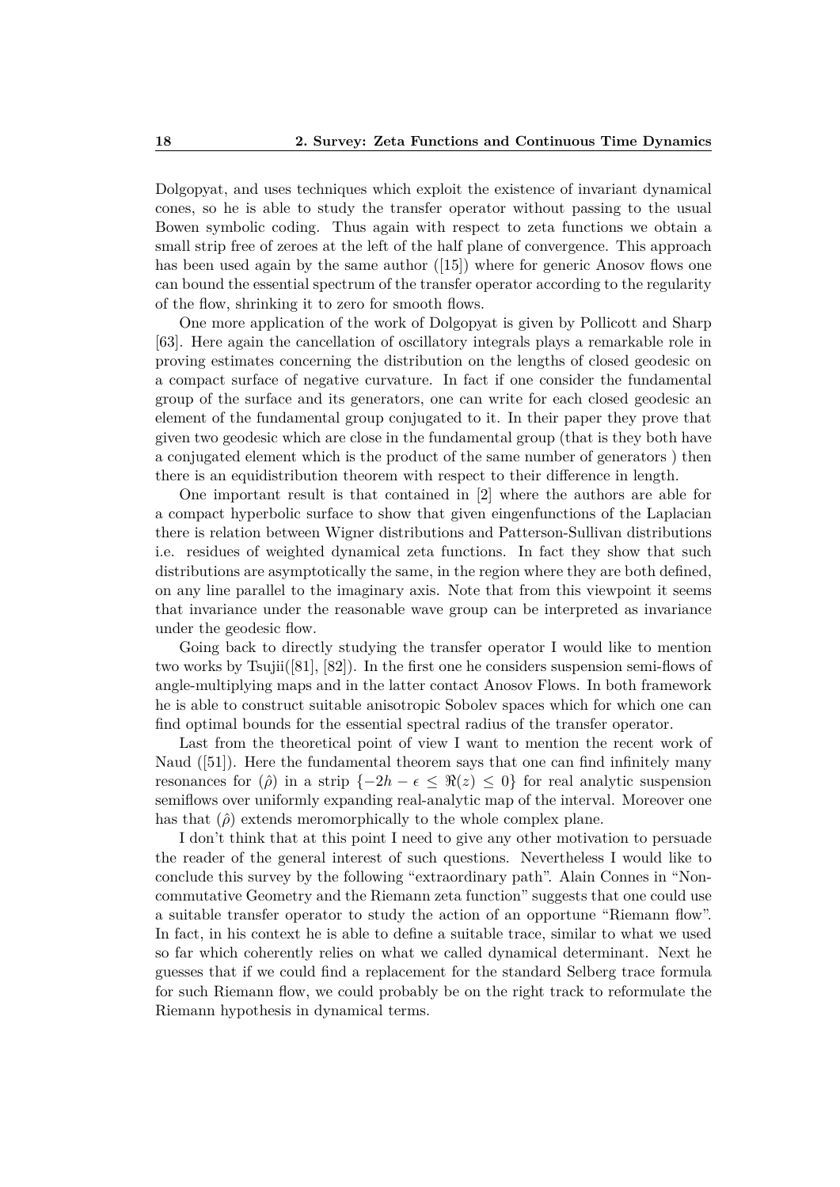Dolgopyat, and uses techniques which exploit the existence of invariant dynamical cones, so he is able to study the transfer operator without passing to the usual Bowen symbolic coding. Thus again with respect to zeta functions we obtain a small strip free of zeroes at the left of the half plane of convergence. This approach has been used again by the same author ([15]) where for generic Anosov flows one can bound the essential spectrum of the transfer operator according to the regularity of the flow, shrinking it to zero for smooth flows.

One more application of the work of Dolgopyat is given by Pollicott and Sharp [63]. Here again the cancellation of oscillatory integrals plays a remarkable role in proving estimates concerning the distribution on the lengths of closed geodesic on a compact surface of negative curvature. In fact if one consider the fundamental group of the surface and its generators, one can write for each closed geodesic an element of the fundamental group conjugated to it. In their paper they prove that given two geodesic which are close in the fundamental group (that is they both have a conjugated element which is the product of the same number of generators ) then there is an equidistribution theorem with respect to their difference in length.

One important result is that contained in [2] where the authors are able for a compact hyperbolic surface to show that given eingenfunctions of the Laplacian there is relation between Wigner distributions and Patterson-Sullivan distributions i.e. residues of weighted dynamical zeta functions. In fact they show that such distributions are asymptotically the same, in the region where they are both defined, on any line parallel to the imaginary axis. Note that from this viewpoint it seems that invariance under the reasonable wave group can be interpreted as invariance under the geodesic flow.

Going back to directly studying the transfer operator I would like to mention two works by Tsujii([81], [82]). In the first one he considers suspension semi-flows of angle-multiplying maps and in the latter contact Anosov Flows. In both framework he is able to construct suitable anisotropic Sobolev spaces which for which one can find optimal bounds for the essential spectral radius of the transfer operator.

Last from the theoretical point of view I want to mention the recent work of Naud ([51]). Here the fundamental theorem says that one can find infinitely many resonances for $(\hat{\rho})$ in a strip $\{-2h - \epsilon \leq \Re(z) \leq 0\}$ for real analytic suspension semiflows over uniformly expanding real-analytic map of the interval. Moreover one has that $(\hat{\rho})$ extends meromorphically to the whole complex plane.

I don't think that at this point I need to give any other motivation to persuade the reader of the general interest of such questions. Nevertheless I would like to conclude this survey by the following "extraordinary path". Alain Connes in "Non-commutative Geometry and the Riemann zeta function" suggests that one could use a suitable transfer operator to study the action of an opportune "Riemann flow". In fact, in his context he is able to define a suitable trace, similar to what we used so far which coherently relies on what we called dynamical determinant. Next he guesses that if we could find a replacement for the standard Selberg trace formula for such Riemann flow, we could probably be on the right track to reformulate the Riemann hypothesis in dynamical terms.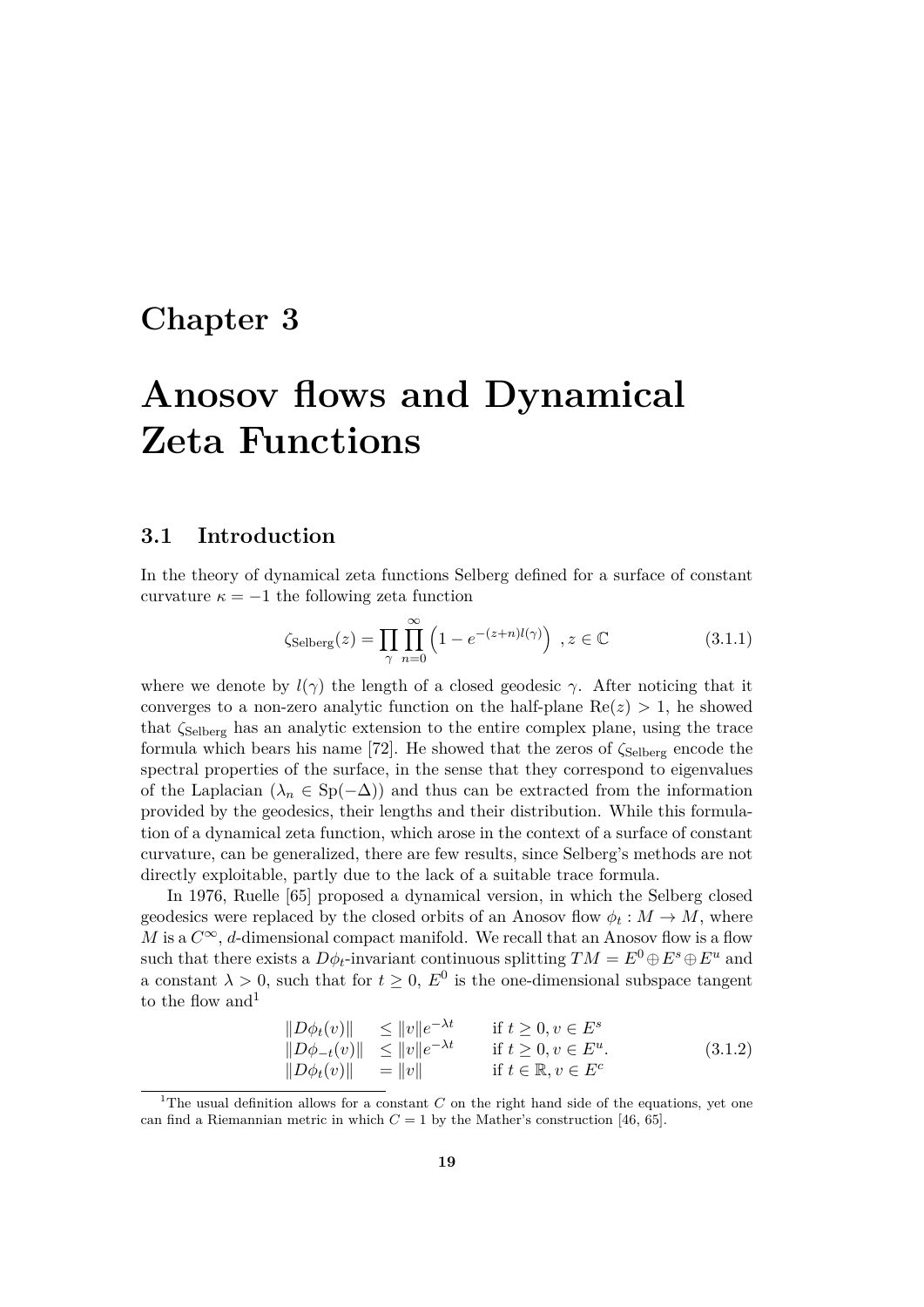# Chapter 3

# Anosov flows and Dynamical Zeta Functions

## 3.1 Introduction

In the theory of dynamical zeta functions Selberg defined for a surface of constant curvature $\kappa = -1$ the following zeta function

$$\zeta_{\text{Selberg}}(z) = \prod_{\gamma} \prod_{n=0}^{\infty} \left(1 - e^{-(z+n)l(\gamma)}\right) \ , z \in \mathbb{C} \tag{3.1.1}$$

where we denote by $l(\gamma)$ the length of a closed geodesic $\gamma$. After noticing that it converges to a non-zero analytic function on the half-plane $\text{Re}(z) > 1$, he showed that $\zeta_{\text{Selberg}}$ has an analytic extension to the entire complex plane, using the trace formula which bears his name [72]. He showed that the zeros of $\zeta_{\text{Selberg}}$ encode the spectral properties of the surface, in the sense that they correspond to eigenvalues of the Laplacian ($\lambda_n \in \text{Sp}(-\Delta)$) and thus can be extracted from the information provided by the geodesics, their lengths and their distribution. While this formulation of a dynamical zeta function, which arose in the context of a surface of constant curvature, can be generalized, there are few results, since Selberg's methods are not directly exploitable, partly due to the lack of a suitable trace formula.

In 1976, Ruelle [65] proposed a dynamical version, in which the Selberg closed geodesics were replaced by the closed orbits of an Anosov flow $\phi_t : M \to M$, where $M$ is a $C^\infty$, $d$-dimensional compact manifold. We recall that an Anosov flow is a flow such that there exists a $D\phi_t$-invariant continuous splitting $TM = E^0 \oplus E^s \oplus E^u$ and a constant $\lambda > 0$, such that for $t \geq 0$, $E^0$ is the one-dimensional subspace tangent to the flow and[1]

$$\begin{array}{lll} \|D\phi_t(v)\| & \leq \|v\|e^{-\lambda t} & \text{if } t \geq 0, v \in E^s \\ \|D\phi_{-t}(v)\| & \leq \|v\|e^{-\lambda t} & \text{if } t \geq 0, v \in E^u. \\ \|D\phi_t(v)\| & = \|v\| & \text{if } t \in \mathbb{R}, v \in E^c \end{array} \tag{3.1.2}$$

[1] The usual definition allows for a constant $C$ on the right hand side of the equations, yet one can find a Riemannian metric in which $C = 1$ by the Mather's construction [46, 65].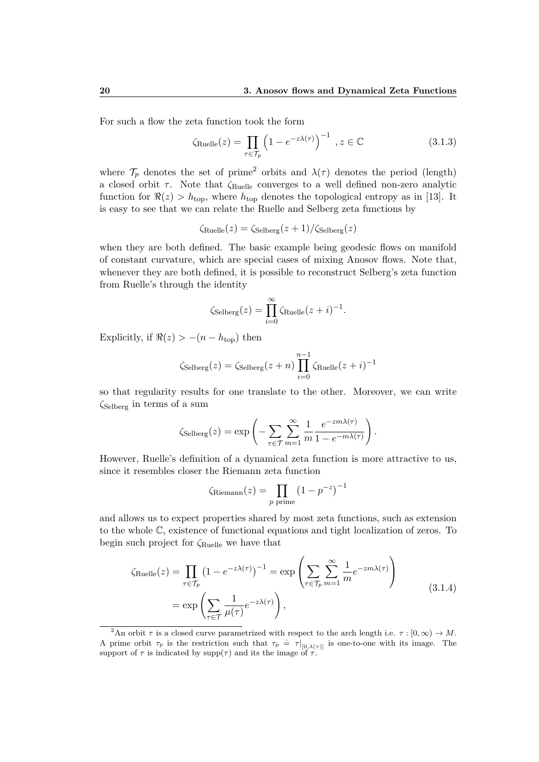For such a flow the zeta function took the form

$$\zeta_{\text{Ruelle}}(z) = \prod_{\tau \in \mathcal{T}_p} \left(1 - e^{-z\lambda(\tau)}\right)^{-1} \ , z \in \mathbb{C} \tag{3.1.3}$$

where $\mathcal{T}_p$ denotes the set of prime[2] orbits and $\lambda(\tau)$ denotes the period (length) a closed orbit $\tau$. Note that $\zeta_{\text{Ruelle}}$ converges to a well defined non-zero analytic function for $\Re(z) > h_{\text{top}}$, where $h_{\text{top}}$ denotes the topological entropy as in [13]. It is easy to see that we can relate the Ruelle and Selberg zeta functions by

$$\zeta_{\text{Ruelle}}(z) = \zeta_{\text{Selberg}}(z+1)/\zeta_{\text{Selberg}}(z)$$

when they are both defined. The basic example being geodesic flows on manifold of constant curvature, which are special cases of mixing Anosov flows. Note that, whenever they are both defined, it is possible to reconstruct Selberg's zeta function from Ruelle's through the identity

$$\zeta_{\text{Selberg}}(z) = \prod_{i=0}^{\infty} \zeta_{\text{Ruelle}}(z+i)^{-1}.$$

Explicitly, if $\Re(z) > -(n - h_{\text{top}})$ then

$$\zeta_{\text{Selberg}}(z) = \zeta_{\text{Selberg}}(z+n) \prod_{i=0}^{n-1} \zeta_{\text{Ruelle}}(z+i)^{-1}$$

so that regularity results for one translate to the other. Moreover, we can write $\zeta_{\text{Selberg}}$ in terms of a sum

$$\zeta_{\text{Selberg}}(z) = \exp\left( - \sum_{\tau \in \mathcal{T}} \sum_{m=1}^{\infty} \frac{1}{m} \frac{e^{-zm\lambda(\tau)}}{1 - e^{-m\lambda(\tau)}} \right).$$

However, Ruelle's definition of a dynamical zeta function is more attractive to us, since it resembles closer the Riemann zeta function

$$\zeta_{\text{Riemann}}(z) = \prod_{p \text{ prime}} \left(1 - p^{-z}\right)^{-1}$$

and allows us to expect properties shared by most zeta functions, such as extension to the whole $\mathbb{C}$, existence of functional equations and tight localization of zeros. To begin such project for $\zeta_{\text{Ruelle}}$ we have that

$$\begin{aligned} \zeta_{\text{Ruelle}}(z) &= \prod_{\tau \in \mathcal{T}_p} \left(1 - e^{-z\lambda(\tau)}\right)^{-1} = \exp\left( \sum_{\tau \in \mathcal{T}_p} \sum_{m=1}^{\infty} \frac{1}{m} e^{-zm\lambda(\tau)} \right) \\ &= \exp\left( \sum_{\tau \in \mathcal{T}} \frac{1}{\mu(\tau)} e^{-z\lambda(\tau)} \right), \end{aligned} \tag{3.1.4}$$

[2] An orbit $\tau$ is a closed curve parametrized with respect to the arch length i.e. $\tau : [0, \infty) \to M$. A prime orbit $\tau_p$ is the restriction such that $\tau_p \doteq \tau|_{[0,\lambda(\tau)]}$ is one-to-one with its image. The support of $\tau$ is indicated by $\text{supp}(\tau)$ and its the image of $\tau$.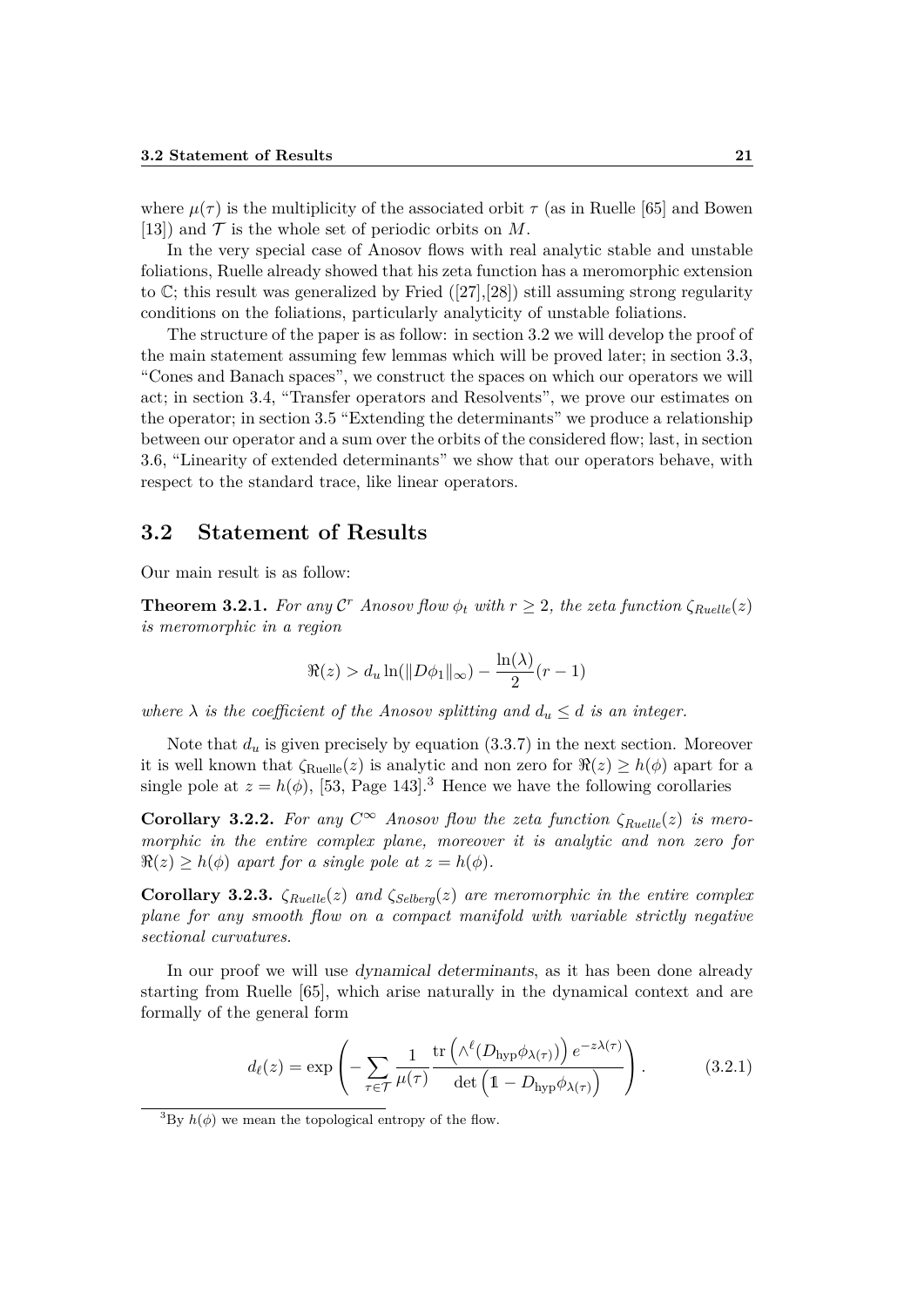where $\mu(\tau)$ is the multiplicity of the associated orbit $\tau$ (as in Ruelle [65] and Bowen [13]) and $\mathcal{T}$ is the whole set of periodic orbits on $M$.

In the very special case of Anosov flows with real analytic stable and unstable foliations, Ruelle already showed that his zeta function has a meromorphic extension to $\mathbb{C}$; this result was generalized by Fried ([27],[28]) still assuming strong regularity conditions on the foliations, particularly analyticity of unstable foliations.

The structure of the paper is as follow: in section 3.2 we will develop the proof of the main statement assuming few lemmas which will be proved later; in section 3.3, "Cones and Banach spaces", we construct the spaces on which our operators we will act; in section 3.4, "Transfer operators and Resolvents", we prove our estimates on the operator; in section 3.5 "Extending the determinants" we produce a relationship between our operator and a sum over the orbits of the considered flow; last, in section 3.6, "Linearity of extended determinants" we show that our operators behave, with respect to the standard trace, like linear operators.

## 3.2 Statement of Results

Our main result is as follow:

**Theorem 3.2.1.** *For any $\mathcal{C}^r$ Anosov flow $\phi_t$ with $r \geq 2$, the zeta function $\zeta_{Ruelle}(z)$ is meromorphic in a region*

$$\Re(z) > d_u \ln(\|D\phi_1\|_\infty) - \frac{\ln(\lambda)}{2}(r-1)$$

*where $\lambda$ is the coefficient of the Anosov splitting and $d_u \leq d$ is an integer.*

Note that $d_u$ is given precisely by equation (3.3.7) in the next section. Moreover it is well known that $\zeta_{\text{Ruelle}}(z)$ is analytic and non zero for $\Re(z) \geq h(\phi)$ apart for a single pole at $z = h(\phi)$, [53, Page 143].[3] Hence we have the following corollaries

**Corollary 3.2.2.** *For any $C^\infty$ Anosov flow the zeta function $\zeta_{Ruelle}(z)$ is meromorphic in the entire complex plane, moreover it is analytic and non zero for $\Re(z) \geq h(\phi)$ apart for a single pole at $z = h(\phi)$.*

**Corollary 3.2.3.** *$\zeta_{Ruelle}(z)$ and $\zeta_{Selberg}(z)$ are meromorphic in the entire complex plane for any smooth flow on a compact manifold with variable strictly negative sectional curvatures.*

In our proof we will use *dynamical determinants*, as it has been done already starting from Ruelle [65], which arise naturally in the dynamical context and are formally of the general form

$$d_\ell(z) = \exp\left( - \sum_{\tau \in \mathcal{T}} \frac{1}{\mu(\tau)} \frac{\operatorname{tr}\left(\wedge^\ell (D_{\text{hyp}}\phi_{\lambda(\tau)})\right) e^{-z\lambda(\tau)}}{\det\left(\mathbb{1} - D_{\text{hyp}}\phi_{\lambda(\tau)}\right)} \right). \tag{3.2.1}$$

[3] By $h(\phi)$ we mean the topological entropy of the flow.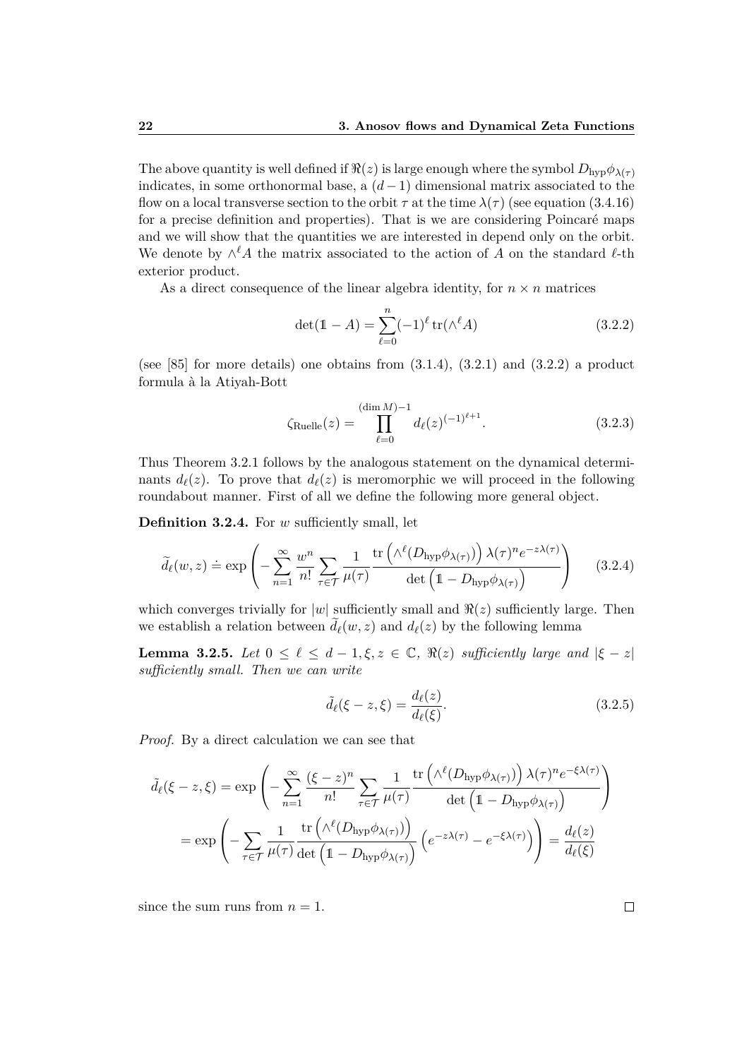The above quantity is well defined if $\Re(z)$ is large enough where the symbol $D_{\text{hyp}}\phi_{\lambda(\tau)}$ indicates, in some orthonormal base, a $(d-1)$ dimensional matrix associated to the flow on a local transverse section to the orbit $\tau$ at the time $\lambda(\tau)$ (see equation (3.4.16) for a precise definition and properties). That is we are considering Poincaré maps and we will show that the quantities we are interested in depend only on the orbit. We denote by $\wedge^\ell A$ the matrix associated to the action of $A$ on the standard $\ell$-th exterior product.

As a direct consequence of the linear algebra identity, for $n \times n$ matrices

$$\det(\mathbb{1} - A) = \sum_{\ell=0}^{n} (-1)^\ell \operatorname{tr}(\wedge^\ell A) \tag{3.2.2}$$

(see [85] for more details) one obtains from (3.1.4), (3.2.1) and (3.2.2) a product formula à la Atiyah-Bott

$$\zeta_{\text{Ruelle}}(z) = \prod_{\ell=0}^{(\dim M)-1} d_\ell(z)^{(-1)^{\ell+1}}. \tag{3.2.3}$$

Thus Theorem 3.2.1 follows by the analogous statement on the dynamical determinants $d_\ell(z)$. To prove that $d_\ell(z)$ is meromorphic we will proceed in the following roundabout manner. First of all we define the following more general object.

**Definition 3.2.4.** For $w$ sufficiently small, let

$$\widetilde{d}_\ell(w,z) \doteq \exp\left( -\sum_{n=1}^{\infty} \frac{w^n}{n!} \sum_{\tau \in \mathcal{T}} \frac{1}{\mu(\tau)} \frac{\operatorname{tr}\left(\wedge^\ell (D_{\text{hyp}}\phi_{\lambda(\tau)})\right) \lambda(\tau)^n e^{-z\lambda(\tau)}}{\det\left(\mathbb{1} - D_{\text{hyp}}\phi_{\lambda(\tau)}\right)} \right) \tag{3.2.4}$$

which converges trivially for $|w|$ sufficiently small and $\Re(z)$ sufficiently large. Then we establish a relation between $\widetilde{d}_\ell(w,z)$ and $d_\ell(z)$ by the following lemma

**Lemma 3.2.5.** *Let $0 \leq \ell \leq d-1, \xi, z \in \mathbb{C}$, $\Re(z)$ sufficiently large and $|\xi - z|$ sufficiently small. Then we can write*

$$\tilde{d}_\ell(\xi - z, \xi) = \frac{d_\ell(z)}{d_\ell(\xi)}. \tag{3.2.5}$$

*Proof.* By a direct calculation we can see that

$$\begin{aligned}
\tilde{d}_\ell(\xi - z, \xi) &= \exp\left( -\sum_{n=1}^{\infty} \frac{(\xi - z)^n}{n!} \sum_{\tau \in \mathcal{T}} \frac{1}{\mu(\tau)} \frac{\operatorname{tr}\left(\wedge^\ell (D_{\text{hyp}}\phi_{\lambda(\tau)})\right) \lambda(\tau)^n e^{-\xi\lambda(\tau)}}{\det\left(\mathbb{1} - D_{\text{hyp}}\phi_{\lambda(\tau)}\right)} \right) \\
&= \exp\left( -\sum_{\tau \in \mathcal{T}} \frac{1}{\mu(\tau)} \frac{\operatorname{tr}\left(\wedge^\ell (D_{\text{hyp}}\phi_{\lambda(\tau)})\right)}{\det\left(\mathbb{1} - D_{\text{hyp}}\phi_{\lambda(\tau)}\right)} \left(e^{-z\lambda(\tau)} - e^{-\xi\lambda(\tau)}\right) \right) = \frac{d_\ell(z)}{d_\ell(\xi)}
\end{aligned}$$

since the sum runs from $n = 1$. □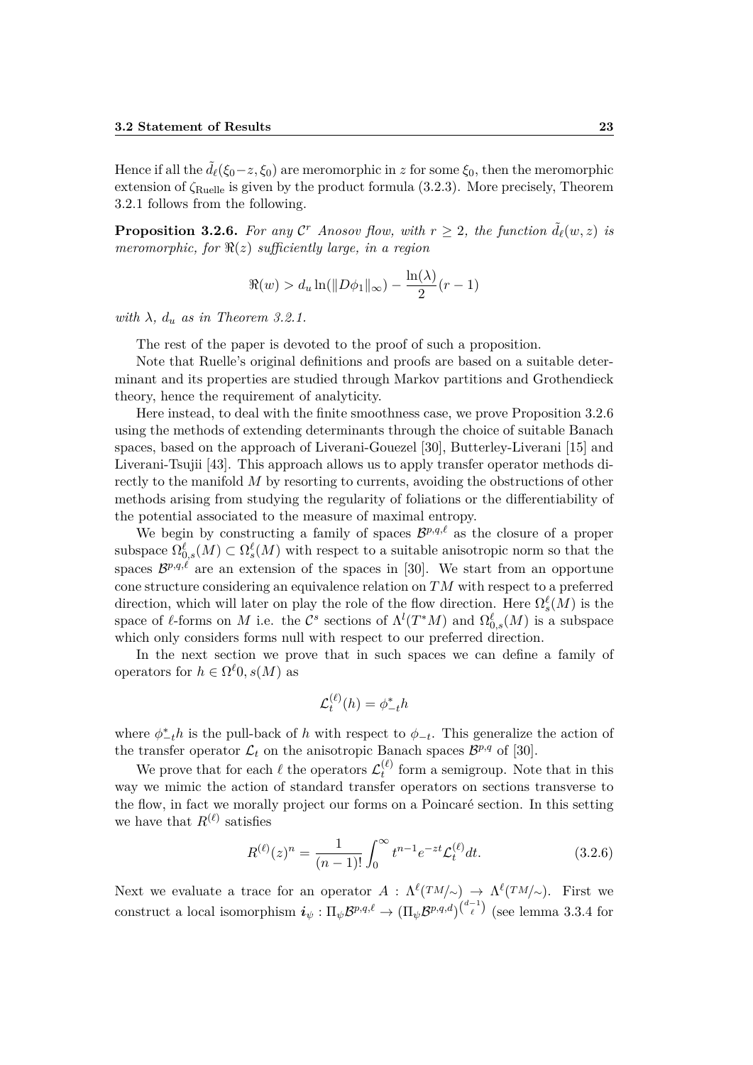Hence if all the $\tilde{d}_\ell(\xi_0 - z, \xi_0)$ are meromorphic in $z$ for some $\xi_0$, then the meromorphic extension of $\zeta_{\text{Ruelle}}$ is given by the product formula (3.2.3). More precisely, Theorem 3.2.1 follows from the following.

**Proposition 3.2.6.** *For any $\mathcal{C}^r$ Anosov flow, with $r \geq 2$, the function $\tilde{d}_\ell(w, z)$ is meromorphic, for $\Re(z)$ sufficiently large, in a region*

$$\Re(w) > d_u \ln(\|D\phi_1\|_\infty) - \frac{\ln(\lambda)}{2}(r-1)$$

*with $\lambda$, $d_u$ as in Theorem 3.2.1.*

The rest of the paper is devoted to the proof of such a proposition.

Note that Ruelle's original definitions and proofs are based on a suitable determinant and its properties are studied through Markov partitions and Grothendieck theory, hence the requirement of analyticity.

Here instead, to deal with the finite smoothness case, we prove Proposition 3.2.6 using the methods of extending determinants through the choice of suitable Banach spaces, based on the approach of Liverani-Gouezel [30], Butterley-Liverani [15] and Liverani-Tsujii [43]. This approach allows us to apply transfer operator methods directly to the manifold $M$ by resorting to currents, avoiding the obstructions of other methods arising from studying the regularity of foliations or the differentiability of the potential associated to the measure of maximal entropy.

We begin by constructing a family of spaces $\mathcal{B}^{p,q,\ell}$ as the closure of a proper subspace $\Omega^\ell_{0,s}(M) \subset \Omega^\ell_s(M)$ with respect to a suitable anisotropic norm so that the spaces $\mathcal{B}^{p,q,\ell}$ are an extension of the spaces in [30]. We start from an opportune cone structure considering an equivalence relation on $TM$ with respect to a preferred direction, which will later on play the role of the flow direction. Here $\Omega^\ell_s(M)$ is the space of $\ell$-forms on $M$ i.e. the $\mathcal{C}^s$ sections of $\Lambda^l(T^*M)$ and $\Omega^\ell_{0,s}(M)$ is a subspace which only considers forms null with respect to our preferred direction.

In the next section we prove that in such spaces we can define a family of operators for $h \in \Omega^\ell 0, s(M)$ as

$$\mathcal{L}^{(\ell)}_t(h) = \phi^*_{-t} h$$

where $\phi^*_{-t} h$ is the pull-back of $h$ with respect to $\phi_{-t}$. This generalize the action of the transfer operator $\mathcal{L}_t$ on the anisotropic Banach spaces $\mathcal{B}^{p,q}$ of [30].

We prove that for each $\ell$ the operators $\mathcal{L}^{(\ell)}_t$ form a semigroup. Note that in this way we mimic the action of standard transfer operators on sections transverse to the flow, in fact we morally project our forms on a Poincaré section. In this setting we have that $R^{(\ell)}$ satisfies

$$R^{(\ell)}(z)^n = \frac{1}{(n-1)!} \int_0^\infty t^{n-1} e^{-zt} \mathcal{L}^{(\ell)}_t dt. \tag{3.2.6}$$

Next we evaluate a trace for an operator $A : \Lambda^\ell(TM/\sim) \to \Lambda^\ell(TM/\sim)$. First we construct a local isomorphism $\boldsymbol{i}_\psi : \Pi_\psi \mathcal{B}^{p,q,\ell} \to (\Pi_\psi \mathcal{B}^{p,q,d})^{\binom{d-1}{\ell}}$ (see lemma 3.3.4 for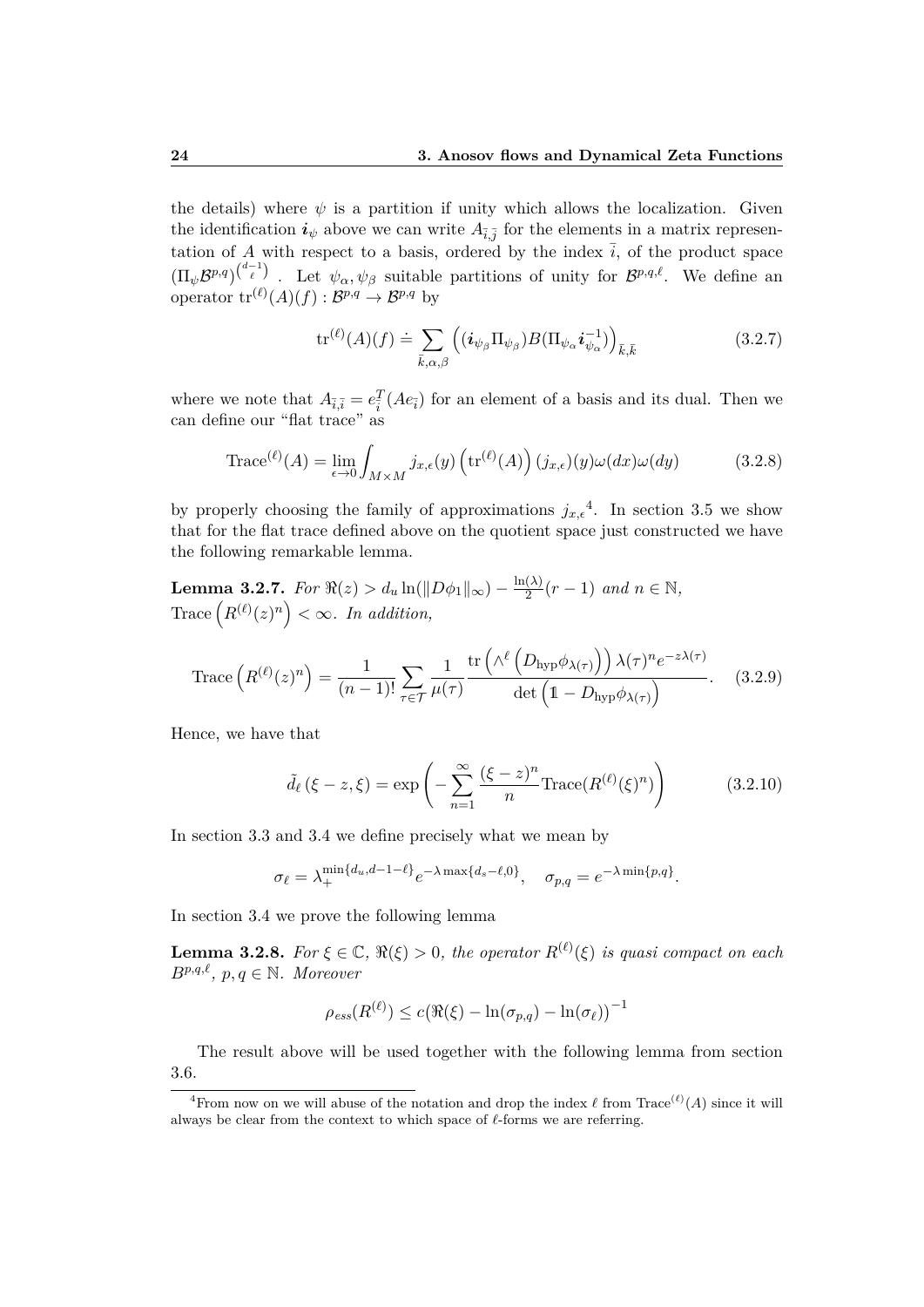the details) where $\psi$ is a partition if unity which allows the localization. Given the identification $\boldsymbol{i}_\psi$ above we can write $A_{\bar{i},\bar{j}}$ for the elements in a matrix representation of $A$ with respect to a basis, ordered by the index $\bar{i}$, of the product space $(\Pi_\psi \mathcal{B}^{p,q})^{\binom{d-1}{\ell}}$. Let $\psi_\alpha, \psi_\beta$ suitable partitions of unity for $\mathcal{B}^{p,q,\ell}$. We define an operator $\mathrm{tr}^{(\ell)}(A)(f) : \mathcal{B}^{p,q} \to \mathcal{B}^{p,q}$ by

$$\mathrm{tr}^{(\ell)}(A)(f) \doteq \sum_{\bar{k},\alpha,\beta} \Big( (\boldsymbol{i}_{\psi_\beta} \Pi_{\psi_\beta}) B (\Pi_{\psi_\alpha} \boldsymbol{i}_{\psi_\alpha}^{-1}) \Big)_{\bar{k},\bar{k}} \tag{3.2.7}$$

where we note that $A_{\bar{i},\bar{i}} = e_{\bar{i}}^T (A e_{\bar{i}})$ for an element of a basis and its dual. Then we can define our "flat trace" as

$$\mathrm{Trace}^{(\ell)}(A) = \lim_{\epsilon \to 0} \int_{M \times M} j_{x,\epsilon}(y) \left( \mathrm{tr}^{(\ell)}(A) \right) (j_{x,\epsilon})(y) \omega(dx) \omega(dy) \tag{3.2.8}$$

by properly choosing the family of approximations $j_{x,\epsilon}$[4]. In section 3.5 we show that for the flat trace defined above on the quotient space just constructed we have the following remarkable lemma.

**Lemma 3.2.7.** *For $\Re(z) > d_u \ln(\|D\phi_1\|_\infty) - \frac{\ln(\lambda)}{2}(r-1)$ and $n \in \mathbb{N}$, $\mathrm{Trace}\left(R^{(\ell)}(z)^n\right) < \infty$. In addition,*

$$\mathrm{Trace}\left(R^{(\ell)}(z)^n\right) = \frac{1}{(n-1)!} \sum_{\tau \in \mathcal{T}} \frac{1}{\mu(\tau)} \frac{\mathrm{tr}\left(\wedge^\ell \left(D_{\mathrm{hyp}} \phi_{\lambda(\tau)}\right)\right) \lambda(\tau)^n e^{-z\lambda(\tau)}}{\det\left(\mathbb{1} - D_{\mathrm{hyp}} \phi_{\lambda(\tau)}\right)}. \tag{3.2.9}$$

Hence, we have that

$$\tilde{d}_\ell\left(\xi - z, \xi\right) = \exp\left( - \sum_{n=1}^{\infty} \frac{(\xi - z)^n}{n} \mathrm{Trace}(R^{(\ell)}(\xi)^n) \right) \tag{3.2.10}$$

In section 3.3 and 3.4 we define precisely what we mean by

$$\sigma_\ell = \lambda_+^{\min\{d_u, d-1-\ell\}} e^{-\lambda \max\{d_s - \ell, 0\}}, \quad \sigma_{p,q} = e^{-\lambda \min\{p,q\}}.$$

In section 3.4 we prove the following lemma

**Lemma 3.2.8.** *For $\xi \in \mathbb{C}$, $\Re(\xi) > 0$, the operator $R^{(\ell)}(\xi)$ is quasi compact on each $B^{p,q,\ell}$, $p, q \in \mathbb{N}$. Moreover*

$$\rho_{ess}(R^{(\ell)}) \leq c\big(\Re(\xi) - \ln(\sigma_{p,q}) - \ln(\sigma_\ell)\big)^{-1}$$

The result above will be used together with the following lemma from section 3.6.

[4] From now on we will abuse of the notation and drop the index $\ell$ from $\mathrm{Trace}^{(\ell)}(A)$ since it will always be clear from the context to which space of $\ell$-forms we are referring.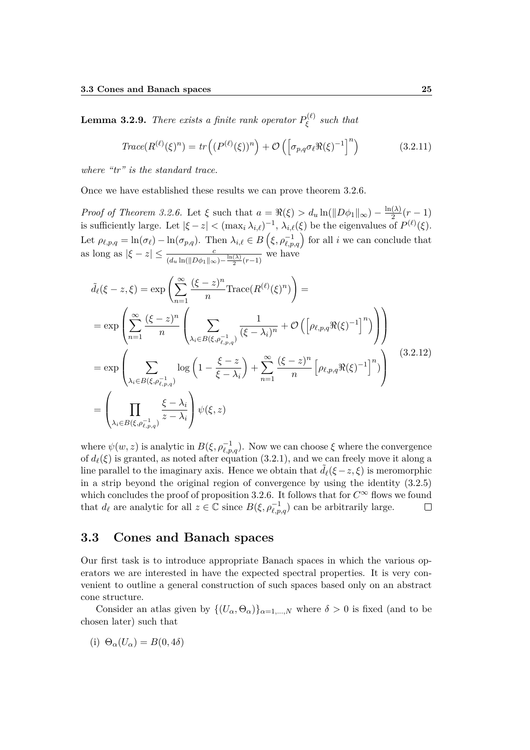**Lemma 3.2.9.** *There exists a finite rank operator $P_\xi^{(\ell)}$ such that*

$$Trace(R^{(\ell)}(\xi)^n) = tr\Big((P^{(\ell)}(\xi))^n\Big) + \mathcal{O}\left(\left[\sigma_{p,q}\sigma_\ell \Re(\xi)^{-1}\right]^n\right) \tag{3.2.11}$$

*where "tr" is the standard trace.*

Once we have established these results we can prove theorem 3.2.6.

*Proof of Theorem 3.2.6.* Let $\xi$ such that $a = \Re(\xi) > d_u \ln(\|D\phi_1\|_\infty) - \frac{\ln(\lambda)}{2}(r-1)$ is sufficiently large. Let $|\xi - z| < (\max_i \lambda_{i,\ell})^{-1}$, $\lambda_{i,\ell}(\xi)$ be the eigenvalues of $P^{(\ell)}(\xi)$. Let $\rho_{\ell,p,q} = \ln(\sigma_\ell) - \ln(\sigma_{p,q})$. Then $\lambda_{i,\ell} \in B\left(\xi, \rho_{\ell,p,q}^{-1}\right)$ for all $i$ we can conclude that as long as $|\xi - z| \le \frac{c}{(d_u \ln(\|D\phi_1\|_\infty) - \frac{\ln(\lambda)}{2}(r-1)}$ we have

$$\begin{aligned}
\tilde{d}_\ell(\xi - z, \xi) &= \exp\left(\sum_{n=1}^\infty \frac{(\xi - z)^n}{n} \text{Trace}(R^{(\ell)}(\xi)^n)\right) = \\
&= \exp\left(\sum_{n=1}^\infty \frac{(\xi - z)^n}{n} \left(\sum_{\lambda_i \in B(\xi, \rho_{\ell,p,q}^{-1})} \frac{1}{(\xi - \lambda_i)^n} + \mathcal{O}\left(\left[\rho_{\ell,p,q}\Re(\xi)^{-1}\right]^n\right)\right)\right) \\
&= \exp\left(\sum_{\lambda_i \in B(\xi, \rho_{\ell,p,q}^{-1})} \log\left(1 - \frac{\xi - z}{\xi - \lambda_i}\right) + \sum_{n=1}^\infty \frac{(\xi - z)^n}{n}\left[\rho_{\ell,p,q}\Re(\xi)^{-1}\right]^n)\right) \\
&= \left(\prod_{\lambda_i \in B(\xi, \rho_{\ell,p,q}^{-1})} \frac{\xi - \lambda_i}{z - \lambda_i}\right) \psi(\xi, z)
\end{aligned} \tag{3.2.12}$$

where $\psi(w, z)$ is analytic in $B(\xi, \rho_{\ell,p,q}^{-1})$. Now we can choose $\xi$ where the convergence of $d_\ell(\xi)$ is granted, as noted after equation (3.2.1), and we can freely move it along a line parallel to the imaginary axis. Hence we obtain that $\tilde{d}_\ell(\xi - z, \xi)$ is meromorphic in a strip beyond the original region of convergence by using the identity (3.2.5) which concludes the proof of proposition 3.2.6. It follows that for $C^\infty$ flows we found that $d_\ell$ are analytic for all $z \in \mathbb{C}$ since $B(\xi, \rho_{\ell,p,q}^{-1})$ can be arbitrarily large. $\square$

## 3.3 Cones and Banach spaces

Our first task is to introduce appropriate Banach spaces in which the various operators we are interested in have the expected spectral properties. It is very convenient to outline a general construction of such spaces based only on an abstract cone structure.

Consider an atlas given by $\{(U_\alpha, \Theta_\alpha)\}_{\alpha=1,\dots,N}$ where $\delta > 0$ is fixed (and to be chosen later) such that

(i) $\Theta_\alpha(U_\alpha) = B(0, 4\delta)$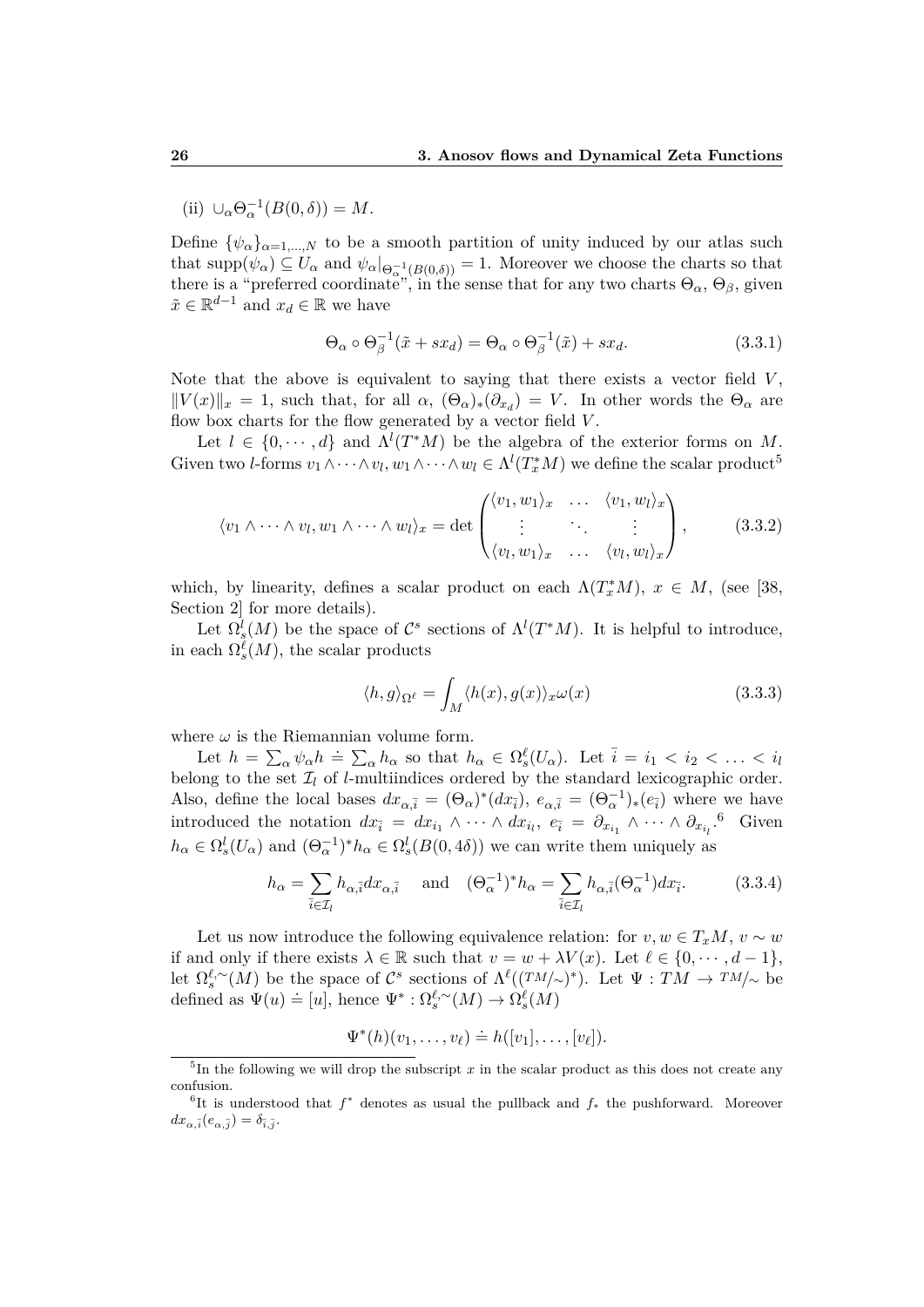(ii) $\cup_\alpha \Theta_\alpha^{-1}(B(0,\delta)) = M$.

Define $\{\psi_\alpha\}_{\alpha=1,\dots,N}$ to be a smooth partition of unity induced by our atlas such that $\text{supp}(\psi_\alpha) \subseteq U_\alpha$ and $\psi_\alpha|_{\Theta_\alpha^{-1}(B(0,\delta))} = 1$. Moreover we choose the charts so that there is a "preferred coordinate", in the sense that for any two charts $\Theta_\alpha$, $\Theta_\beta$, given $\tilde{x} \in \mathbb{R}^{d-1}$ and $x_d \in \mathbb{R}$ we have

$$\Theta_\alpha \circ \Theta_\beta^{-1}(\tilde{x} + s x_d) = \Theta_\alpha \circ \Theta_\beta^{-1}(\tilde{x}) + s x_d. \tag{3.3.1}$$

Note that the above is equivalent to saying that there exists a vector field $V$, $\|V(x)\|_x = 1$, such that, for all $\alpha$, $(\Theta_\alpha)_*(\partial_{x_d}) = V$. In other words the $\Theta_\alpha$ are flow box charts for the flow generated by a vector field $V$.

Let $l \in \{0, \cdots, d\}$ and $\Lambda^l(T^*M)$ be the algebra of the exterior forms on $M$. Given two $l$-forms $v_1 \wedge \cdots \wedge v_l, w_1 \wedge \cdots \wedge w_l \in \Lambda^l(T_x^*M)$ we define the scalar product[5]

$$\langle v_1 \wedge \cdots \wedge v_l, w_1 \wedge \cdots \wedge w_l \rangle_x = \det \begin{pmatrix} \langle v_1, w_1 \rangle_x & \dots & \langle v_1, w_l \rangle_x \\ \vdots & \ddots & \vdots \\ \langle v_l, w_1 \rangle_x & \dots & \langle v_l, w_l \rangle_x \end{pmatrix}, \tag{3.3.2}$$

which, by linearity, defines a scalar product on each $\Lambda(T_x^*M)$, $x \in M$, (see [38, Section 2] for more details).

Let $\Omega_s^l(M)$ be the space of $\mathcal{C}^s$ sections of $\Lambda^l(T^*M)$. It is helpful to introduce, in each $\Omega_s^\ell(M)$, the scalar products

$$\langle h, g \rangle_{\Omega^\ell} = \int_M \langle h(x), g(x) \rangle_x \omega(x) \tag{3.3.3}$$

where $\omega$ is the Riemannian volume form.

Let $h = \sum_\alpha \psi_\alpha h \doteq \sum_\alpha h_\alpha$ so that $h_\alpha \in \Omega_s^\ell(U_\alpha)$. Let $\bar{i} = i_1 < i_2 < \ldots < i_l$ belong to the set $\mathcal{I}_l$ of $l$-multiindices ordered by the standard lexicographic order. Also, define the local bases $dx_{\alpha,\bar{i}} = (\Theta_\alpha)^*(dx_{\bar{i}})$, $e_{\alpha,\bar{i}} = (\Theta_\alpha^{-1})_*(e_{\bar{i}})$ where we have introduced the notation $dx_{\bar{i}} = dx_{i_1} \wedge \cdots \wedge dx_{i_l}$, $e_{\bar{i}} = \partial_{x_{i_1}} \wedge \cdots \wedge \partial_{x_{i_l}}$.[6] Given $h_\alpha \in \Omega_s^l(U_\alpha)$ and $(\Theta_\alpha^{-1})^* h_\alpha \in \Omega_s^l(B(0,4\delta))$ we can write them uniquely as

$$h_\alpha = \sum_{\bar{i} \in \mathcal{I}_l} h_{\alpha,\bar{i}} dx_{\alpha,\bar{i}} \quad \text{and} \quad (\Theta_\alpha^{-1})^* h_\alpha = \sum_{\bar{i} \in \mathcal{I}_l} h_{\alpha,\bar{i}}(\Theta_\alpha^{-1}) dx_{\bar{i}}. \tag{3.3.4}$$

Let us now introduce the following equivalence relation: for $v, w \in T_xM$, $v \sim w$ if and only if there exists $\lambda \in \mathbb{R}$ such that $v = w + \lambda V(x)$. Let $\ell \in \{0, \cdots, d-1\}$, let $\Omega_s^{\ell,\sim}(M)$ be the space of $\mathcal{C}^s$ sections of $\Lambda^\ell((TM/\sim)^*)$. Let $\Psi : TM \to TM/\sim$ be defined as $\Psi(u) \doteq [u]$, hence $\Psi^* : \Omega_s^{\ell,\sim}(M) \to \Omega_s^\ell(M)$

$$\Psi^*(h)(v_1, \dots, v_\ell) \doteq h([v_1], \dots, [v_\ell]).$$

---

[5] In the following we will drop the subscript $x$ in the scalar product as this does not create any confusion.

[6] It is understood that $f^*$ denotes as usual the pullback and $f_*$ the pushforward. Moreover $dx_{\alpha,\bar{i}}(e_{\alpha,\bar{j}}) = \delta_{\bar{i},\bar{j}}$.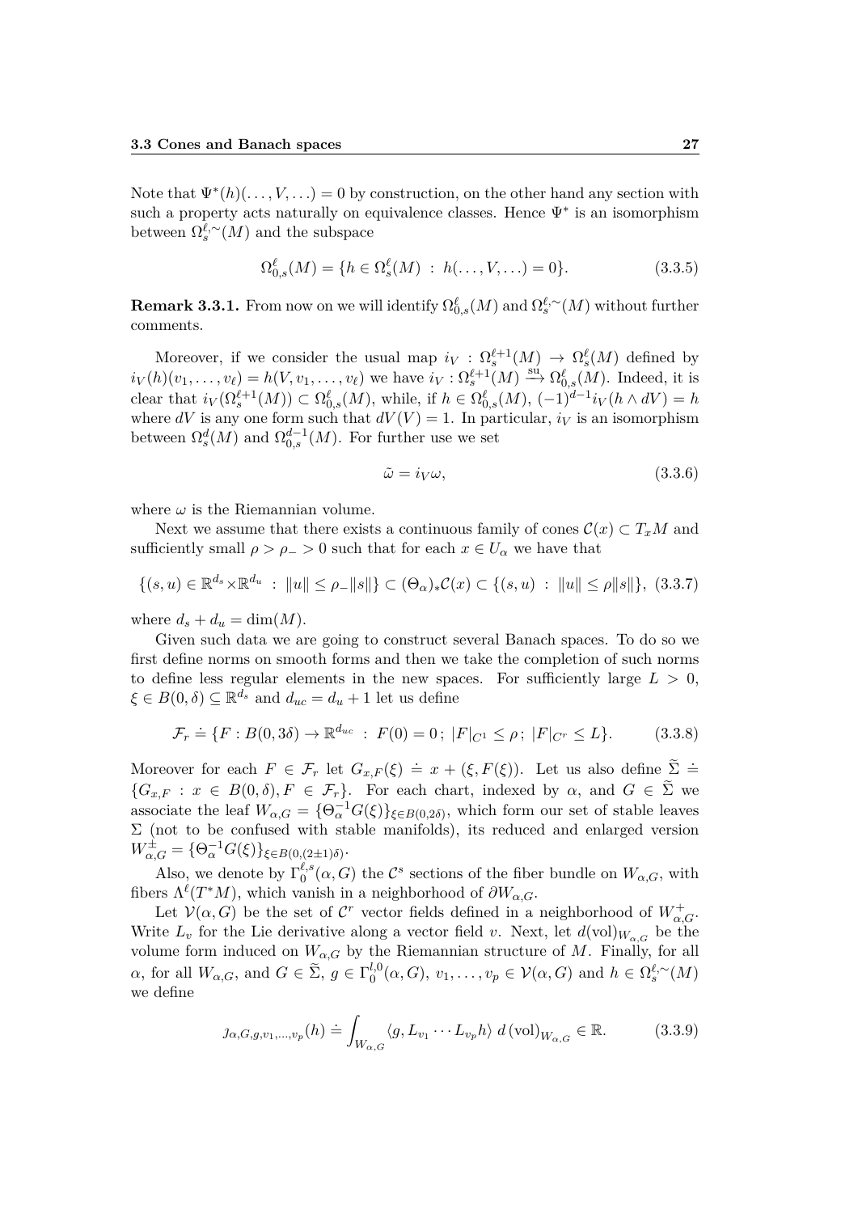Note that $\Psi^*(h)(\dots,V,\dots)=0$ by construction, on the other hand any section with such a property acts naturally on equivalence classes. Hence $\Psi^*$ is an isomorphism between $\Omega_s^{\ell,\sim}(M)$ and the subspace

$$
\Omega_{0,s}^{\ell}(M)=\{h\in\Omega_s^{\ell}(M)\ :\ h(\dots,V,\dots)=0\}. \tag{3.3.5}
$$

**Remark 3.3.1.** From now on we will identify $\Omega_{0,s}^{\ell}(M)$ and $\Omega_s^{\ell,\sim}(M)$ without further comments.

Moreover, if we consider the usual map $i_V:\Omega_s^{\ell+1}(M)\to\Omega_s^{\ell}(M)$ defined by $i_V(h)(v_1,\dots,v_\ell)=h(V,v_1,\dots,v_\ell)$ we have $i_V:\Omega_s^{\ell+1}(M)\xrightarrow{\text{su}}\Omega_{0,s}^{\ell}(M)$. Indeed, it is clear that $i_V(\Omega_s^{\ell+1}(M))\subset\Omega_{0,s}^{\ell}(M)$, while, if $h\in\Omega_{0,s}^{\ell}(M)$, $(-1)^{d-1}i_V(h\wedge dV)=h$ where $dV$ is any one form such that $dV(V)=1$. In particular, $i_V$ is an isomorphism between $\Omega_s^{d}(M)$ and $\Omega_{0,s}^{d-1}(M)$. For further use we set

$$
\tilde{\omega}=i_V\omega, \tag{3.3.6}
$$

where $\omega$ is the Riemannian volume.

Next we assume that there exists a continuous family of cones $\mathcal{C}(x)\subset T_xM$ and sufficiently small $\rho>\rho_->0$ such that for each $x\in U_\alpha$ we have that

$$
\{(s,u)\in\mathbb{R}^{d_s}\times\mathbb{R}^{d_u}\ :\ \|u\|\le\rho_-\|s\|\}\subset(\Theta_\alpha)_*\mathcal{C}(x)\subset\{(s,u)\ :\ \|u\|\le\rho\|s\|\}, \tag{3.3.7}
$$

where $d_s+d_u=\dim(M)$.

Given such data we are going to construct several Banach spaces. To do so we first define norms on smooth forms and then we take the completion of such norms to define less regular elements in the new spaces. For sufficiently large $L>0$, $\xi\in B(0,\delta)\subseteq\mathbb{R}^{d_s}$ and $d_{uc}=d_u+1$ let us define

$$
\mathcal{F}_r\doteq\{F:B(0,3\delta)\to\mathbb{R}^{d_{uc}}\ :\ F(0)=0\,;\ |F|_{\mathcal{C}^1}\le\rho\,;\ |F|_{\mathcal{C}^r}\le L\}. \tag{3.3.8}
$$

Moreover for each $F\in\mathcal{F}_r$ let $G_{x,F}(\xi)\doteq x+(\xi,F(\xi))$. Let us also define $\widetilde{\Sigma}\doteq\{G_{x,F}\ :\ x\in B(0,\delta),F\in\mathcal{F}_r\}$. For each chart, indexed by $\alpha$, and $G\in\widetilde{\Sigma}$ we associate the leaf $W_{\alpha,G}=\{\Theta_\alpha^{-1}G(\xi)\}_{\xi\in B(0,2\delta)}$, which form our set of stable leaves $\Sigma$ (not to be confused with stable manifolds), its reduced and enlarged version $W_{\alpha,G}^{\pm}=\{\Theta_\alpha^{-1}G(\xi)\}_{\xi\in B(0,(2\pm1)\delta)}$.

Also, we denote by $\Gamma_0^{\ell,s}(\alpha,G)$ the $\mathcal{C}^s$ sections of the fiber bundle on $W_{\alpha,G}$, with fibers $\Lambda^{\ell}(T^*M)$, which vanish in a neighborhood of $\partial W_{\alpha,G}$.

Let $\mathcal{V}(\alpha,G)$ be the set of $\mathcal{C}^r$ vector fields defined in a neighborhood of $W_{\alpha,G}^{+}$. Write $L_v$ for the Lie derivative along a vector field $v$. Next, let $d(\mathrm{vol})_{W_{\alpha,G}}$ be the volume form induced on $W_{\alpha,G}$ by the Riemannian structure of $M$. Finally, for all $\alpha$, for all $W_{\alpha,G}$, and $G\in\widetilde{\Sigma}$, $g\in\Gamma_0^{l,0}(\alpha,G)$, $v_1,\dots,v_p\in\mathcal{V}(\alpha,G)$ and $h\in\Omega_s^{\ell,\sim}(M)$ we define

$$
\jmath_{\alpha,G,g,v_1,\dots,v_p}(h)\doteq\int_{W_{\alpha,G}}\langle g,L_{v_1}\cdots L_{v_p}h\rangle\ d\,(\mathrm{vol})_{W_{\alpha,G}}\in\mathbb{R}. \tag{3.3.9}
$$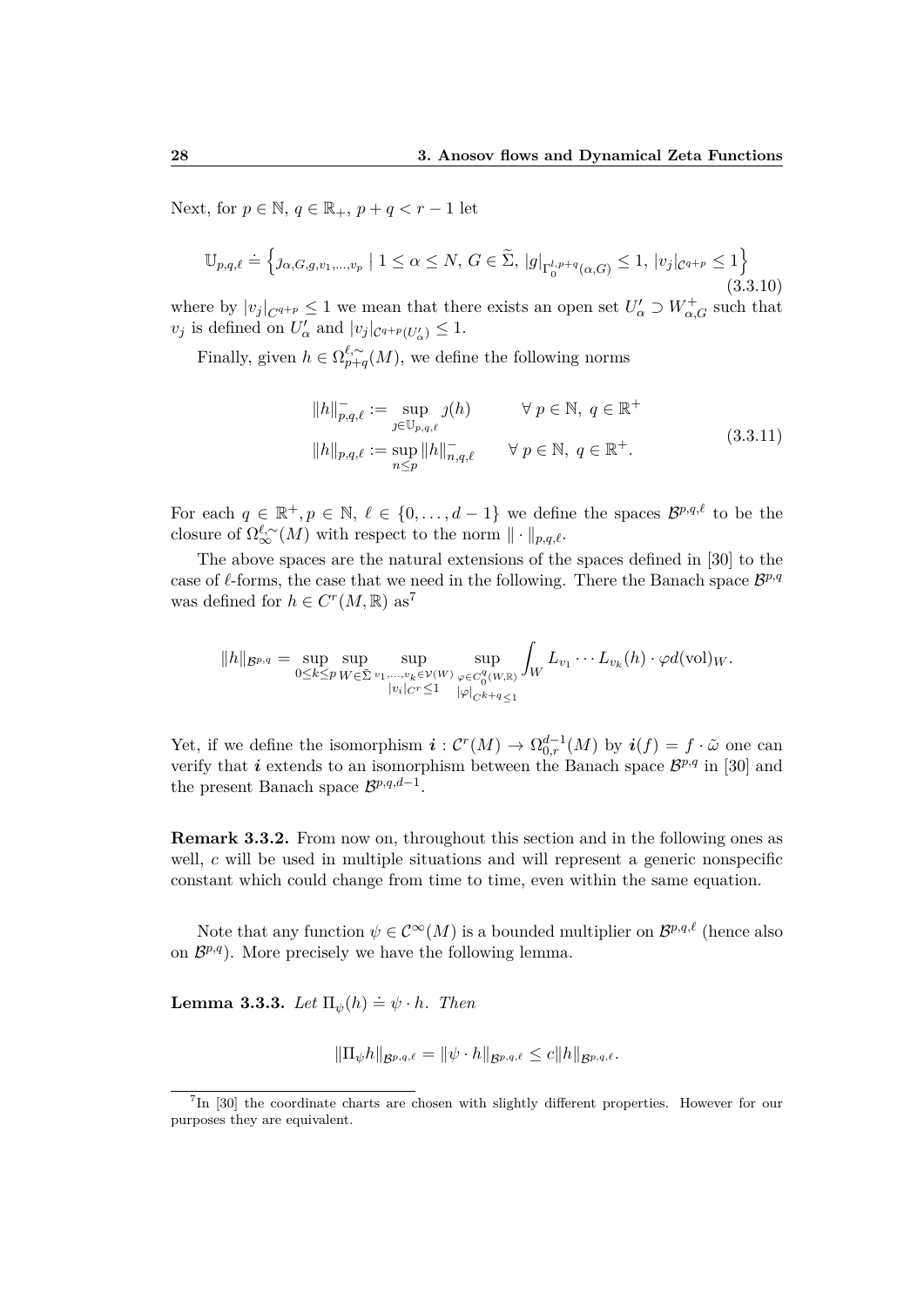Next, for $p \in \mathbb{N}$, $q \in \mathbb{R}_+$, $p + q < r - 1$ let

$$\mathbb{U}_{p,q,\ell} \doteq \left\{ \jmath_{\alpha,G,g,v_1,\dots,v_p} \mid 1 \leq \alpha \leq N,\, G \in \widetilde{\Sigma},\, |g|_{\Gamma_0^{l,p+q}(\alpha,G)} \leq 1,\, |v_j|_{\mathcal{C}^{q+p}} \leq 1 \right\} \tag{3.3.10}$$

where by $|v_j|_{C^{q+p}} \leq 1$ we mean that there exists an open set $U'_\alpha \supset W^+_{\alpha,G}$ such that $v_j$ is defined on $U'_\alpha$ and $|v_j|_{\mathcal{C}^{q+p}(U'_\alpha)} \leq 1$.

Finally, given $h \in \Omega^{\ell,\sim}_{p+q}(M)$, we define the following norms

$$\begin{aligned}
\|h\|^-_{p,q,\ell} &:= \sup_{\jmath \in \mathbb{U}_{p,q,\ell}} \jmath(h) \qquad && \forall\, p \in \mathbb{N},\ q \in \mathbb{R}^+ \\
\|h\|_{p,q,\ell} &:= \sup_{n \leq p} \|h\|^-_{n,q,\ell} && \forall\, p \in \mathbb{N},\ q \in \mathbb{R}^+.
\end{aligned} \tag{3.3.11}$$

For each $q \in \mathbb{R}^+, p \in \mathbb{N}$, $\ell \in \{0, \dots, d-1\}$ we define the spaces $\mathcal{B}^{p,q,\ell}$ to be the closure of $\Omega^{\ell,\sim}_\infty(M)$ with respect to the norm $\|\cdot\|_{p,q,\ell}$.

The above spaces are the natural extensions of the spaces defined in [30] to the case of $\ell$-forms, the case that we need in the following. There the Banach space $\mathcal{B}^{p,q}$ was defined for $h \in C^r(M, \mathbb{R})$ as[7]

$$\|h\|_{\mathcal{B}^{p,q}} = \sup_{0 \leq k \leq p} \sup_{W \in \tilde{\Sigma}} \sup_{\substack{v_1,\dots,v_k \in \mathcal{V}(W) \\ |v_i|_{C^r} \leq 1}} \sup_{\substack{\varphi \in C^q_0(W,\mathbb{R}) \\ |\varphi|_{C^{k+q}} \leq 1}} \int_W L_{v_1} \cdots L_{v_k}(h) \cdot \varphi d(\mathrm{vol})_W.$$

Yet, if we define the isomorphism $\boldsymbol{i} : \mathcal{C}^r(M) \to \Omega^{d-1}_{0,r}(M)$ by $\boldsymbol{i}(f) = f \cdot \tilde{\omega}$ one can verify that $\boldsymbol{i}$ extends to an isomorphism between the Banach space $\mathcal{B}^{p,q}$ in [30] and the present Banach space $\mathcal{B}^{p,q,d-1}$.

**Remark 3.3.2.** From now on, throughout this section and in the following ones as well, $c$ will be used in multiple situations and will represent a generic nonspecific constant which could change from time to time, even within the same equation.

Note that any function $\psi \in \mathcal{C}^\infty(M)$ is a bounded multiplier on $\mathcal{B}^{p,q,\ell}$ (hence also on $\mathcal{B}^{p,q}$). More precisely we have the following lemma.

**Lemma 3.3.3.** *Let* $\Pi_\psi(h) \doteq \psi \cdot h$. *Then*

$$\|\Pi_\psi h\|_{\mathcal{B}^{p,q,\ell}} = \|\psi \cdot h\|_{\mathcal{B}^{p,q,\ell}} \leq c\|h\|_{\mathcal{B}^{p,q,\ell}}.$$

[7] In [30] the coordinate charts are chosen with slightly different properties. However for our purposes they are equivalent.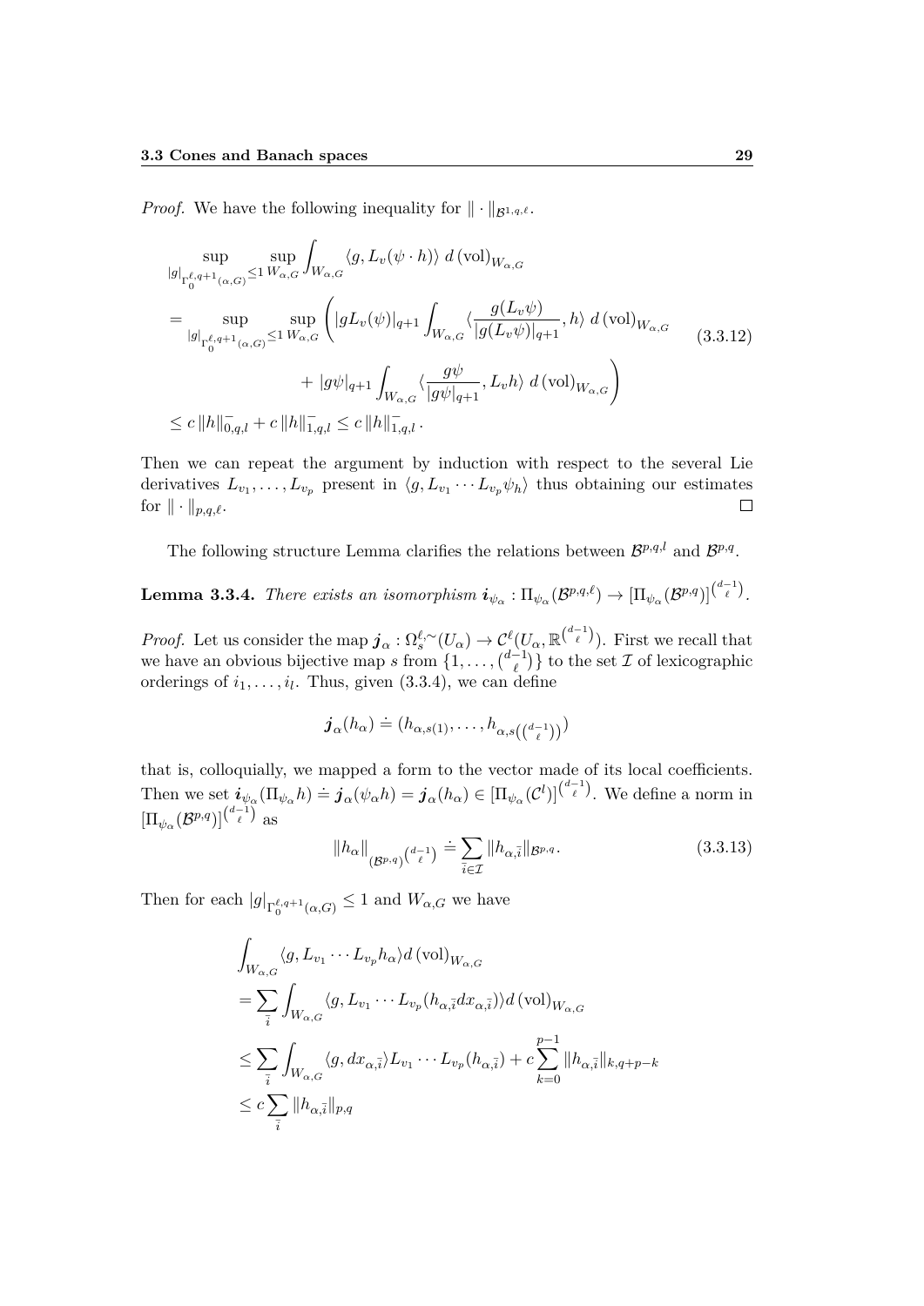*Proof.* We have the following inequality for $\|\cdot\|_{\mathcal{B}^{1,q,\ell}}$.

$$
\begin{aligned}
&\sup_{|g|_{\Gamma_0^{\ell,q+1}(\alpha,G)}\leq 1}\ \sup_{W_{\alpha,G}} \int_{W_{\alpha,G}} \langle g, L_v(\psi\cdot h)\rangle \, d\,(\mathrm{vol})_{W_{\alpha,G}} \\
&= \sup_{|g|_{\Gamma_0^{\ell,q+1}(\alpha,G)}\leq 1}\ \sup_{W_{\alpha,G}} \Bigg( |gL_v(\psi)|_{q+1} \int_{W_{\alpha,G}} \langle \frac{g(L_v\psi)}{|g(L_v\psi)|_{q+1}}, h\rangle \, d\,(\mathrm{vol})_{W_{\alpha,G}} \\
&\qquad\qquad + |g\psi|_{q+1} \int_{W_{\alpha,G}} \langle \frac{g\psi}{|g\psi|_{q+1}}, L_v h\rangle \, d\,(\mathrm{vol})_{W_{\alpha,G}} \Bigg) \qquad (3.3.12)\\
&\leq c\,\|h\|^{-}_{0,q,l} + c\,\|h\|^{-}_{1,q,l} \leq c\,\|h\|^{-}_{1,q,l}\,.
\end{aligned}
$$

Then we can repeat the argument by induction with respect to the several Lie derivatives $L_{v_1}, \ldots, L_{v_p}$ present in $\langle g, L_{v_1}\cdots L_{v_p}\psi_h\rangle$ thus obtaining our estimates for $\|\cdot\|_{p,q,\ell}$. $\square$

The following structure Lemma clarifies the relations between $\mathcal{B}^{p,q,l}$ and $\mathcal{B}^{p,q}$.

**Lemma 3.3.4.** *There exists an isomorphism* $\boldsymbol{i}_{\psi_\alpha} : \Pi_{\psi_\alpha}(\mathcal{B}^{p,q,\ell}) \to [\Pi_{\psi_\alpha}(\mathcal{B}^{p,q})]^{\binom{d-1}{\ell}}$.

*Proof.* Let us consider the map $\boldsymbol{j}_\alpha : \Omega_s^{\ell,\sim}(U_\alpha) \to \mathcal{C}^\ell(U_\alpha, \mathbb{R}^{\binom{d-1}{\ell}})$. First we recall that we have an obvious bijective map $s$ from $\{1, \ldots, \binom{d-1}{\ell}\}$ to the set $\mathcal{I}$ of lexicographic orderings of $i_1, \ldots, i_l$. Thus, given (3.3.4), we can define

$$
\boldsymbol{j}_\alpha(h_\alpha) \doteq (h_{\alpha,s(1)}, \ldots, h_{\alpha,s(\binom{d-1}{\ell})})
$$

that is, colloquially, we mapped a form to the vector made of its local coefficients. Then we set $\boldsymbol{i}_{\psi_\alpha}(\Pi_{\psi_\alpha} h) \doteq \boldsymbol{j}_\alpha(\psi_\alpha h) = \boldsymbol{j}_\alpha(h_\alpha) \in [\Pi_{\psi_\alpha}(\mathcal{C}^l)]^{\binom{d-1}{\ell}}$. We define a norm in $[\Pi_{\psi_\alpha}(\mathcal{B}^{p,q})]^{\binom{d-1}{\ell}}$ as

$$
\|h_\alpha\|_{(\mathcal{B}^{p,q})^{\binom{d-1}{\ell}}} \doteq \sum_{\bar{i}\in\mathcal{I}} \|h_{\alpha,\bar{i}}\|_{\mathcal{B}^{p,q}}. \qquad (3.3.13)
$$

Then for each $|g|_{\Gamma_0^{\ell,q+1}(\alpha,G)} \leq 1$ and $W_{\alpha,G}$ we have

$$
\begin{aligned}
&\int_{W_{\alpha,G}} \langle g, L_{v_1}\cdots L_{v_p} h_\alpha\rangle d\,(\mathrm{vol})_{W_{\alpha,G}} \\
&= \sum_{\bar{i}} \int_{W_{\alpha,G}} \langle g, L_{v_1}\cdots L_{v_p}(h_{\alpha,\bar{i}} dx_{\alpha,\bar{i}})\rangle d\,(\mathrm{vol})_{W_{\alpha,G}} \\
&\leq \sum_{\bar{i}} \int_{W_{\alpha,G}} \langle g, dx_{\alpha,\bar{i}}\rangle L_{v_1}\cdots L_{v_p}(h_{\alpha,\bar{i}}) + c\sum_{k=0}^{p-1} \|h_{\alpha,\bar{i}}\|_{k,q+p-k} \\
&\leq c\sum_{\bar{i}} \|h_{\alpha,\bar{i}}\|_{p,q}
\end{aligned}
$$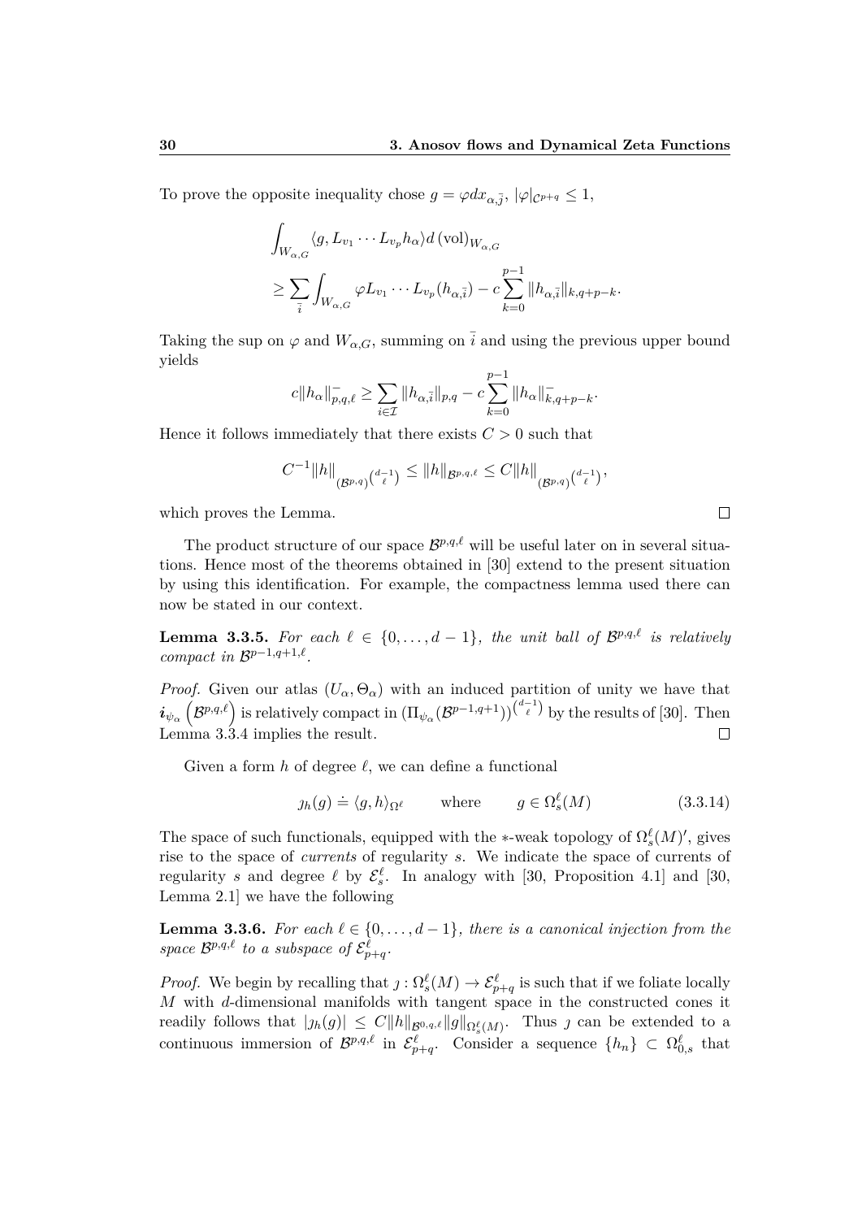To prove the opposite inequality chose $g = \varphi dx_{\alpha,\bar{j}}$, $|\varphi|_{\mathcal{C}^{p+q}} \leq 1$,

$$
\begin{aligned}
&\int_{W_{\alpha,G}} \langle g, L_{v_1} \cdots L_{v_p} h_\alpha \rangle d\,(\mathrm{vol})_{W_{\alpha,G}} \\
&\geq \sum_{\bar{i}} \int_{W_{\alpha,G}} \varphi L_{v_1} \cdots L_{v_p}(h_{\alpha,\bar{i}}) - c \sum_{k=0}^{p-1} \|h_{\alpha,\bar{i}}\|_{k,q+p-k}.
\end{aligned}
$$

Taking the sup on $\varphi$ and $W_{\alpha,G}$, summing on $\bar{i}$ and using the previous upper bound yields

$$
c\|h_\alpha\|^{-}_{p,q,\ell} \geq \sum_{i \in \mathcal{I}} \|h_{\alpha,\bar{i}}\|_{p,q} - c \sum_{k=0}^{p-1} \|h_\alpha\|^{-}_{k,q+p-k}.
$$

Hence it follows immediately that there exists $C > 0$ such that

$$
C^{-1}\|h\|_{(\mathcal{B}^{p,q})^{\binom{d-1}{\ell}}} \leq \|h\|_{\mathcal{B}^{p,q,\ell}} \leq C\|h\|_{(\mathcal{B}^{p,q})^{\binom{d-1}{\ell}}},
$$

which proves the Lemma. $\square$

The product structure of our space $\mathcal{B}^{p,q,\ell}$ will be useful later on in several situations. Hence most of the theorems obtained in [30] extend to the present situation by using this identification. For example, the compactness lemma used there can now be stated in our context.

**Lemma 3.3.5.** *For each $\ell \in \{0, \ldots, d-1\}$, the unit ball of $\mathcal{B}^{p,q,\ell}$ is relatively compact in $\mathcal{B}^{p-1,q+1,\ell}$.*

*Proof.* Given our atlas $(U_\alpha, \Theta_\alpha)$ with an induced partition of unity we have that $\boldsymbol{i}_{\psi_\alpha}\left(\mathcal{B}^{p,q,\ell}\right)$ is relatively compact in $(\Pi_{\psi_\alpha}(\mathcal{B}^{p-1,q+1}))^{\binom{d-1}{\ell}}$ by the results of [30]. Then Lemma 3.3.4 implies the result. $\square$

Given a form $h$ of degree $\ell$, we can define a functional

$$
\jmath_h(g) \doteq \langle g, h \rangle_{\Omega^\ell} \qquad \text{where} \qquad g \in \Omega^\ell_s(M) \tag{3.3.14}
$$

The space of such functionals, equipped with the $*$-weak topology of $\Omega^\ell_s(M)'$, gives rise to the space of *currents* of regularity $s$. We indicate the space of currents of regularity $s$ and degree $\ell$ by $\mathcal{E}^\ell_s$. In analogy with [30, Proposition 4.1] and [30, Lemma 2.1] we have the following

**Lemma 3.3.6.** *For each $\ell \in \{0, \ldots, d-1\}$, there is a canonical injection from the space $\mathcal{B}^{p,q,\ell}$ to a subspace of $\mathcal{E}^\ell_{p+q}$.*

*Proof.* We begin by recalling that $\jmath : \Omega^\ell_s(M) \to \mathcal{E}^\ell_{p+q}$ is such that if we foliate locally $M$ with $d$-dimensional manifolds with tangent space in the constructed cones it readily follows that $|\jmath_h(g)| \leq C\|h\|_{\mathcal{B}^{0,q,\ell}}\|g\|_{\Omega^\ell_s(M)}$. Thus $\jmath$ can be extended to a continuous immersion of $\mathcal{B}^{p,q,\ell}$ in $\mathcal{E}^\ell_{p+q}$. Consider a sequence $\{h_n\} \subset \Omega^\ell_{0,s}$ that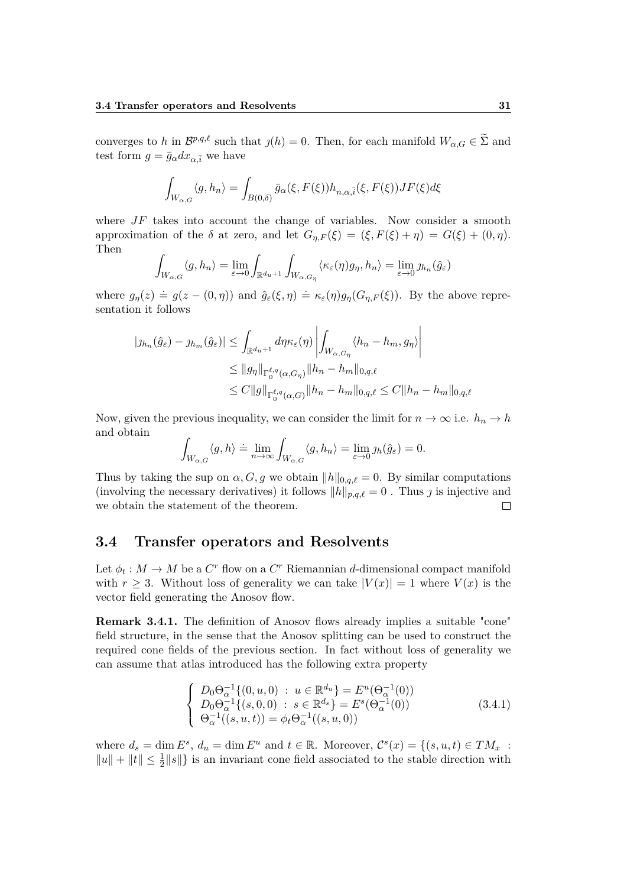converges to $h$ in $\mathcal{B}^{p,q,\ell}$ such that $\jmath(h) = 0$. Then, for each manifold $W_{\alpha,G} \in \widetilde{\Sigma}$ and test form $g = \bar{g}_\alpha dx_{\alpha,\bar{i}}$ we have

$$\int_{W_{\alpha,G}} \langle g, h_n \rangle = \int_{B(0,\delta)} \bar{g}_\alpha(\xi, F(\xi)) h_{n,\alpha,\bar{i}}(\xi, F(\xi)) JF(\xi) d\xi$$

where $JF$ takes into account the change of variables. Now consider a smooth approximation of the $\delta$ at zero, and let $G_{\eta,F}(\xi) = (\xi, F(\xi) + \eta) = G(\xi) + (0, \eta)$. Then

$$\int_{W_{\alpha,G}} \langle g, h_n \rangle = \lim_{\varepsilon \to 0} \int_{\mathbb{R}^{d_u+1}} \int_{W_{\alpha,G_\eta}} \langle \kappa_\varepsilon(\eta) g_\eta, h_n \rangle = \lim_{\varepsilon \to 0} \jmath_{h_n}(\hat{g}_\varepsilon)$$

where $g_\eta(z) \doteq g(z - (0, \eta))$ and $\hat{g}_\varepsilon(\xi, \eta) \doteq \kappa_\varepsilon(\eta) g_\eta(G_{\eta,F}(\xi))$. By the above representation it follows

$$\begin{aligned}
|\jmath_{h_n}(\hat{g}_\varepsilon) - \jmath_{h_m}(\hat{g}_\varepsilon)| &\le \int_{\mathbb{R}^{d_u+1}} d\eta \kappa_\varepsilon(\eta) \left| \int_{W_{\alpha,G_\eta}} \langle h_n - h_m, g_\eta \rangle \right| \\
&\le \|g_\eta\|_{\Gamma_0^{\ell,q}(\alpha,G_\eta)} \|h_n - h_m\|_{0,q,\ell} \\
&\le C \|g\|_{\Gamma_0^{\ell,q}(\alpha,G)} \|h_n - h_m\|_{0,q,\ell} \le C \|h_n - h_m\|_{0,q,\ell}
\end{aligned}$$

Now, given the previous inequality, we can consider the limit for $n \to \infty$ i.e. $h_n \to h$ and obtain

$$\int_{W_{\alpha,G}} \langle g, h \rangle \doteq \lim_{n \to \infty} \int_{W_{\alpha,G}} \langle g, h_n \rangle = \lim_{\varepsilon \to 0} \jmath_h(\hat{g}_\varepsilon) = 0.$$

Thus by taking the sup on $\alpha, G, g$ we obtain $\|h\|_{0,q,\ell} = 0$. By similar computations (involving the necessary derivatives) it follows $\|h\|_{p,q,\ell} = 0$ . Thus $\jmath$ is injective and we obtain the statement of the theorem. $\square$

## 3.4 Transfer operators and Resolvents

Let $\phi_t : M \to M$ be a $C^r$ flow on a $C^r$ Riemannian $d$-dimensional compact manifold with $r \ge 3$. Without loss of generality we can take $|V(x)| = 1$ where $V(x)$ is the vector field generating the Anosov flow.

**Remark 3.4.1.** The definition of Anosov flows already implies a suitable "cone" field structure, in the sense that the Anosov splitting can be used to construct the required cone fields of the previous section. In fact without loss of generality we can assume that atlas introduced has the following extra property

$$\begin{cases} D_0\Theta_\alpha^{-1}\{(0, u, 0) \; : \; u \in \mathbb{R}^{d_u}\} = E^u(\Theta_\alpha^{-1}(0)) \\ D_0\Theta_\alpha^{-1}\{(s, 0, 0) \; : \; s \in \mathbb{R}^{d_s}\} = E^s(\Theta_\alpha^{-1}(0)) \\ \Theta_\alpha^{-1}((s, u, t)) = \phi_t \Theta_\alpha^{-1}((s, u, 0)) \end{cases} \tag{3.4.1}$$

where $d_s = \dim E^s$, $d_u = \dim E^u$ and $t \in \mathbb{R}$. Moreover, $\mathcal{C}^s(x) = \{(s, u, t) \in TM_x \; : \; \|u\| + \|t\| \le \frac{1}{2}\|s\|\}$ is an invariant cone field associated to the stable direction with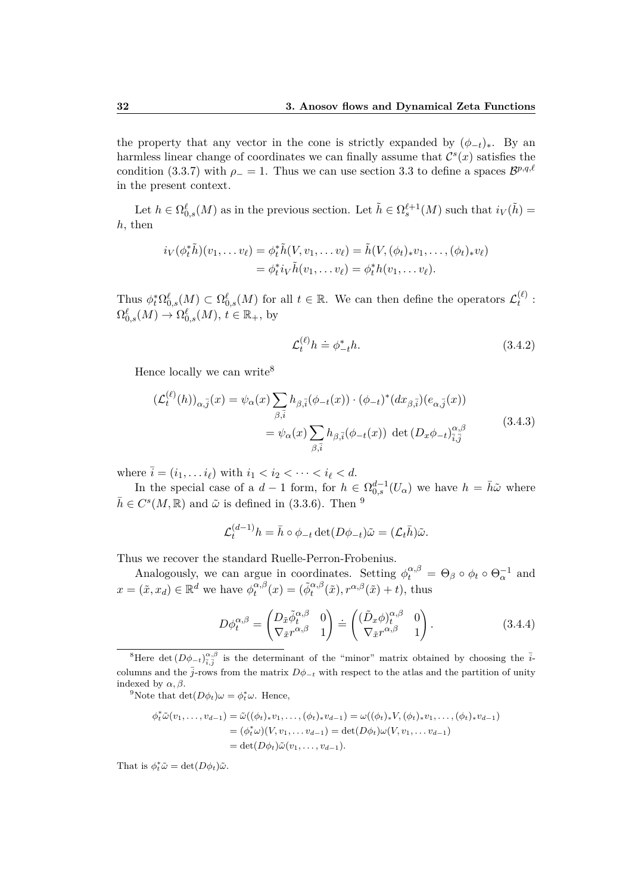the property that any vector in the cone is strictly expanded by $(\phi_{-t})_*$. By an harmless linear change of coordinates we can finally assume that $\mathcal{C}^s(x)$ satisfies the condition (3.3.7) with $\rho_- = 1$. Thus we can use section 3.3 to define a spaces $\mathcal{B}^{p,q,\ell}$ in the present context.

Let $h \in \Omega^\ell_{0,s}(M)$ as in the previous section. Let $\tilde h \in \Omega^{\ell+1}_s(M)$ such that $i_V(\tilde h) = h$, then

$$
\begin{aligned}
i_V(\phi_t^*\tilde h)(v_1,\dots v_\ell) &= \phi_t^*\tilde h(V, v_1,\dots v_\ell) = \tilde h(V, (\phi_t)_*v_1,\dots,(\phi_t)_*v_\ell)\\
&= \phi_t^* i_V \tilde h(v_1,\dots v_\ell) = \phi_t^* h(v_1,\dots v_\ell).
\end{aligned}
$$

Thus $\phi_t^*\Omega^\ell_{0,s}(M) \subset \Omega^\ell_{0,s}(M)$ for all $t\in\mathbb{R}$. We can then define the operators $\mathcal{L}^{(\ell)}_t : \Omega^\ell_{0,s}(M) \to \Omega^\ell_{0,s}(M)$, $t \in \mathbb{R}_+$, by

$$
\mathcal{L}^{(\ell)}_t h \doteq \phi_{-t}^* h. \tag{3.4.2}
$$

Hence locally we can write[8]

$$
\begin{aligned}
(\mathcal{L}^{(\ell)}_t(h))_{\alpha,\bar j}(x) &= \psi_\alpha(x)\sum_{\beta,\bar i} h_{\beta,\bar i}(\phi_{-t}(x))\cdot(\phi_{-t})^*(dx_{\beta,\bar i})(e_{\alpha,\bar j}(x))\\
&= \psi_\alpha(x)\sum_{\beta,\bar i} h_{\beta,\bar i}(\phi_{-t}(x))\ \det{(D_x\phi_{-t})}^{\alpha,\beta}_{\bar i,\bar j}
\end{aligned}
\tag{3.4.3}
$$

where $\bar i = (i_1,\dots i_\ell)$ with $i_1 < i_2 < \dots < i_\ell < d$.

In the special case of a $d-1$ form, for $h \in \Omega^{d-1}_{0,s}(U_\alpha)$ we have $h = \bar h\tilde\omega$ where $\bar h \in C^s(M,\mathbb{R})$ and $\tilde\omega$ is defined in (3.3.6). Then [9]

$$
\mathcal{L}^{(d-1)}_t h = \bar h\circ\phi_{-t}\det(D\phi_{-t})\tilde\omega = (\mathcal{L}_t\bar h)\tilde\omega.
$$

Thus we recover the standard Ruelle-Perron-Frobenius.

Analogously, we can argue in coordinates. Setting $\phi^{\alpha,\beta}_t = \Theta_\beta\circ\phi_t\circ\Theta_\alpha^{-1}$ and $x = (\tilde x, x_d) \in \mathbb{R}^d$ we have $\phi^{\alpha,\beta}_t(x) = (\tilde\phi^{\alpha,\beta}_t(\tilde x), r^{\alpha,\beta}(\tilde x) + t)$, thus

$$
D\phi^{\alpha,\beta}_t = \begin{pmatrix} D_{\tilde x}\tilde\phi^{\alpha,\beta}_t & 0\\ \nabla_{\tilde x} r^{\alpha,\beta} & 1\end{pmatrix} \doteq \begin{pmatrix} (\tilde D_x\phi)^{\alpha,\beta}_t & 0\\ \nabla_{\tilde x} r^{\alpha,\beta} & 1\end{pmatrix}. \tag{3.4.4}
$$

[8] Here $\det{(D\phi_{-t})}^{\alpha,\beta}_{\bar i,\bar j}$ is the determinant of the "minor" matrix obtained by choosing the $\bar i$-columns and the $\bar j$-rows from the matrix $D\phi_{-t}$ with respect to the atlas and the partition of unity indexed by $\alpha,\beta$.

[9] Note that $\det(D\phi_t)\omega = \phi_t^*\omega$. Hence,

$$
\begin{aligned}
\phi_t^*\tilde\omega(v_1,\dots,v_{d-1}) &= \tilde\omega((\phi_t)_*v_1,\dots,(\phi_t)_*v_{d-1}) = \omega((\phi_t)_*V,(\phi_t)_*v_1,\dots,(\phi_t)_*v_{d-1})\\
&= (\phi_t^*\omega)(V, v_1,\dots v_{d-1}) = \det(D\phi_t)\omega(V, v_1,\dots v_{d-1})\\
&= \det(D\phi_t)\tilde\omega(v_1,\dots,v_{d-1}).
\end{aligned}
$$

That is $\phi_t^*\tilde\omega = \det(D\phi_t)\tilde\omega$.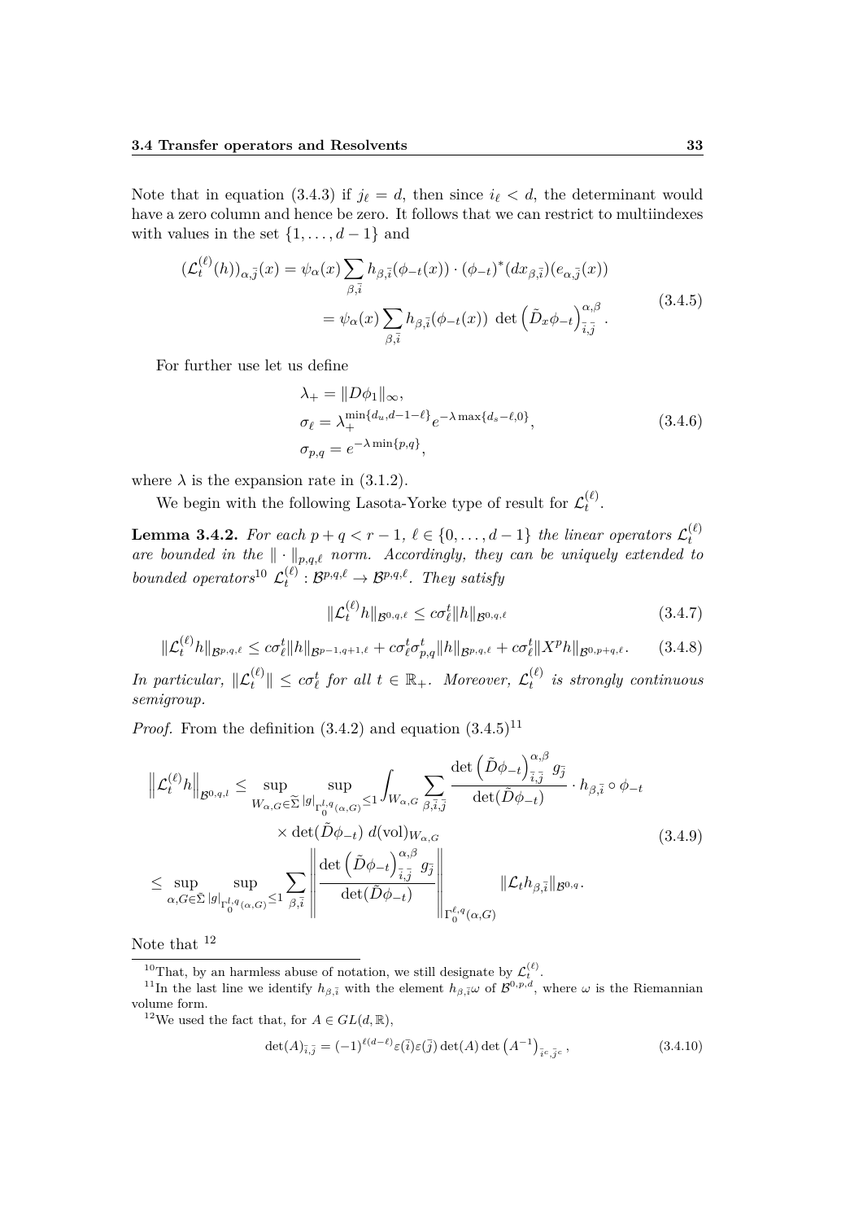Note that in equation (3.4.3) if $j_\ell = d$, then since $i_\ell < d$, the determinant would have a zero column and hence be zero. It follows that we can restrict to multiindexes with values in the set $\{1, \dots, d-1\}$ and

$$
\begin{aligned}
(\mathcal{L}_t^{(\ell)}(h))_{\alpha,\bar{j}}(x) &= \psi_\alpha(x) \sum_{\beta,\bar{i}} h_{\beta,\bar{i}}(\phi_{-t}(x)) \cdot (\phi_{-t})^*(dx_{\beta,\bar{i}})(e_{\alpha,\bar{j}}(x)) \\
&= \psi_\alpha(x) \sum_{\beta,\bar{i}} h_{\beta,\bar{i}}(\phi_{-t}(x)) \, \det\left(\tilde{D}_x \phi_{-t}\right)_{\bar{i},\bar{j}}^{\alpha,\beta}.
\end{aligned} \tag{3.4.5}
$$

For further use let us define

$$
\begin{aligned}
\lambda_+ &= \|D\phi_1\|_\infty, \\
\sigma_\ell &= \lambda_+^{\min\{d_u, d-1-\ell\}} e^{-\lambda \max\{d_s - \ell, 0\}}, \\
\sigma_{p,q} &= e^{-\lambda \min\{p,q\}},
\end{aligned} \tag{3.4.6}
$$

where $\lambda$ is the expansion rate in (3.1.2).

We begin with the following Lasota-Yorke type of result for $\mathcal{L}_t^{(\ell)}$.

**Lemma 3.4.2.** *For each $p + q < r - 1$, $\ell \in \{0, \dots, d-1\}$ the linear operators $\mathcal{L}_t^{(\ell)}$ are bounded in the $\| \cdot \|_{p,q,\ell}$ norm. Accordingly, they can be uniquely extended to bounded operators*[10] *$\mathcal{L}_t^{(\ell)} : \mathcal{B}^{p,q,\ell} \to \mathcal{B}^{p,q,\ell}$. They satisfy*

$$
\|\mathcal{L}_t^{(\ell)} h\|_{\mathcal{B}^{0,q,\ell}} \leq c\sigma_\ell^t \|h\|_{\mathcal{B}^{0,q,\ell}} \tag{3.4.7}
$$

$$
\|\mathcal{L}_t^{(\ell)} h\|_{\mathcal{B}^{p,q,\ell}} \leq c\sigma_\ell^t \|h\|_{\mathcal{B}^{p-1,q+1,\ell}} + c\sigma_\ell^t \sigma_{p,q}^t \|h\|_{\mathcal{B}^{p,q,\ell}} + c\sigma_\ell^t \|X^p h\|_{\mathcal{B}^{0,p+q,\ell}}. \tag{3.4.8}
$$

*In particular, $\|\mathcal{L}_t^{(\ell)}\| \leq c\sigma_\ell^t$ for all $t \in \mathbb{R}_+$. Moreover, $\mathcal{L}_t^{(\ell)}$ is strongly continuous semigroup.*

*Proof.* From the definition (3.4.2) and equation (3.4.5)[11]

$$
\begin{aligned}
\left\|\mathcal{L}_t^{(\ell)} h\right\|_{\mathcal{B}^{0,q,l}} &\leq \sup_{W_{\alpha,G} \in \widetilde{\Sigma}} \sup_{|g|_{\Gamma_0^{l,q}(\alpha,G)} \leq 1} \int_{W_{\alpha,G}} \sum_{\beta,\bar{i},\bar{j}} \frac{\det\left(\tilde{D}\phi_{-t}\right)_{\bar{i},\bar{j}}^{\alpha,\beta} g_{\bar{j}}}{\det(\tilde{D}\phi_{-t})} \cdot h_{\beta,\bar{i}} \circ \phi_{-t} \\
&\qquad \times \det(\tilde{D}\phi_{-t}) \, d(\mathrm{vol})_{W_{\alpha,G}} \\
&\leq \sup_{\alpha, G \in \bar{\Sigma}} \sup_{|g|_{\Gamma_0^{l,q}(\alpha,G)} \leq 1} \sum_{\beta,\bar{i}} \left\| \frac{\det\left(\tilde{D}\phi_{-t}\right)_{\bar{i},\bar{j}}^{\alpha,\beta} g_{\bar{j}}}{\det(\tilde{D}\phi_{-t})} \right\|_{\Gamma_0^{\ell,q}(\alpha,G)} \|\mathcal{L}_t h_{\beta,\bar{i}}\|_{\mathcal{B}^{0,q}}.
\end{aligned} \tag{3.4.9}
$$

Note that [12]

---

[10] That, by an harmless abuse of notation, we still designate by $\mathcal{L}_t^{(\ell)}$.

[11] In the last line we identify $h_{\beta,\bar{i}}$ with the element $h_{\beta,\bar{i}}\omega$ of $\mathcal{B}^{0,p,d}$, where $\omega$ is the Riemannian volume form.

[12] We used the fact that, for $A \in GL(d, \mathbb{R})$,

$$
\det(A)_{\bar{i},\bar{j}} = (-1)^{\ell(d-\ell)} \varepsilon(\bar{i})\varepsilon(\bar{j}) \det(A) \det\left(A^{-1}\right)_{\bar{i}^c,\bar{j}^c}, \tag{3.4.10}
$$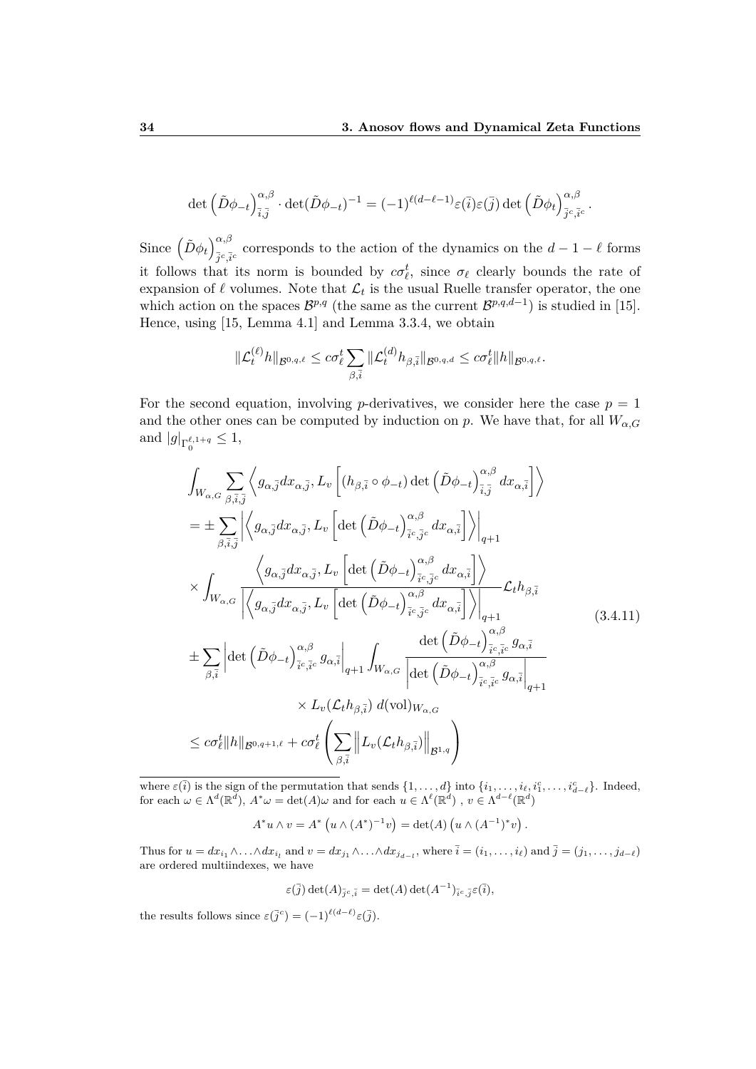$$\det\left(\tilde{D}\phi_{-t}\right)^{\alpha,\beta}_{\bar{i},\bar{j}} \cdot \det(\tilde{D}\phi_{-t})^{-1} = (-1)^{\ell(d-\ell-1)}\varepsilon(\bar{i})\varepsilon(\bar{j})\det\left(\tilde{D}\phi_{t}\right)^{\alpha,\beta}_{\bar{j}^c,\bar{i}^c}.$$

Since $\left(\tilde{D}\phi_{t}\right)^{\alpha,\beta}_{\bar{j}^c,\bar{i}^c}$ corresponds to the action of the dynamics on the $d-1-\ell$ forms it follows that its norm is bounded by $c\sigma_\ell^t$, since $\sigma_\ell$ clearly bounds the rate of expansion of $\ell$ volumes. Note that $\mathcal{L}_t$ is the usual Ruelle transfer operator, the one which action on the spaces $\mathcal{B}^{p,q}$ (the same as the current $\mathcal{B}^{p,q,d-1}$) is studied in [15]. Hence, using [15, Lemma 4.1] and Lemma 3.3.4, we obtain

$$\|\mathcal{L}_t^{(\ell)}h\|_{\mathcal{B}^{0,q,\ell}} \le c\sigma_\ell^t \sum_{\beta,\bar{i}} \|\mathcal{L}_t^{(d)}h_{\beta,\bar{i}}\|_{\mathcal{B}^{0,q,d}} \le c\sigma_\ell^t \|h\|_{\mathcal{B}^{0,q,\ell}}.$$

For the second equation, involving $p$-derivatives, we consider here the case $p=1$ and the other ones can be computed by induction on $p$. We have that, for all $W_{\alpha,G}$ and $|g|_{\Gamma_0^{\ell,1+q}} \le 1$,

$$\begin{aligned}
&\int_{W_{\alpha,G}} \sum_{\beta,\bar{i},\bar{j}} \left\langle g_{\alpha,\bar{j}}dx_{\alpha,\bar{j}}, L_v\left[(h_{\beta,\bar{i}}\circ\phi_{-t})\det\left(\tilde{D}\phi_{-t}\right)^{\alpha,\beta}_{\bar{i},\bar{j}} dx_{\alpha,\bar{i}}\right]\right\rangle \\
&= \pm\sum_{\beta,\bar{i},\bar{j}} \left|\left\langle g_{\alpha,\bar{j}}dx_{\alpha,\bar{j}}, L_v\left[\det\left(\tilde{D}\phi_{-t}\right)^{\alpha,\beta}_{\bar{i}^c,\bar{j}^c} dx_{\alpha,\bar{i}}\right]\right\rangle\right|_{q+1} \\
&\times \int_{W_{\alpha,G}} \frac{\left\langle g_{\alpha,\bar{j}}dx_{\alpha,\bar{j}}, L_v\left[\det\left(\tilde{D}\phi_{-t}\right)^{\alpha,\beta}_{\bar{i}^c,\bar{j}^c} dx_{\alpha,\bar{i}}\right]\right\rangle}{\left|\left\langle g_{\alpha,\bar{j}}dx_{\alpha,\bar{j}}, L_v\left[\det\left(\tilde{D}\phi_{-t}\right)^{\alpha,\beta}_{\bar{i}^c,\bar{j}^c} dx_{\alpha,\bar{i}}\right]\right\rangle\right|_{q+1}} \mathcal{L}_t h_{\beta,\bar{i}} \\
&\pm\sum_{\beta,\bar{i}} \left|\det\left(\tilde{D}\phi_{-t}\right)^{\alpha,\beta}_{\bar{i}^c,\bar{i}^c} g_{\alpha,\bar{i}}\right|_{q+1} \int_{W_{\alpha,G}} \frac{\det\left(\tilde{D}\phi_{-t}\right)^{\alpha,\beta}_{\bar{i}^c,\bar{i}^c} g_{\alpha,\bar{i}}}{\left|\det\left(\tilde{D}\phi_{-t}\right)^{\alpha,\beta}_{\bar{i}^c,\bar{i}^c} g_{\alpha,\bar{i}}\right|_{q+1}} \\
&\qquad\qquad \times L_v(\mathcal{L}_t h_{\beta,\bar{i}})\, d(\mathrm{vol})_{W_{\alpha,G}} \\
&\le c\sigma_\ell^t \|h\|_{\mathcal{B}^{0,q+1,\ell}} + c\sigma_\ell^t\left(\sum_{\beta,\bar{i}} \left\|L_v(\mathcal{L}_t h_{\beta,\bar{i}})\right\|_{\mathcal{B}^{1,q}}\right)
\end{aligned} \tag{3.4.11}$$

---

where $\varepsilon(\bar{i})$ is the sign of the permutation that sends $\{1,\dots,d\}$ into $\{i_1,\dots,i_\ell,i_1^c,\dots,i_{d-\ell}^c\}$. Indeed, for each $\omega\in\Lambda^d(\mathbb{R}^d)$, $A^*\omega = \det(A)\omega$ and for each $u\in\Lambda^\ell(\mathbb{R}^d)$, $v\in\Lambda^{d-\ell}(\mathbb{R}^d)$

$$A^*u\wedge v = A^*\left(u\wedge(A^*)^{-1}v\right) = \det(A)\left(u\wedge(A^{-1})^*v\right).$$

Thus for $u = dx_{i_1}\wedge\ldots\wedge dx_{i_l}$ and $v = dx_{j_1}\wedge\ldots\wedge dx_{j_{d-l}}$, where $\bar{i}=(i_1,\dots,i_\ell)$ and $\bar{j}=(j_1,\dots,j_{d-\ell})$ are ordered multiindexes, we have

$$\varepsilon(\bar{j})\det(A)_{\bar{j}^c,\bar{i}} = \det(A)\det(A^{-1})_{\bar{i}^c,\bar{j}}\varepsilon(\bar{i}),$$

the results follows since $\varepsilon(\bar{j}^c) = (-1)^{\ell(d-\ell)}\varepsilon(\bar{j})$.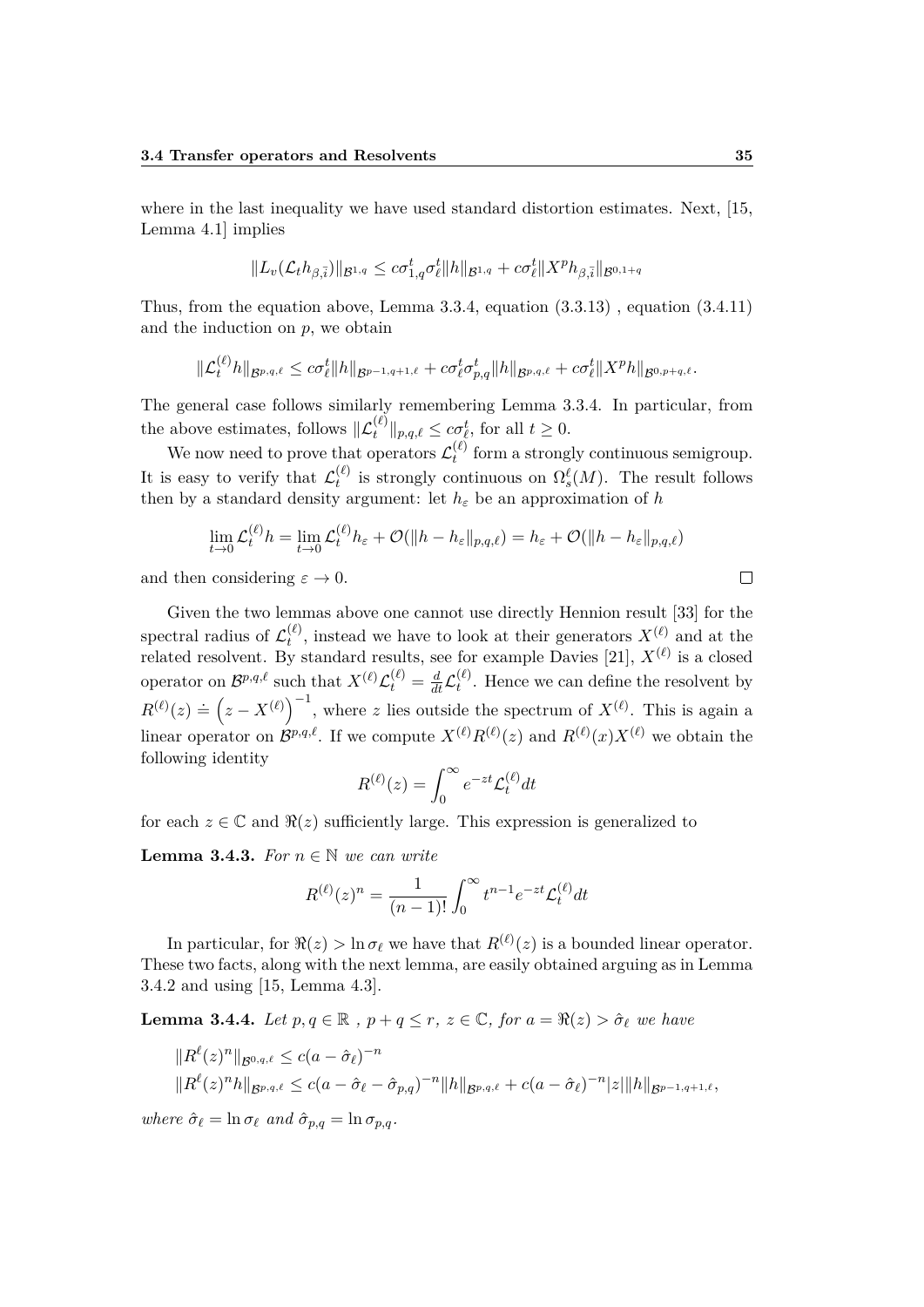where in the last inequality we have used standard distortion estimates. Next, [15, Lemma 4.1] implies

$$\|L_v(\mathcal{L}_t h_{\beta,\bar{i}})\|_{\mathcal{B}^{1,q}} \leq c\sigma_{1,q}^t \sigma_\ell^t \|h\|_{\mathcal{B}^{1,q}} + c\sigma_\ell^t \|X^p h_{\beta,\bar{i}}\|_{\mathcal{B}^{0,1+q}}$$

Thus, from the equation above, Lemma 3.3.4, equation (3.3.13) , equation (3.4.11) and the induction on $p$, we obtain

$$\|\mathcal{L}_t^{(\ell)} h\|_{\mathcal{B}^{p,q,\ell}} \leq c\sigma_\ell^t \|h\|_{\mathcal{B}^{p-1,q+1,\ell}} + c\sigma_\ell^t \sigma_{p,q}^t \|h\|_{\mathcal{B}^{p,q,\ell}} + c\sigma_\ell^t \|X^p h\|_{\mathcal{B}^{0,p+q,\ell}}.$$

The general case follows similarly remembering Lemma 3.3.4. In particular, from the above estimates, follows $\|\mathcal{L}_t^{(\ell)}\|_{p,q,\ell} \leq c\sigma_\ell^t$, for all $t \geq 0$.

We now need to prove that operators $\mathcal{L}_t^{(\ell)}$ form a strongly continuous semigroup. It is easy to verify that $\mathcal{L}_t^{(\ell)}$ is strongly continuous on $\Omega_s^\ell(M)$. The result follows then by a standard density argument: let $h_\varepsilon$ be an approximation of $h$

$$\lim_{t\to 0} \mathcal{L}_t^{(\ell)} h = \lim_{t\to 0} \mathcal{L}_t^{(\ell)} h_\varepsilon + \mathcal{O}(\|h - h_\varepsilon\|_{p,q,\ell}) = h_\varepsilon + \mathcal{O}(\|h - h_\varepsilon\|_{p,q,\ell})$$

and then considering $\varepsilon \to 0$. □

Given the two lemmas above one cannot use directly Hennion result [33] for the spectral radius of $\mathcal{L}_t^{(\ell)}$, instead we have to look at their generators $X^{(\ell)}$ and at the related resolvent. By standard results, see for example Davies [21], $X^{(\ell)}$ is a closed operator on $\mathcal{B}^{p,q,\ell}$ such that $X^{(\ell)}\mathcal{L}_t^{(\ell)} = \frac{d}{dt}\mathcal{L}_t^{(\ell)}$. Hence we can define the resolvent by $R^{(\ell)}(z) \doteq \left(z - X^{(\ell)}\right)^{-1}$, where $z$ lies outside the spectrum of $X^{(\ell)}$. This is again a linear operator on $\mathcal{B}^{p,q,\ell}$. If we compute $X^{(\ell)}R^{(\ell)}(z)$ and $R^{(\ell)}(x)X^{(\ell)}$ we obtain the following identity

$$R^{(\ell)}(z) = \int_0^\infty e^{-zt} \mathcal{L}_t^{(\ell)} dt$$

for each $z \in \mathbb{C}$ and $\Re(z)$ sufficiently large. This expression is generalized to

**Lemma 3.4.3.** *For $n \in \mathbb{N}$ we can write*

$$R^{(\ell)}(z)^n = \frac{1}{(n-1)!} \int_0^\infty t^{n-1} e^{-zt} \mathcal{L}_t^{(\ell)} dt$$

In particular, for $\Re(z) > \ln \sigma_\ell$ we have that $R^{(\ell)}(z)$ is a bounded linear operator. These two facts, along with the next lemma, are easily obtained arguing as in Lemma 3.4.2 and using [15, Lemma 4.3].

**Lemma 3.4.4.** *Let $p, q \in \mathbb{R}$ , $p + q \leq r$, $z \in \mathbb{C}$, for $a = \Re(z) > \hat{\sigma}_\ell$ we have*

$$\|R^\ell(z)^n\|_{\mathcal{B}^{0,q,\ell}} \leq c(a - \hat{\sigma}_\ell)^{-n}$$

$$\|R^\ell(z)^n h\|_{\mathcal{B}^{p,q,\ell}} \leq c(a - \hat{\sigma}_\ell - \hat{\sigma}_{p,q})^{-n} \|h\|_{\mathcal{B}^{p,q,\ell}} + c(a - \hat{\sigma}_\ell)^{-n} |z| \|h\|_{\mathcal{B}^{p-1,q+1,\ell}},$$

*where $\hat{\sigma}_\ell = \ln \sigma_\ell$ and $\hat{\sigma}_{p,q} = \ln \sigma_{p,q}$.*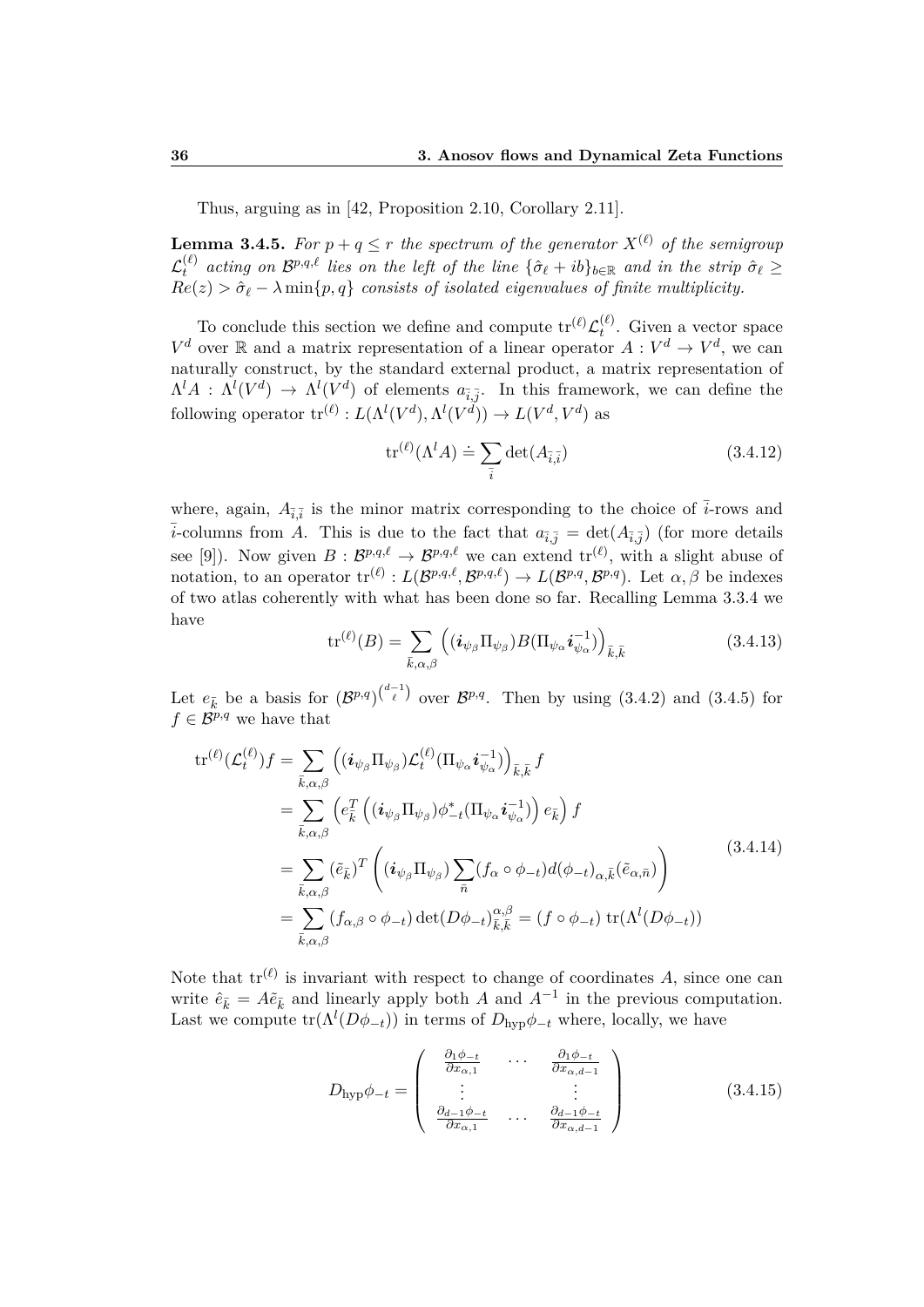Thus, arguing as in [42, Proposition 2.10, Corollary 2.11].

**Lemma 3.4.5.** *For $p+q \leq r$ the spectrum of the generator $X^{(\ell)}$ of the semigroup $\mathcal{L}_t^{(\ell)}$ acting on $\mathcal{B}^{p,q,\ell}$ lies on the left of the line $\{\hat{\sigma}_\ell + ib\}_{b\in\mathbb{R}}$ and in the strip $\hat{\sigma}_\ell \geq Re(z) > \hat{\sigma}_\ell - \lambda \min\{p,q\}$ consists of isolated eigenvalues of finite multiplicity.*

To conclude this section we define and compute $\operatorname{tr}^{(\ell)}\mathcal{L}_t^{(\ell)}$. Given a vector space $V^d$ over $\mathbb{R}$ and a matrix representation of a linear operator $A: V^d \to V^d$, we can naturally construct, by the standard external product, a matrix representation of $\Lambda^l A : \Lambda^l(V^d) \to \Lambda^l(V^d)$ of elements $a_{\bar{i},\bar{j}}$. In this framework, we can define the following operator $\operatorname{tr}^{(\ell)} : L(\Lambda^l(V^d), \Lambda^l(V^d)) \to L(V^d, V^d)$ as

$$\operatorname{tr}^{(\ell)}(\Lambda^l A) \doteq \sum_{\bar{i}} \det(A_{\bar{i},\bar{i}}) \tag{3.4.12}$$

where, again, $A_{\bar{i},\bar{i}}$ is the minor matrix corresponding to the choice of $\bar{i}$-rows and $\bar{i}$-columns from $A$. This is due to the fact that $a_{\bar{i},\bar{j}} = \det(A_{\bar{i},\bar{j}})$ (for more details see [9]). Now given $B : \mathcal{B}^{p,q,\ell} \to \mathcal{B}^{p,q,\ell}$ we can extend $\operatorname{tr}^{(\ell)}$, with a slight abuse of notation, to an operator $\operatorname{tr}^{(\ell)} : L(\mathcal{B}^{p,q,\ell}, \mathcal{B}^{p,q,\ell}) \to L(\mathcal{B}^{p,q}, \mathcal{B}^{p,q})$. Let $\alpha, \beta$ be indexes of two atlas coherently with what has been done so far. Recalling Lemma 3.3.4 we have

$$\operatorname{tr}^{(\ell)}(B) = \sum_{\bar{k},\alpha,\beta} \left( (\boldsymbol{i}_{\psi_\beta} \Pi_{\psi_\beta}) B (\Pi_{\psi_\alpha} \boldsymbol{i}_{\psi_\alpha}^{-1}) \right)_{\bar{k},\bar{k}} \tag{3.4.13}$$

Let $e_{\bar{k}}$ be a basis for $(\mathcal{B}^{p,q})^{\binom{d-1}{\ell}}$ over $\mathcal{B}^{p,q}$. Then by using (3.4.2) and (3.4.5) for $f \in \mathcal{B}^{p,q}$ we have that

$$\begin{aligned}
\operatorname{tr}^{(\ell)}(\mathcal{L}_t^{(\ell)}) f &= \sum_{\bar{k},\alpha,\beta} \left( (\boldsymbol{i}_{\psi_\beta} \Pi_{\psi_\beta}) \mathcal{L}_t^{(\ell)} (\Pi_{\psi_\alpha} \boldsymbol{i}_{\psi_\alpha}^{-1}) \right)_{\bar{k},\bar{k}} f \\
&= \sum_{\bar{k},\alpha,\beta} \left( e_{\bar{k}}^T \left( (\boldsymbol{i}_{\psi_\beta} \Pi_{\psi_\beta}) \phi_{-t}^* (\Pi_{\psi_\alpha} \boldsymbol{i}_{\psi_\alpha}^{-1}) \right) e_{\bar{k}} \right) f \\
&= \sum_{\bar{k},\alpha,\beta} (\tilde{e}_{\bar{k}})^T \left( (\boldsymbol{i}_{\psi_\beta} \Pi_{\psi_\beta}) \sum_{\bar{n}} (f_\alpha \circ \phi_{-t}) d(\phi_{-t})_{\alpha,\bar{k}} (\tilde{e}_{\alpha,\bar{n}}) \right) \\
&= \sum_{\bar{k},\alpha,\beta} (f_{\alpha,\beta} \circ \phi_{-t}) \det(D\phi_{-t})_{\bar{k},\bar{k}}^{\alpha,\beta} = (f \circ \phi_{-t}) \operatorname{tr}(\Lambda^l(D\phi_{-t}))
\end{aligned} \tag{3.4.14}$$

Note that $\operatorname{tr}^{(\ell)}$ is invariant with respect to change of coordinates $A$, since one can write $\hat{e}_{\bar{k}} = A\tilde{e}_{\bar{k}}$ and linearly apply both $A$ and $A^{-1}$ in the previous computation. Last we compute $\operatorname{tr}(\Lambda^l(D\phi_{-t}))$ in terms of $D_{\text{hyp}}\phi_{-t}$ where, locally, we have

$$D_{\text{hyp}}\phi_{-t} = \begin{pmatrix} \frac{\partial_1 \phi_{-t}}{\partial x_{\alpha,1}} & \cdots & \frac{\partial_1 \phi_{-t}}{\partial x_{\alpha,d-1}} \\ \vdots & & \vdots \\ \frac{\partial_{d-1} \phi_{-t}}{\partial x_{\alpha,1}} & \cdots & \frac{\partial_{d-1} \phi_{-t}}{\partial x_{\alpha,d-1}} \end{pmatrix} \tag{3.4.15}$$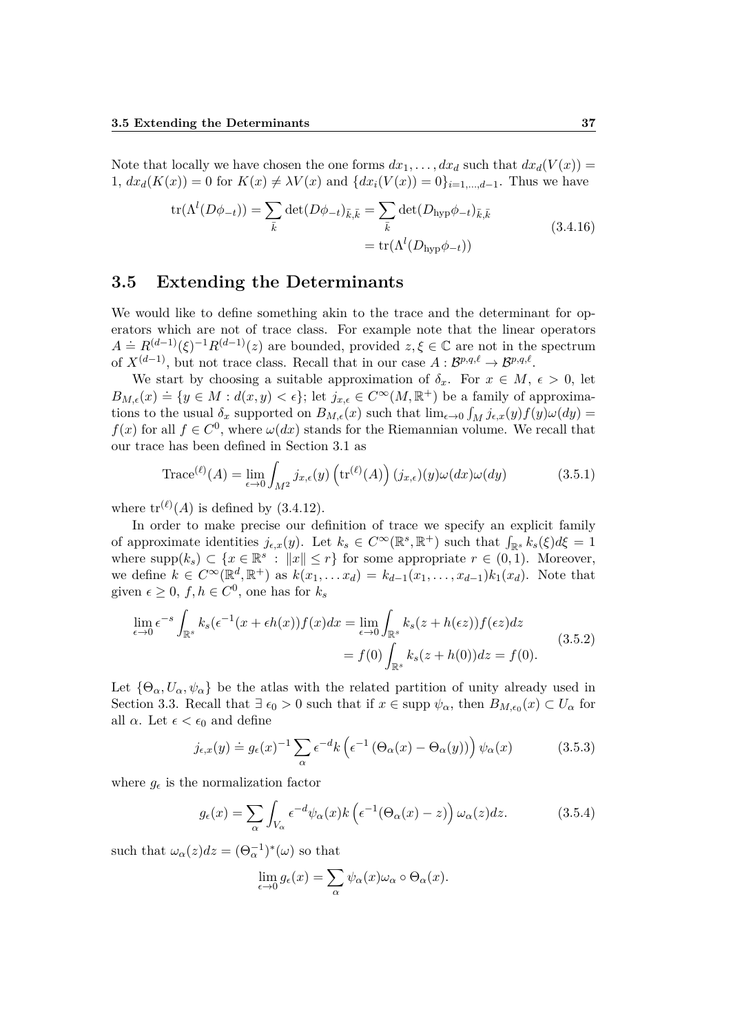Note that locally we have chosen the one forms $dx_1, \dots, dx_d$ such that $dx_d(V(x)) = 1$, $dx_d(K(x)) = 0$ for $K(x) \neq \lambda V(x)$ and $\{dx_i(V(x)) = 0\}_{i=1,\dots,d-1}$. Thus we have

$$
\begin{aligned}
\operatorname{tr}(\Lambda^l(D\phi_{-t})) = \sum_{\bar{k}} \det(D\phi_{-t})_{\bar{k},\bar{k}} &= \sum_{\bar{k}} \det(D_{\text{hyp}}\phi_{-t})_{\bar{k},\bar{k}} \\
&= \operatorname{tr}(\Lambda^l(D_{\text{hyp}}\phi_{-t}))
\end{aligned}
\tag{3.4.16}
$$

## 3.5 Extending the Determinants

We would like to define something akin to the trace and the determinant for operators which are not of trace class. For example note that the linear operators $A \doteq R^{(d-1)}(\xi)^{-1}R^{(d-1)}(z)$ are bounded, provided $z, \xi \in \mathbb{C}$ are not in the spectrum of $X^{(d-1)}$, but not trace class. Recall that in our case $A : \mathcal{B}^{p,q,\ell} \to \mathcal{B}^{p,q,\ell}$.

We start by choosing a suitable approximation of $\delta_x$. For $x \in M$, $\epsilon > 0$, let $B_{M,\epsilon}(x) \doteq \{y \in M : d(x,y) < \epsilon\}$; let $j_{x,\epsilon} \in C^\infty(M, \mathbb{R}^+)$ be a family of approximations to the usual $\delta_x$ supported on $B_{M,\epsilon}(x)$ such that $\lim_{\epsilon \to 0} \int_M j_{\epsilon,x}(y) f(y) \omega(dy) = f(x)$ for all $f \in C^0$, where $\omega(dx)$ stands for the Riemannian volume. We recall that our trace has been defined in Section 3.1 as

$$
\operatorname{Trace}^{(\ell)}(A) = \lim_{\epsilon \to 0} \int_{M^2} j_{x,\epsilon}(y) \left(\operatorname{tr}^{(\ell)}(A)\right)(j_{x,\epsilon})(y) \omega(dx) \omega(dy)
\tag{3.5.1}
$$

where $\operatorname{tr}^{(\ell)}(A)$ is defined by (3.4.12).

In order to make precise our definition of trace we specify an explicit family of approximate identities $j_{\epsilon,x}(y)$. Let $k_s \in C^\infty(\mathbb{R}^s, \mathbb{R}^+)$ such that $\int_{\mathbb{R}^s} k_s(\xi) d\xi = 1$ where $\operatorname{supp}(k_s) \subset \{x \in \mathbb{R}^s : \|x\| \leq r\}$ for some appropriate $r \in (0,1)$. Moreover, we define $k \in C^\infty(\mathbb{R}^d, \mathbb{R}^+)$ as $k(x_1, \dots x_d) = k_{d-1}(x_1, \dots, x_{d-1}) k_1(x_d)$. Note that given $\epsilon \geq 0$, $f, h \in C^0$, one has for $k_s$

$$
\begin{aligned}
\lim_{\epsilon \to 0} \epsilon^{-s} \int_{\mathbb{R}^s} k_s(\epsilon^{-1}(x + \epsilon h(x))f(x) dx &= \lim_{\epsilon \to 0} \int_{\mathbb{R}^s} k_s(z + h(\epsilon z)) f(\epsilon z) dz \\
&= f(0) \int_{\mathbb{R}^s} k_s(z + h(0)) dz = f(0).
\end{aligned}
\tag{3.5.2}
$$

Let $\{\Theta_\alpha, U_\alpha, \psi_\alpha\}$ be the atlas with the related partition of unity already used in Section 3.3. Recall that $\exists\, \epsilon_0 > 0$ such that if $x \in \operatorname{supp} \psi_\alpha$, then $B_{M,\epsilon_0}(x) \subset U_\alpha$ for all $\alpha$. Let $\epsilon < \epsilon_0$ and define

$$
j_{\epsilon,x}(y) \doteq g_\epsilon(x)^{-1} \sum_\alpha \epsilon^{-d} k\left(\epsilon^{-1}\left(\Theta_\alpha(x) - \Theta_\alpha(y)\right)\right) \psi_\alpha(x)
\tag{3.5.3}
$$

where $g_\epsilon$ is the normalization factor

$$
g_\epsilon(x) = \sum_\alpha \int_{V_\alpha} \epsilon^{-d} \psi_\alpha(x) k\left(\epsilon^{-1}(\Theta_\alpha(x) - z)\right) \omega_\alpha(z) dz.
\tag{3.5.4}
$$

such that $\omega_\alpha(z)dz = (\Theta_\alpha^{-1})^*(\omega)$ so that

$$
\lim_{\epsilon \to 0} g_\epsilon(x) = \sum_\alpha \psi_\alpha(x) \omega_\alpha \circ \Theta_\alpha(x).
$$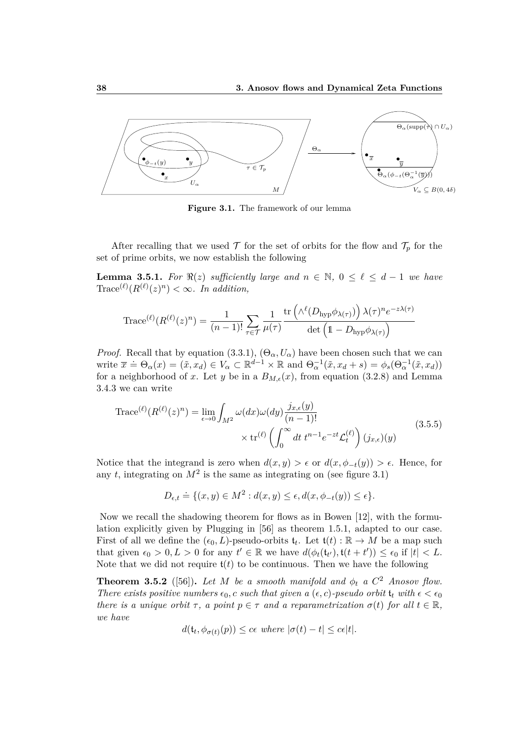**Figure 3.1.** The framework of our lemma

After recalling that we used $\mathcal{T}$ for the set of orbits for the flow and $\mathcal{T}_p$ for the set of prime orbits, we now establish the following

**Lemma 3.5.1.** *For $\Re(z)$ sufficiently large and $n \in \mathbb{N}$, $0 \le \ell \le d-1$ we have $\mathrm{Trace}^{(\ell)}(R^{(\ell)}(z)^n) < \infty$. In addition,*

$$\mathrm{Trace}^{(\ell)}(R^{(\ell)}(z)^n) = \frac{1}{(n-1)!} \sum_{\tau \in \mathcal{T}} \frac{1}{\mu(\tau)} \frac{\mathrm{tr}\left(\wedge^{\ell}(D_{\mathrm{hyp}}\phi_{\lambda(\tau)})\right) \lambda(\tau)^n e^{-z\lambda(\tau)}}{\det\left(\mathbb{1} - D_{\mathrm{hyp}}\phi_{\lambda(\tau)}\right)}$$

*Proof.* Recall that by equation (3.3.1), $(\Theta_\alpha, U_\alpha)$ have been chosen such that we can write $\overline{x} \doteq \Theta_\alpha(x) = (\tilde{x}, x_d) \in V_\alpha \subset \mathbb{R}^{d-1} \times \mathbb{R}$ and $\Theta_\alpha^{-1}(\tilde{x}, x_d + s) = \phi_s(\Theta_\alpha^{-1}(\tilde{x}, x_d))$ for a neighborhood of $x$. Let $y$ be in a $B_{M,\epsilon}(x)$, from equation (3.2.8) and Lemma 3.4.3 we can write

$$\begin{aligned}\mathrm{Trace}^{(\ell)}(R^{(\ell)}(z)^n) = \lim_{\epsilon \to 0} \int_{M^2} \omega(dx)\omega(dy) \frac{j_{x,\epsilon}(y)}{(n-1)!} \\ \times \mathrm{tr}^{(\ell)}\left(\int_0^\infty dt\, t^{n-1} e^{-zt} \mathcal{L}_t^{(\ell)}\right)(j_{x,\epsilon})(y)\end{aligned} \tag{3.5.5}$$

Notice that the integrand is zero when $d(x,y) > \epsilon$ or $d(x, \phi_{-t}(y)) > \epsilon$. Hence, for any $t$, integrating on $M^2$ is the same as integrating on (see figure 3.1)

$$D_{\epsilon,t} \doteq \{(x,y) \in M^2 : d(x,y) \le \epsilon, d(x, \phi_{-t}(y)) \le \epsilon\}.$$

Now we recall the shadowing theorem for flows as in Bowen [12], with the formulation explicitly given by Plugging in [56] as theorem 1.5.1, adapted to our case. First of all we define the $(\epsilon_0, L)$-pseudo-orbits $\mathfrak{t}_t$. Let $\mathfrak{t}(t) : \mathbb{R} \to M$ be a map such that given $\epsilon_0 > 0, L > 0$ for any $t' \in \mathbb{R}$ we have $d(\phi_t(\mathfrak{t}_{t'}), \mathfrak{t}(t+t')) \le \epsilon_0$ if $|t| < L$. Note that we did not require $\mathfrak{t}(t)$ to be continuous. Then we have the following

**Theorem 3.5.2** ([56])**.** *Let $M$ be a smooth manifold and $\phi_t$ a $C^2$ Anosov flow. There exists positive numbers $\epsilon_0, c$ such that given a $(\epsilon, c)$-pseudo orbit $\mathfrak{t}_t$ with $\epsilon < \epsilon_0$ there is a unique orbit $\tau$, a point $p \in \tau$ and a reparametrization $\sigma(t)$ for all $t \in \mathbb{R}$, we have*

$$d(\mathfrak{t}_t, \phi_{\sigma(t)}(p)) \le c\epsilon \text{ where } |\sigma(t) - t| \le c\epsilon|t|.$$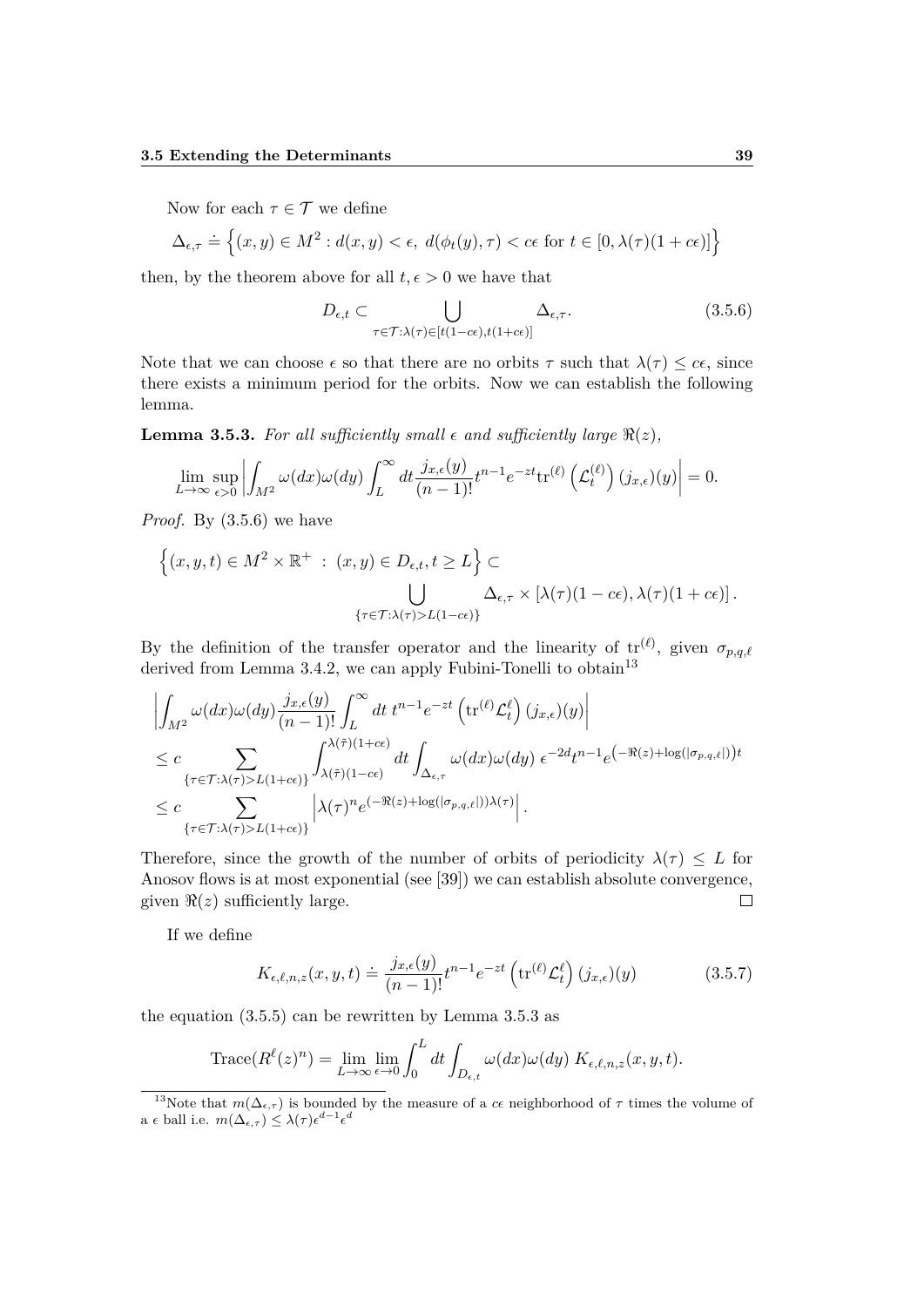Now for each $\tau \in \mathcal{T}$ we define

$$\Delta_{\epsilon,\tau} \doteq \Big\{(x,y) \in M^2 : d(x,y) < \epsilon,\ d(\phi_t(y),\tau) < c\epsilon \text{ for } t \in [0, \lambda(\tau)(1+c\epsilon)]\Big\}$$

then, by the theorem above for all $t, \epsilon > 0$ we have that

$$D_{\epsilon,t} \subset \bigcup_{\tau \in \mathcal{T}:\lambda(\tau)\in[t(1-c\epsilon),t(1+c\epsilon)]} \Delta_{\epsilon,\tau}. \tag{3.5.6}$$

Note that we can choose $\epsilon$ so that there are no orbits $\tau$ such that $\lambda(\tau) \le c\epsilon$, since there exists a minimum period for the orbits. Now we can establish the following lemma.

**Lemma 3.5.3.** *For all sufficiently small $\epsilon$ and sufficiently large $\Re(z)$,*

$$\lim_{L\to\infty} \sup_{\epsilon>0} \left| \int_{M^2} \omega(dx)\omega(dy) \int_L^\infty dt \frac{j_{x,\epsilon}(y)}{(n-1)!} t^{n-1} e^{-zt} \mathrm{tr}^{(\ell)} \left(\mathcal{L}_t^{(\ell)}\right)(j_{x,\epsilon})(y) \right| = 0.$$

*Proof.* By (3.5.6) we have

$$\Big\{(x,y,t) \in M^2 \times \mathbb{R}^+ \ :\ (x,y) \in D_{\epsilon,t}, t \ge L\Big\} \subset \bigcup_{\{\tau \in \mathcal{T}:\lambda(\tau)>L(1-c\epsilon)\}} \Delta_{\epsilon,\tau} \times [\lambda(\tau)(1-c\epsilon), \lambda(\tau)(1+c\epsilon)]\,.$$

By the definition of the transfer operator and the linearity of $\mathrm{tr}^{(\ell)}$, given $\sigma_{p,q,\ell}$ derived from Lemma 3.4.2, we can apply Fubini-Tonelli to obtain[13]

$$\begin{aligned}
&\left| \int_{M^2} \omega(dx)\omega(dy) \frac{j_{x,\epsilon}(y)}{(n-1)!} \int_L^\infty dt\, t^{n-1} e^{-zt} \left(\mathrm{tr}^{(\ell)} \mathcal{L}_t^\ell\right)(j_{x,\epsilon})(y) \right| \\
&\le c \sum_{\{\tau \in \mathcal{T}:\lambda(\tau)>L(1+c\epsilon)\}} \int_{\lambda(\tilde\tau)(1-c\epsilon)}^{\lambda(\tilde\tau)(1+c\epsilon)} dt \int_{\Delta_{\epsilon,\tau}} \omega(dx)\omega(dy)\, \epsilon^{-2d} t^{n-1} e^{\left(-\Re(z)+\log(|\sigma_{p,q,\ell}|)\right)t} \\
&\le c \sum_{\{\tau \in \mathcal{T}:\lambda(\tau)>L(1+c\epsilon)\}} \left| \lambda(\tau)^n e^{(-\Re(z)+\log(|\sigma_{p,q,\ell}|))\lambda(\tau)} \right|.
\end{aligned}$$

Therefore, since the growth of the number of orbits of periodicity $\lambda(\tau) \le L$ for Anosov flows is at most exponential (see [39]) we can establish absolute convergence, given $\Re(z)$ sufficiently large. $\square$

If we define

$$K_{\epsilon,\ell,n,z}(x,y,t) \doteq \frac{j_{x,\epsilon}(y)}{(n-1)!} t^{n-1} e^{-zt} \left(\mathrm{tr}^{(\ell)} \mathcal{L}_t^\ell\right)(j_{x,\epsilon})(y) \tag{3.5.7}$$

the equation (3.5.5) can be rewritten by Lemma 3.5.3 as

$$\mathrm{Trace}(R^\ell(z)^n) = \lim_{L\to\infty} \lim_{\epsilon\to 0} \int_0^L dt \int_{D_{\epsilon,t}} \omega(dx)\omega(dy)\ K_{\epsilon,\ell,n,z}(x,y,t).$$

[13] Note that $m(\Delta_{\epsilon,\tau})$ is bounded by the measure of a $c\epsilon$ neighborhood of $\tau$ times the volume of a $\epsilon$ ball i.e. $m(\Delta_{\epsilon,\tau}) \le \lambda(\tau)\epsilon^{d-1}\epsilon^d$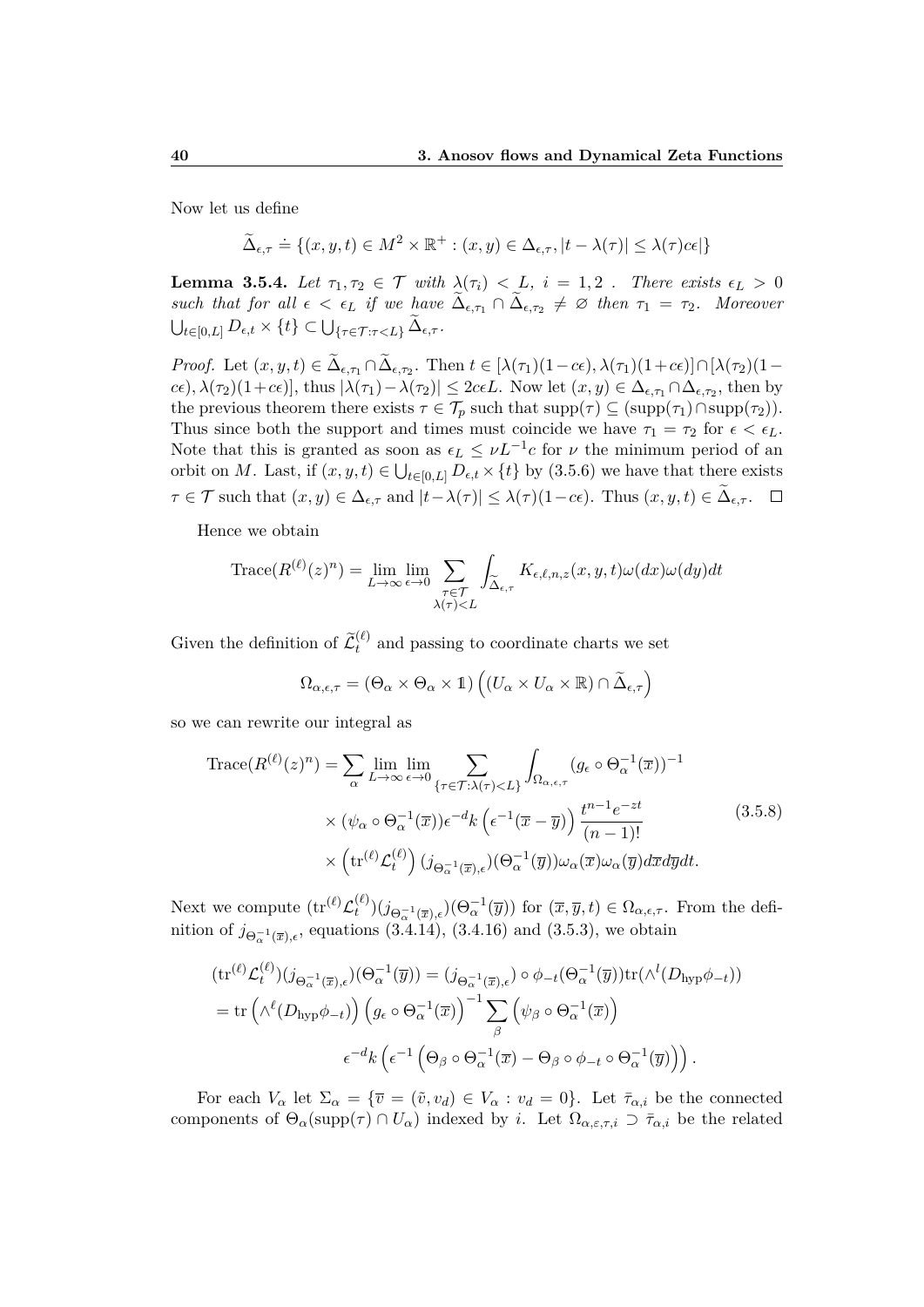Now let us define

$$\widetilde{\Delta}_{\epsilon,\tau} \doteq \{(x,y,t) \in M^2 \times \mathbb{R}^+ : (x,y) \in \Delta_{\epsilon,\tau}, |t - \lambda(\tau)| \leq \lambda(\tau)c\epsilon|\}$$

**Lemma 3.5.4.** *Let $\tau_1, \tau_2 \in \mathcal{T}$ with $\lambda(\tau_i) < L$, $i = 1, 2$ . There exists $\epsilon_L > 0$ such that for all $\epsilon < \epsilon_L$ if we have $\widetilde{\Delta}_{\epsilon,\tau_1} \cap \widetilde{\Delta}_{\epsilon,\tau_2} \neq \varnothing$ then $\tau_1 = \tau_2$. Moreover $\bigcup_{t\in[0,L]} D_{\epsilon,t} \times \{t\} \subset \bigcup_{\{\tau\in\mathcal{T}:\tau<L\}} \widetilde{\Delta}_{\epsilon,\tau}$.*

*Proof.* Let $(x,y,t) \in \widetilde{\Delta}_{\epsilon,\tau_1} \cap \widetilde{\Delta}_{\epsilon,\tau_2}$. Then $t \in [\lambda(\tau_1)(1-c\epsilon), \lambda(\tau_1)(1+c\epsilon)] \cap [\lambda(\tau_2)(1-c\epsilon), \lambda(\tau_2)(1+c\epsilon)]$, thus $|\lambda(\tau_1) - \lambda(\tau_2)| \leq 2c\epsilon L$. Now let $(x,y) \in \Delta_{\epsilon,\tau_1} \cap \Delta_{\epsilon,\tau_2}$, then by the previous theorem there exists $\tau \in \mathcal{T}_p$ such that $\text{supp}(\tau) \subseteq (\text{supp}(\tau_1) \cap \text{supp}(\tau_2))$. Thus since both the support and times must coincide we have $\tau_1 = \tau_2$ for $\epsilon < \epsilon_L$. Note that this is granted as soon as $\epsilon_L \leq \nu L^{-1}c$ for $\nu$ the minimum period of an orbit on $M$. Last, if $(x,y,t) \in \bigcup_{t\in[0,L]} D_{\epsilon,t} \times \{t\}$ by (3.5.6) we have that there exists $\tau \in \mathcal{T}$ such that $(x,y) \in \Delta_{\epsilon,\tau}$ and $|t - \lambda(\tau)| \leq \lambda(\tau)(1-c\epsilon)$. Thus $(x,y,t) \in \widetilde{\Delta}_{\epsilon,\tau}$. $\square$

Hence we obtain

$$\text{Trace}(R^{(\ell)}(z)^n) = \lim_{L\to\infty} \lim_{\epsilon\to 0} \sum_{\substack{\tau\in\mathcal{T} \\ \lambda(\tau)<L}} \int_{\widetilde{\Delta}_{\epsilon,\tau}} K_{\epsilon,\ell,n,z}(x,y,t)\omega(dx)\omega(dy)dt$$

Given the definition of $\widetilde{\mathcal{L}}_t^{(\ell)}$ and passing to coordinate charts we set

$$\Omega_{\alpha,\epsilon,\tau} = (\Theta_\alpha \times \Theta_\alpha \times \mathbb{1})\left((U_\alpha \times U_\alpha \times \mathbb{R}) \cap \widetilde{\Delta}_{\epsilon,\tau}\right)$$

so we can rewrite our integral as

$$\begin{aligned}
\text{Trace}(R^{(\ell)}(z)^n) = \sum_\alpha \lim_{L\to\infty} \lim_{\epsilon\to 0} &\sum_{\{\tau\in\mathcal{T}:\lambda(\tau)<L\}} \int_{\Omega_{\alpha,\epsilon,\tau}} (g_\epsilon \circ \Theta_\alpha^{-1}(\overline{x}))^{-1} \\
&\times (\psi_\alpha \circ \Theta_\alpha^{-1}(\overline{x}))\epsilon^{-d} k\left(\epsilon^{-1}(\overline{x} - \overline{y})\right) \frac{t^{n-1}e^{-zt}}{(n-1)!} \\
&\times \left(\text{tr}^{(\ell)}\mathcal{L}_t^{(\ell)}\right)(j_{\Theta_\alpha^{-1}(\overline{x}),\epsilon})(\Theta_\alpha^{-1}(\overline{y}))\omega_\alpha(\overline{x})\omega_\alpha(\overline{y})d\overline{x}d\overline{y}dt.
\end{aligned} \tag{3.5.8}$$

Next we compute $(\text{tr}^{(\ell)}\mathcal{L}_t^{(\ell)})(j_{\Theta_\alpha^{-1}(\overline{x}),\epsilon})(\Theta_\alpha^{-1}(\overline{y}))$ for $(\overline{x},\overline{y},t) \in \Omega_{\alpha,\epsilon,\tau}$. From the definition of $j_{\Theta_\alpha^{-1}(\overline{x}),\epsilon}$, equations (3.4.14), (3.4.16) and (3.5.3), we obtain

$$\begin{aligned}
&(\text{tr}^{(\ell)}\mathcal{L}_t^{(\ell)})(j_{\Theta_\alpha^{-1}(\overline{x}),\epsilon})(\Theta_\alpha^{-1}(\overline{y})) = (j_{\Theta_\alpha^{-1}(\overline{x}),\epsilon}) \circ \phi_{-t}(\Theta_\alpha^{-1}(\overline{y}))\text{tr}(\wedge^l(D_{\text{hyp}}\phi_{-t})) \\
&= \text{tr}\left(\wedge^\ell(D_{\text{hyp}}\phi_{-t})\right)\left(g_\epsilon \circ \Theta_\alpha^{-1}(\overline{x})\right)^{-1} \sum_\beta \left(\psi_\beta \circ \Theta_\alpha^{-1}(\overline{x})\right) \\
&\qquad\qquad \epsilon^{-d} k\left(\epsilon^{-1}\left(\Theta_\beta \circ \Theta_\alpha^{-1}(\overline{x}) - \Theta_\beta \circ \phi_{-t} \circ \Theta_\alpha^{-1}(\overline{y})\right)\right).
\end{aligned}$$

For each $V_\alpha$ let $\Sigma_\alpha = \{\overline{v} = (\tilde{v}, v_d) \in V_\alpha : v_d = 0\}$. Let $\bar{\tau}_{\alpha,i}$ be the connected components of $\Theta_\alpha(\text{supp}(\tau) \cap U_\alpha)$ indexed by $i$. Let $\Omega_{\alpha,\varepsilon,\tau,i} \supset \bar{\tau}_{\alpha,i}$ be the related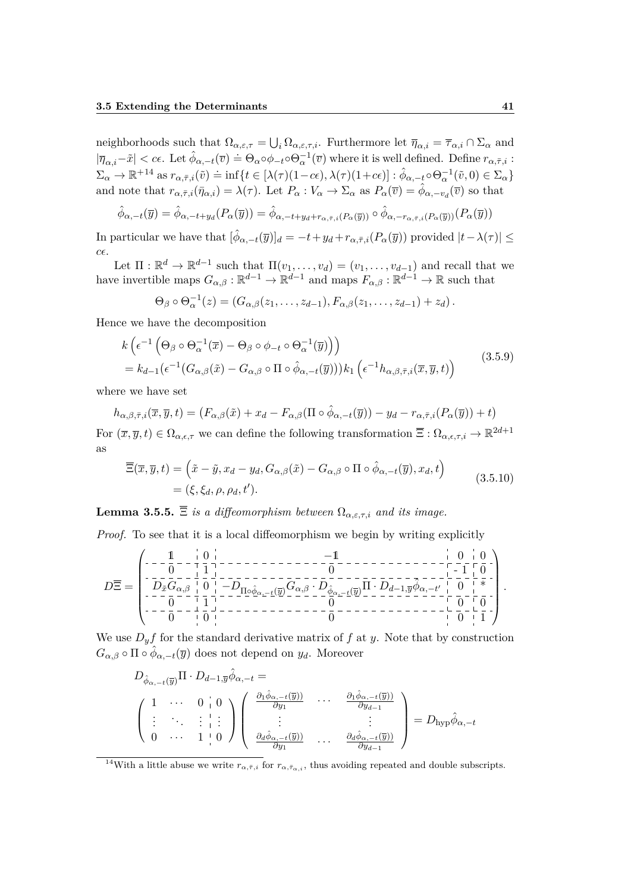neighborhoods such that $\Omega_{\alpha,\varepsilon,\tau} = \bigcup_i \Omega_{\alpha,\varepsilon,\tau,i}$. Furthermore let $\overline{\eta}_{\alpha,i} = \overline{\tau}_{\alpha,i} \cap \Sigma_\alpha$ and $|\overline{\eta}_{\alpha,i} - \tilde{x}| < c\epsilon$. Let $\hat{\phi}_{\alpha,-t}(\overline{v}) \doteq \Theta_\alpha \circ \phi_{-t} \circ \Theta_\alpha^{-1}(\overline{v})$ where it is well defined. Define $r_{\alpha,\bar{\tau},i} : \Sigma_\alpha \to \mathbb{R}^{+}$[14] as $r_{\alpha,\bar{\tau},i}(\tilde{v}) \doteq \inf\{t \in [\lambda(\tau)(1-c\epsilon), \lambda(\tau)(1+c\epsilon)] : \hat{\phi}_{\alpha,-t} \circ \Theta_\alpha^{-1}(\tilde{v}, 0) \in \Sigma_\alpha\}$ and note that $r_{\alpha,\bar{\tau},i}(\bar{\eta}_{\alpha,i}) = \lambda(\tau)$. Let $P_\alpha : V_\alpha \to \Sigma_\alpha$ as $P_\alpha(\overline{v}) = \hat{\phi}_{\alpha,-v_d}(\overline{v})$ so that

$$\hat{\phi}_{\alpha,-t}(\overline{y}) = \hat{\phi}_{\alpha,-t+y_d}(P_\alpha(\overline{y})) = \hat{\phi}_{\alpha,-t+y_d+r_{\alpha,\bar{\tau},i}(P_\alpha(\overline{y}))} \circ \hat{\phi}_{\alpha,-r_{\alpha,\bar{\tau},i}(P_\alpha(\overline{y}))}(P_\alpha(\overline{y}))$$

In particular we have that $[\hat{\phi}_{\alpha,-t}(\overline{y})]_d = -t + y_d + r_{\alpha,\bar{\tau},i}(P_\alpha(\overline{y}))$ provided $|t - \lambda(\tau)| \leq c\epsilon$.

Let $\Pi : \mathbb{R}^d \to \mathbb{R}^{d-1}$ such that $\Pi(v_1, \dots, v_d) = (v_1, \dots, v_{d-1})$ and recall that we have invertible maps $G_{\alpha,\beta} : \mathbb{R}^{d-1} \to \mathbb{R}^{d-1}$ and maps $F_{\alpha,\beta} : \mathbb{R}^{d-1} \to \mathbb{R}$ such that

$$\Theta_\beta \circ \Theta_\alpha^{-1}(z) = (G_{\alpha,\beta}(z_1, \dots, z_{d-1}), F_{\alpha,\beta}(z_1, \dots, z_{d-1}) + z_d).$$

Hence we have the decomposition

$$\begin{aligned}
&k\left(\epsilon^{-1}\left(\Theta_\beta \circ \Theta_\alpha^{-1}(\overline{x}) - \Theta_\beta \circ \phi_{-t} \circ \Theta_\alpha^{-1}(\overline{y})\right)\right) \\
&= k_{d-1}(\epsilon^{-1}(G_{\alpha,\beta}(\tilde{x}) - G_{\alpha,\beta} \circ \Pi \circ \hat{\phi}_{\alpha,-t}(\overline{y})))k_1\left(\epsilon^{-1}h_{\alpha,\beta,\bar{\tau},i}(\overline{x}, \overline{y}, t)\right)
\end{aligned} \tag{3.5.9}$$

where we have set

$$h_{\alpha,\beta,\bar{\tau},i}(\overline{x}, \overline{y}, t) = (F_{\alpha,\beta}(\tilde{x}) + x_d - F_{\alpha,\beta}(\Pi \circ \hat{\phi}_{\alpha,-t}(\overline{y})) - y_d - r_{\alpha,\bar{\tau},i}(P_\alpha(\overline{y})) + t)$$

For $(\overline{x}, \overline{y}, t) \in \Omega_{\alpha,\epsilon,\tau}$ we can define the following transformation $\overline{\Xi} : \Omega_{\alpha,\epsilon,\tau,i} \to \mathbb{R}^{2d+1}$ as

$$\begin{aligned}
\overline{\Xi}(\overline{x}, \overline{y}, t) &= \left(\tilde{x} - \tilde{y}, x_d - y_d, G_{\alpha,\beta}(\tilde{x}) - G_{\alpha,\beta} \circ \Pi \circ \hat{\phi}_{\alpha,-t}(\overline{y}), x_d, t\right) \\
&= (\xi, \xi_d, \rho, \rho_d, t').
\end{aligned} \tag{3.5.10}$$

**Lemma 3.5.5.** *$\overline{\Xi}$ is a diffeomorphism between $\Omega_{\alpha,\varepsilon,\tau,i}$ and its image.*

*Proof.* To see that it is a local diffeomorphism we begin by writing explicitly

$$D\overline{\Xi} = \begin{pmatrix}
\mathbb{1} & 0 & -\mathbb{1} & 0 & 0 \\
0 & 1 & 0 & -1 & 0 \\
D_{\tilde{x}}G_{\alpha,\beta} & 0 & -D_{\Pi \circ \hat{\phi}_{\alpha,-t}(\overline{y})}G_{\alpha,\beta} \cdot D_{\hat{\phi}_{\alpha,-t}(\overline{y})}\Pi \cdot D_{d-1,\overline{y}}\hat{\phi}_{\alpha,-t'} & 0 & * \\
0 & 1 & 0 & 0 & 0 \\
0 & 0 & 0 & 0 & 1
\end{pmatrix}.$$

We use $D_y f$ for the standard derivative matrix of $f$ at $y$. Note that by construction $G_{\alpha,\beta} \circ \Pi \circ \hat{\phi}_{\alpha,-t}(\overline{y})$ does not depend on $y_d$. Moreover

$$D_{\hat{\phi}_{\alpha,-t}(\overline{y})}\Pi \cdot D_{d-1,\overline{y}}\hat{\phi}_{\alpha,-t} =$$

$$\begin{pmatrix}
1 & \cdots & 0 & 0 \\
\vdots & \ddots & \vdots & \vdots \\
0 & \cdots & 1 & 0
\end{pmatrix}
\begin{pmatrix}
\frac{\partial_1 \hat{\phi}_{\alpha,-t}(\overline{y}))}{\partial y_1} & \cdots & \frac{\partial_1 \hat{\phi}_{\alpha,-t}(\overline{y}))}{\partial y_{d-1}} \\
\vdots & & \vdots \\
\frac{\partial_d \hat{\phi}_{\alpha,-t}(\overline{y}))}{\partial y_1} & \cdots & \frac{\partial_d \hat{\phi}_{\alpha,-t}(\overline{y}))}{\partial y_{d-1}}
\end{pmatrix} = D_{\text{hyp}}\hat{\phi}_{\alpha,-t}$$

[14] With a little abuse we write $r_{\alpha,\bar{\tau},i}$ for $r_{\alpha,\bar{\tau}_{\alpha,i}}$, thus avoiding repeated and double subscripts.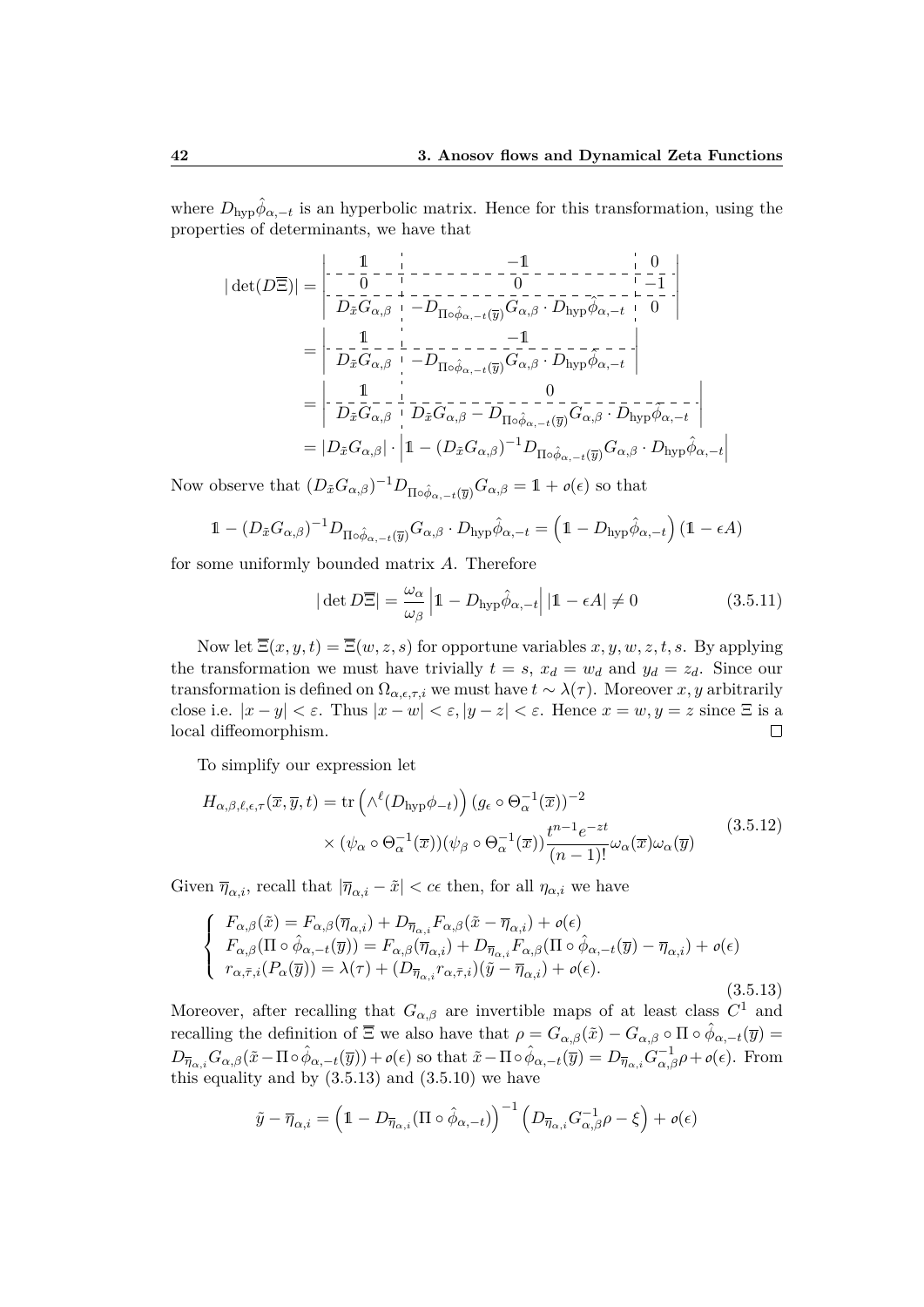where $D_{\text{hyp}}\hat{\phi}_{\alpha,-t}$ is an hyperbolic matrix. Hence for this transformation, using the properties of determinants, we have that

$$
\begin{aligned}
|\det(D\overline{\Xi})| &= \left|\begin{array}{c|c|c} \mathbb{1} & -\mathbb{1} & 0 \\ \hline 0 & 0 & -1 \\ \hline D_{\tilde{x}}G_{\alpha,\beta} & -D_{\Pi\circ\hat{\phi}_{\alpha,-t}(\overline{y})}G_{\alpha,\beta}\cdot D_{\text{hyp}}\hat{\phi}_{\alpha,-t} & 0 \end{array}\right| \\
&= \left|\begin{array}{c|c} \mathbb{1} & -\mathbb{1} \\ \hline D_{\tilde{x}}G_{\alpha,\beta} & -D_{\Pi\circ\hat{\phi}_{\alpha,-t}(\overline{y})}G_{\alpha,\beta}\cdot D_{\text{hyp}}\hat{\phi}_{\alpha,-t} \end{array}\right| \\
&= \left|\begin{array}{c|c} \mathbb{1} & 0 \\ \hline D_{\tilde{x}}G_{\alpha,\beta} & D_{\tilde{x}}G_{\alpha,\beta} - D_{\Pi\circ\hat{\phi}_{\alpha,-t}(\overline{y})}G_{\alpha,\beta}\cdot D_{\text{hyp}}\hat{\phi}_{\alpha,-t} \end{array}\right| \\
&= |D_{\tilde{x}}G_{\alpha,\beta}|\cdot\left|\mathbb{1} - (D_{\tilde{x}}G_{\alpha,\beta})^{-1}D_{\Pi\circ\hat{\phi}_{\alpha,-t}(\overline{y})}G_{\alpha,\beta}\cdot D_{\text{hyp}}\hat{\phi}_{\alpha,-t}\right|
\end{aligned}
$$

Now observe that $(D_{\tilde{x}}G_{\alpha,\beta})^{-1}D_{\Pi\circ\hat{\phi}_{\alpha,-t}(\overline{y})}G_{\alpha,\beta} = \mathbb{1} + o(\epsilon)$ so that

$$
\mathbb{1} - (D_{\tilde{x}}G_{\alpha,\beta})^{-1}D_{\Pi\circ\hat{\phi}_{\alpha,-t}(\overline{y})}G_{\alpha,\beta}\cdot D_{\text{hyp}}\hat{\phi}_{\alpha,-t} = \left(\mathbb{1} - D_{\text{hyp}}\hat{\phi}_{\alpha,-t}\right)(\mathbb{1} - \epsilon A)
$$

for some uniformly bounded matrix $A$. Therefore

$$
|\det D\overline{\Xi}| = \frac{\omega_\alpha}{\omega_\beta}\left|\mathbb{1} - D_{\text{hyp}}\hat{\phi}_{\alpha,-t}\right||\mathbb{1} - \epsilon A| \neq 0 \tag{3.5.11}
$$

Now let $\overline{\Xi}(x,y,t) = \overline{\Xi}(w,z,s)$ for opportune variables $x,y,w,z,t,s$. By applying the transformation we must have trivially $t = s$, $x_d = w_d$ and $y_d = z_d$. Since our transformation is defined on $\Omega_{\alpha,\epsilon,\tau,i}$ we must have $t \sim \lambda(\tau)$. Moreover $x,y$ arbitrarily close i.e. $|x-y| < \varepsilon$. Thus $|x-w| < \varepsilon, |y-z| < \varepsilon$. Hence $x = w, y = z$ since $\Xi$ is a local diffeomorphism. □

To simplify our expression let

$$
\begin{aligned}
H_{\alpha,\beta,\ell,\epsilon,\tau}(\overline{x},\overline{y},t) = \operatorname{tr}&\left(\wedge^\ell(D_{\text{hyp}}\phi_{-t})\right)(g_\epsilon\circ\Theta_\alpha^{-1}(\overline{x}))^{-2} \\
&\times(\psi_\alpha\circ\Theta_\alpha^{-1}(\overline{x}))(\psi_\beta\circ\Theta_\alpha^{-1}(\overline{x}))\frac{t^{n-1}e^{-zt}}{(n-1)!}\omega_\alpha(\overline{x})\omega_\alpha(\overline{y})
\end{aligned} \tag{3.5.12}
$$

Given $\overline{\eta}_{\alpha,i}$, recall that $|\overline{\eta}_{\alpha,i} - \tilde{x}| < c\epsilon$ then, for all $\eta_{\alpha,i}$ we have

$$
\begin{cases}
F_{\alpha,\beta}(\tilde{x}) = F_{\alpha,\beta}(\overline{\eta}_{\alpha,i}) + D_{\overline{\eta}_{\alpha,i}}F_{\alpha,\beta}(\tilde{x} - \overline{\eta}_{\alpha,i}) + o(\epsilon) \\
F_{\alpha,\beta}(\Pi\circ\hat{\phi}_{\alpha,-t}(\overline{y})) = F_{\alpha,\beta}(\overline{\eta}_{\alpha,i}) + D_{\overline{\eta}_{\alpha,i}}F_{\alpha,\beta}(\Pi\circ\hat{\phi}_{\alpha,-t}(\overline{y}) - \overline{\eta}_{\alpha,i}) + o(\epsilon) \\
r_{\alpha,\bar{\tau},i}(P_\alpha(\overline{y})) = \lambda(\tau) + (D_{\overline{\eta}_{\alpha,i}}r_{\alpha,\bar{\tau},i})(\tilde{y} - \overline{\eta}_{\alpha,i}) + o(\epsilon).
\end{cases} \tag{3.5.13}
$$

Moreover, after recalling that $G_{\alpha,\beta}$ are invertible maps of at least class $C^1$ and recalling the definition of $\Xi$ we also have that $\rho = G_{\alpha,\beta}(\tilde{x}) - G_{\alpha,\beta}\circ\Pi\circ\hat{\phi}_{\alpha,-t}(\overline{y}) = D_{\overline{\eta}_{\alpha,i}}G_{\alpha,\beta}(\tilde{x} - \Pi\circ\hat{\phi}_{\alpha,-t}(\overline{y})) + o(\epsilon)$ so that $\tilde{x} - \Pi\circ\hat{\phi}_{\alpha,-t}(\overline{y}) = D_{\overline{\eta}_{\alpha,i}}G^{-1}_{\alpha,\beta}\rho + o(\epsilon)$. From this equality and by (3.5.13) and (3.5.10) we have

$$
\tilde{y} - \overline{\eta}_{\alpha,i} = \left(\mathbb{1} - D_{\overline{\eta}_{\alpha,i}}(\Pi\circ\hat{\phi}_{\alpha,-t})\right)^{-1}\left(D_{\overline{\eta}_{\alpha,i}}G^{-1}_{\alpha,\beta}\rho - \xi\right) + o(\epsilon)
$$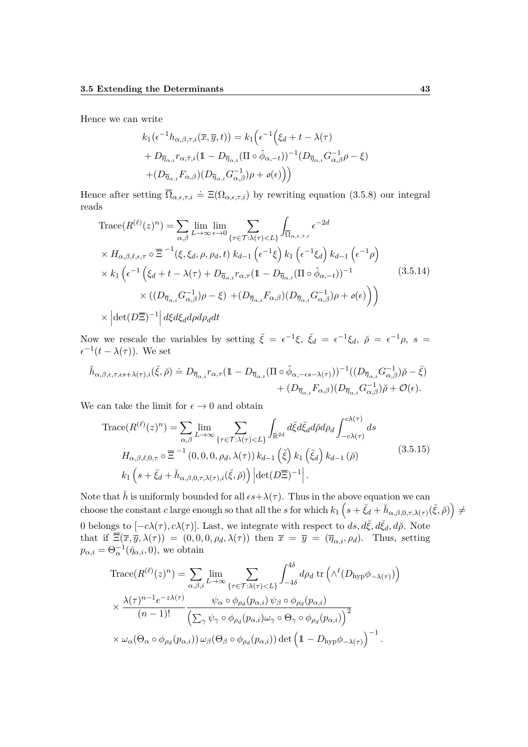Hence we can write

$$
\begin{aligned}
&k_1\big(\epsilon^{-1}h_{\alpha,\beta,\tau,i}(\overline{x},\overline{y},t)\big) = k_1\Big(\epsilon^{-1}\Big(\xi_d + t - \lambda(\tau) \\
&+ D_{\overline{\eta}_{\alpha,i}} r_{\alpha,\bar{\tau},i}(\mathbb{1} - D_{\overline{\eta}_{\alpha,i}}(\Pi \circ \hat{\phi}_{\alpha,-t}))^{-1}(D_{\overline{\eta}_{\alpha,i}} G^{-1}_{\alpha,\beta}\rho - \xi) \\
&+ (D_{\overline{\eta}_{\alpha,i}} F_{\alpha,\beta})(D_{\overline{\eta}_{\alpha,i}} G^{-1}_{\alpha,\beta})\rho + o(\epsilon)\Big)\Big)
\end{aligned}
$$

Hence after setting $\overline{\Omega}_{\alpha,\epsilon,\tau,i} \doteq \Xi(\Omega_{\alpha,\epsilon,\tau,i})$ by rewriting equation (3.5.8) our integral reads

$$
\begin{aligned}
&\mathrm{Trace}(R^{(\ell)}(z)^n) = \sum_{\alpha,\beta} \lim_{L\to\infty} \lim_{\epsilon\to 0} \sum_{\{\tau\in\mathcal{T}:\lambda(\tau)<L\}} \int_{\overline{\Omega}_{\alpha,\epsilon,\tau,i}} \epsilon^{-2d} \\
&\times H_{\alpha,\beta,\ell,\epsilon,\tau} \circ \overline{\Xi}^{-1}(\xi,\xi_d,\rho,\rho_d,t)\; k_{d-1}\left(\epsilon^{-1}\xi\right) k_1\left(\epsilon^{-1}\xi_d\right) k_{d-1}\left(\epsilon^{-1}\rho\right) \\
&\times k_1\left(\epsilon^{-1}\left(\xi_d + t - \lambda(\tau) + D_{\overline{\eta}_{\alpha,i}} r_{\alpha,\tau}(\mathbb{1} - D_{\overline{\eta}_{\alpha,i}}(\Pi\circ\hat{\phi}_{\alpha,-t}))^{-1}\right.\right. \\
&\qquad \left.\left.\times\, ((D_{\overline{\eta}_{\alpha,i}} G^{-1}_{\alpha,\beta})\rho - \xi)\; + (D_{\overline{\eta}_{\alpha,i}} F_{\alpha,\beta})(D_{\overline{\eta}_{\alpha,i}} G^{-1}_{\alpha,\beta})\rho + o(\epsilon)\right)\right) \\
&\times \left|\det(D\overline{\Xi})^{-1}\right| d\xi d\xi_d d\rho d\rho_d dt
\end{aligned}
\tag{3.5.14}
$$

Now we rescale the variables by setting $\breve{\xi} = \epsilon^{-1}\xi$, $\breve{\xi}_d = \epsilon^{-1}\xi_d$, $\breve{\rho} = \epsilon^{-1}\rho$, $s = \epsilon^{-1}(t - \lambda(\tau))$. We set

$$
\begin{aligned}
\breve{h}_{\alpha,\beta,\epsilon,\tau,\epsilon s+\lambda(\tau),i}(\breve{\xi},\breve{\rho}) \doteq D_{\overline{\eta}_{\alpha,i}} r_{\alpha,\tau}(\mathbb{1} - D_{\overline{\eta}_{\alpha,i}}(\Pi\circ\hat{\phi}_{\alpha,-\epsilon s-\lambda(\tau)}))^{-1}((D_{\overline{\eta}_{\alpha,i}} G^{-1}_{\alpha,\beta})\breve{\rho} - \breve{\xi}) \\
+ (D_{\overline{\eta}_{\alpha,i}} F_{\alpha,\beta})(D_{\overline{\eta}_{\alpha,i}} G^{-1}_{\alpha,\beta})\breve{\rho} + \mathcal{O}(\epsilon).
\end{aligned}
$$

We can take the limit for $\epsilon \to 0$ and obtain

$$
\begin{aligned}
&\mathrm{Trace}(R^{(\ell)}(z)^n) = \sum_{\alpha,\beta} \lim_{L\to\infty} \sum_{\{\tau\in\mathcal{T}:\lambda(\tau)<L\}} \int_{\mathbb{R}^{2d}} d\breve{\xi} d\breve{\xi}_d d\breve{\rho} d\rho_d \int_{-c\lambda(\tau)}^{c\lambda(\tau)} ds \\
&H_{\alpha,\beta,\ell,0,\tau} \circ \overline{\Xi}^{-1}(0,0,0,\rho_d,\lambda(\tau))\, k_{d-1}\left(\breve{\xi}\right) k_1\left(\breve{\xi}_d\right) k_{d-1}\left(\breve{\rho}\right) \\
&k_1\left(s + \breve{\xi}_d + \breve{h}_{\alpha,\beta,0,\tau,\lambda(\tau),i}(\breve{\xi},\breve{\rho})\right) \left|\det(D\overline{\Xi})^{-1}\right|.
\end{aligned}
\tag{3.5.15}
$$

Note that $\breve{h}$ is uniformly bounded for all $\epsilon s + \lambda(\tau)$. Thus in the above equation we can choose the constant $c$ large enough so that all the $s$ for which $k_1\left(s + \breve{\xi}_d + \breve{h}_{\alpha,\beta,0,\tau,\lambda(\tau)}(\breve{\xi},\breve{\rho})\right) \neq 0$ belongs to $[-c\lambda(\tau), c\lambda(\tau)]$. Last, we integrate with respect to $ds, d\breve{\xi}, d\breve{\xi}_d, d\breve{\rho}$. Note that if $\overline{\Xi}(\overline{x},\overline{y},\lambda(\tau)) = (0,0,0,\rho_d,\lambda(\tau))$ then $\overline{x} = \overline{y} = (\overline{\eta}_{\alpha,i},\rho_d)$. Thus, setting $p_{\alpha,i} = \Theta_\alpha^{-1}(\bar{\eta}_{\alpha,i},0)$, we obtain

$$
\begin{aligned}
&\mathrm{Trace}(R^{(\ell)}(z)^n) = \sum_{\alpha,\beta,i} \lim_{L\to\infty} \sum_{\{\tau\in\mathcal{T}:\lambda(\tau)<L\}} \int_{-4\delta}^{4\delta} d\rho_d\; \mathrm{tr}\left(\wedge^\ell(D_{\mathrm{hyp}}\phi_{-\lambda(\tau)})\right) \\
&\times \frac{\lambda(\tau)^{n-1}e^{-z\lambda(\tau)}}{(n-1)!} \frac{\psi_\alpha\circ\phi_{\rho_d}(p_{\alpha,i})\,\psi_\beta\circ\phi_{\rho_d}(p_{\alpha,i})}{\left(\sum_\gamma \psi_\gamma\circ\phi_{\rho_d}(p_{\alpha,i})\omega_\gamma\circ\Theta_\gamma\circ\phi_{\rho_d}(p_{\alpha,i})\right)^2} \\
&\times \omega_\alpha(\Theta_\alpha\circ\phi_{\rho_d}(p_{\alpha,i}))\,\omega_\beta(\Theta_\beta\circ\phi_{\rho_d}(p_{\alpha,i}))\det\left(\mathbb{1} - D_{\mathrm{hyp}}\phi_{-\lambda(\tau)}\right)^{-1}.
\end{aligned}
$$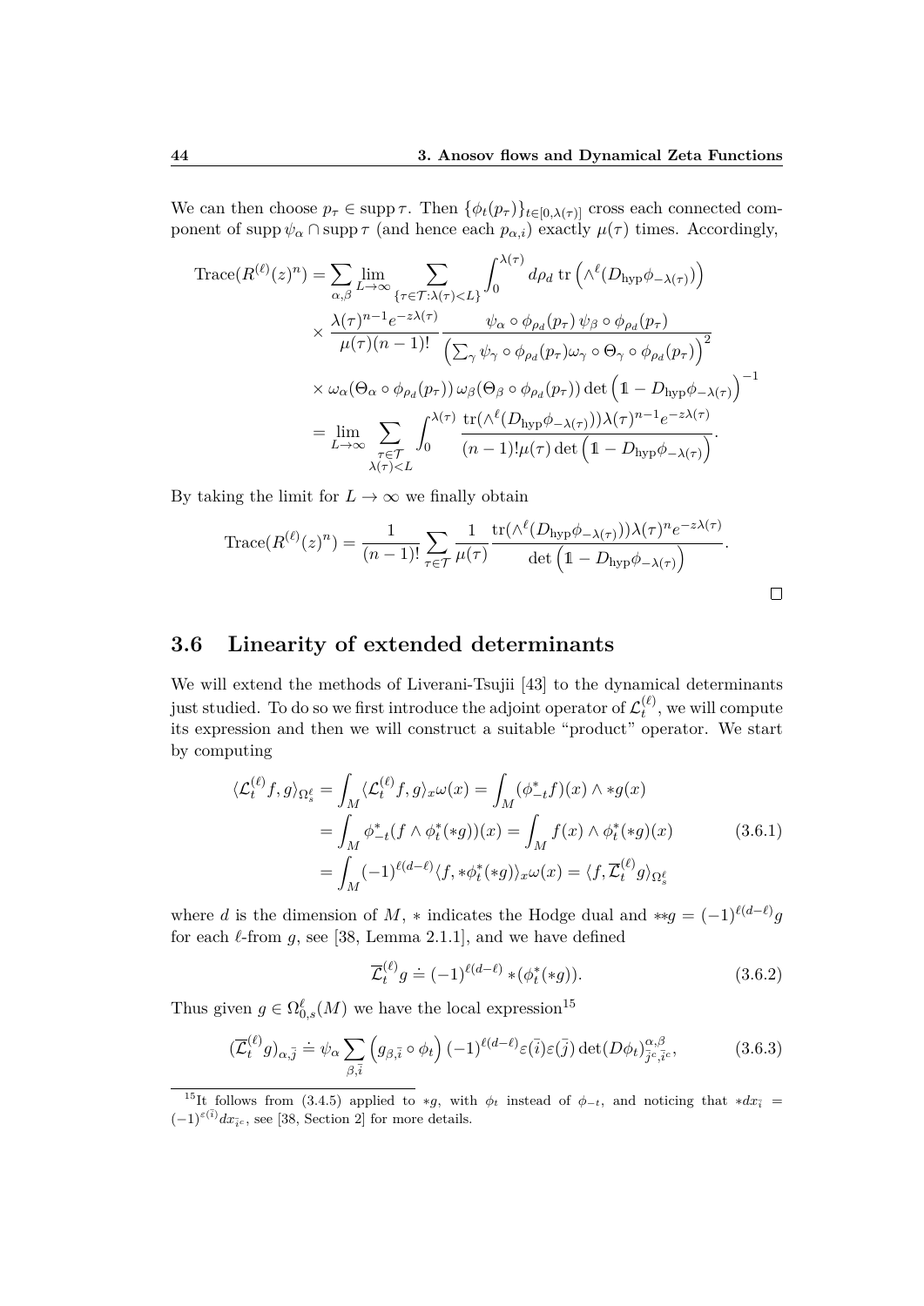We can then choose $p_\tau \in \operatorname{supp} \tau$. Then $\{\phi_t(p_\tau)\}_{t\in[0,\lambda(\tau)]}$ cross each connected component of $\operatorname{supp} \psi_\alpha \cap \operatorname{supp} \tau$ (and hence each $p_{\alpha,i}$) exactly $\mu(\tau)$ times. Accordingly,

$$
\begin{aligned}
\operatorname{Trace}(R^{(\ell)}(z)^n) &= \sum_{\alpha,\beta} \lim_{L\to\infty} \sum_{\{\tau\in\mathcal{T}:\lambda(\tau)<L\}} \int_0^{\lambda(\tau)} d\rho_d \operatorname{tr}\left(\wedge^\ell (D_{\rm hyp}\phi_{-\lambda(\tau)})\right) \\
&\times \frac{\lambda(\tau)^{n-1} e^{-z\lambda(\tau)}}{\mu(\tau)(n-1)!} \frac{\psi_\alpha\circ\phi_{\rho_d}(p_\tau)\,\psi_\beta\circ\phi_{\rho_d}(p_\tau)}{\left(\sum_\gamma \psi_\gamma\circ\phi_{\rho_d}(p_\tau)\omega_\gamma\circ\Theta_\gamma\circ\phi_{\rho_d}(p_\tau)\right)^2} \\
&\times \omega_\alpha(\Theta_\alpha\circ\phi_{\rho_d}(p_\tau))\,\omega_\beta(\Theta_\beta\circ\phi_{\rho_d}(p_\tau)) \det\left(\mathbb{1} - D_{\rm hyp}\phi_{-\lambda(\tau)}\right)^{-1} \\
&= \lim_{L\to\infty} \sum_{\substack{\tau\in\mathcal{T}\\ \lambda(\tau)<L}} \int_0^{\lambda(\tau)} \frac{\operatorname{tr}(\wedge^\ell(D_{\rm hyp}\phi_{-\lambda(\tau)}))\lambda(\tau)^{n-1}e^{-z\lambda(\tau)}}{(n-1)!\mu(\tau)\det\left(\mathbb{1}-D_{\rm hyp}\phi_{-\lambda(\tau)}\right)}.
\end{aligned}
$$

By taking the limit for $L\to\infty$ we finally obtain

$$
\operatorname{Trace}(R^{(\ell)}(z)^n) = \frac{1}{(n-1)!}\sum_{\tau\in\mathcal{T}} \frac{1}{\mu(\tau)} \frac{\operatorname{tr}(\wedge^\ell(D_{\rm hyp}\phi_{-\lambda(\tau)}))\lambda(\tau)^n e^{-z\lambda(\tau)}}{\det\left(\mathbb{1}-D_{\rm hyp}\phi_{-\lambda(\tau)}\right)}.
$$

□

## 3.6 Linearity of extended determinants

We will extend the methods of Liverani-Tsujii [43] to the dynamical determinants just studied. To do so we first introduce the adjoint operator of $\mathcal{L}_t^{(\ell)}$, we will compute its expression and then we will construct a suitable "product" operator. We start by computing

$$
\begin{aligned}
\langle \mathcal{L}_t^{(\ell)} f, g\rangle_{\Omega_s^\ell} &= \int_M \langle \mathcal{L}_t^{(\ell)} f, g\rangle_x \omega(x) = \int_M (\phi_{-t}^* f)(x)\wedge *g(x) \\
&= \int_M \phi_{-t}^*(f\wedge\phi_t^*(*g))(x) = \int_M f(x)\wedge\phi_t^*(*g)(x) \qquad (3.6.1)\\
&= \int_M (-1)^{\ell(d-\ell)}\langle f, *\phi_t^*(*g)\rangle_x\omega(x) = \langle f, \overline{\mathcal{L}}_t^{(\ell)} g\rangle_{\Omega_s^\ell}
\end{aligned}
$$

where $d$ is the dimension of $M$, $*$ indicates the Hodge dual and $**g = (-1)^{\ell(d-\ell)}g$ for each $\ell$-from $g$, see [38, Lemma 2.1.1], and we have defined

$$
\overline{\mathcal{L}}_t^{(\ell)} g \doteq (-1)^{\ell(d-\ell)} *(\phi_t^*(*g)). \qquad (3.6.2)
$$

Thus given $g\in\Omega_{0,s}^\ell(M)$ we have the local expression[15]

$$
(\overline{\mathcal{L}}_t^{(\ell)} g)_{\alpha,\bar{j}} \doteq \psi_\alpha \sum_{\beta,\bar{i}} \left(g_{\beta,\bar{i}}\circ\phi_t\right)(-1)^{\ell(d-\ell)}\varepsilon(\bar{i})\varepsilon(\bar{j})\det(D\phi_t)^{\alpha,\beta}_{\bar{j}^c,\bar{i}^c}, \qquad (3.6.3)
$$

[15] It follows from (3.4.5) applied to $*g$, with $\phi_t$ instead of $\phi_{-t}$, and noticing that $*dx_{\bar{i}} = (-1)^{\varepsilon(\bar{i})}dx_{\bar{i}^c}$, see [38, Section 2] for more details.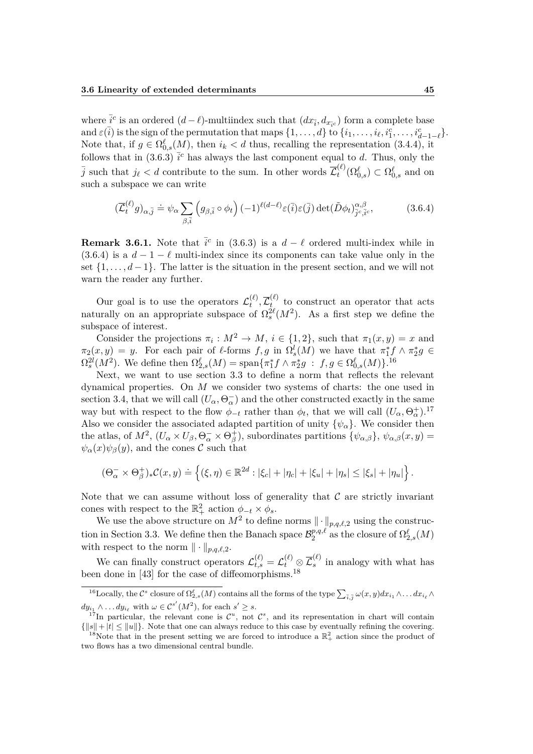where $\bar{i}^c$ is an ordered $(d-\ell)$-multiindex such that $(dx_{\bar{i}}, d_{x_{\bar{i}^c}})$ form a complete base and $\varepsilon(\bar{i})$ is the sign of the permutation that maps $\{1, \dots, d\}$ to $\{i_1, \dots, i_\ell, i_1^c, \dots, i_{d-1-\ell}^c\}$. Note that, if $g \in \Omega_{0,s}^\ell(M)$, then $i_k < d$ thus, recalling the representation (3.4.4), it follows that in (3.6.3) $\bar{i}^c$ has always the last component equal to $d$. Thus, only the $\bar{j}$ such that $j_\ell < d$ contribute to the sum. In other words $\overline{\mathcal{L}}_t^{(\ell)}(\Omega_{0,s}^\ell) \subset \Omega_{0,s}^\ell$ and on such a subspace we can write

$$(\overline{\mathcal{L}}_t^{(\ell)} g)_{\alpha,\bar{j}} \doteq \psi_\alpha \sum_{\beta,\bar{i}} \left(g_{\beta,\bar{i}} \circ \phi_t\right) (-1)^{\ell(d-\ell)} \varepsilon(\bar{i}) \varepsilon(\bar{j}) \det(\tilde{D}\phi_t)^{\alpha,\beta}_{\bar{j}^c,\bar{i}^c}, \tag{3.6.4}$$

**Remark 3.6.1.** Note that $\bar{i}^c$ in (3.6.3) is a $d-\ell$ ordered multi-index while in (3.6.4) is a $d-1-\ell$ multi-index since its components can take value only in the set $\{1, \dots, d-1\}$. The latter is the situation in the present section, and we will not warn the reader any further.

Our goal is to use the operators $\mathcal{L}_t^{(\ell)}, \overline{\mathcal{L}}_t^{(\ell)}$ to construct an operator that acts naturally on an appropriate subspace of $\Omega_s^{2\ell}(M^2)$. As a first step we define the subspace of interest.

Consider the projections $\pi_i : M^2 \to M$, $i \in \{1, 2\}$, such that $\pi_1(x, y) = x$ and $\pi_2(x, y) = y$. For each pair of $\ell$-forms $f, g$ in $\Omega_s^l(M)$ we have that $\pi_1^* f \wedge \pi_2^* g \in \Omega_s^{2l}(M^2)$. We define then $\Omega_{2,s}^\ell(M) = \text{span}\{\pi_1^* f \wedge \pi_2^* g \; : \; f, g \in \Omega_{0,s}^\ell(M)\}$.[16]

Next, we want to use section 3.3 to define a norm that reflects the relevant dynamical properties. On $M$ we consider two systems of charts: the one used in section 3.4, that we will call $(U_\alpha, \Theta_\alpha^-)$ and the other constructed exactly in the same way but with respect to the flow $\phi_{-t}$ rather than $\phi_t$, that we will call $(U_\alpha, \Theta_\alpha^+)$.[17] Also we consider the associated adapted partition of unity $\{\psi_\alpha\}$. We consider then the atlas, of $M^2$, $(U_\alpha \times U_\beta, \Theta_\alpha^- \times \Theta_\beta^+)$, subordinates partitions $\{\psi_{\alpha,\beta}\}$, $\psi_{\alpha,\beta}(x, y) = \psi_\alpha(x)\psi_\beta(y)$, and the cones $\mathcal{C}$ such that

$$(\Theta_\alpha^- \times \Theta_\beta^+)_* \mathcal{C}(x, y) \doteq \left\{(\xi, \eta) \in \mathbb{R}^{2d} : |\xi_c| + |\eta_c| + |\xi_u| + |\eta_s| \le |\xi_s| + |\eta_u|\right\}.$$

Note that we can assume without loss of generality that $\mathcal{C}$ are strictly invariant cones with respect to the $\mathbb{R}_+^2$ action $\phi_{-t} \times \phi_s$.

We use the above structure on $M^2$ to define norms $\|\cdot\|_{p,q,\ell,2}$ using the construction in Section 3.3. We define then the Banach space $\mathcal{B}_2^{p,q,\ell}$ as the closure of $\Omega_{2,s}^\ell(M)$ with respect to the norm $\|\cdot\|_{p,q,\ell,2}$.

We can finally construct operators $\mathcal{L}_{t,s}^{(\ell)} = \mathcal{L}_t^{(\ell)} \otimes \overline{\mathcal{L}}_s^{(\ell)}$ in analogy with what has been done in [43] for the case of diffeomorphisms.[18]

---

[16] Locally, the $\mathcal{C}^s$ closure of $\Omega_{2,s}^\ell(M)$ contains all the forms of the type $\sum_{\bar{i},\bar{j}} \omega(x, y) dx_{i_1} \wedge \dots dx_{i_\ell} \wedge dy_{i_1} \wedge \dots dy_{i_\ell}$ with $\omega \in \mathcal{C}^{s'}(M^2)$, for each $s' \ge s$.

[17] In particular, the relevant cone is $\mathcal{C}^u$, not $\mathcal{C}^s$, and its representation in chart will contain $\{\|s\| + |t| \le \|u\|\}$. Note that one can always reduce to this case by eventually refining the covering.

[18] Note that in the present setting we are forced to introduce a $\mathbb{R}_+^2$ action since the product of two flows has a two dimensional central bundle.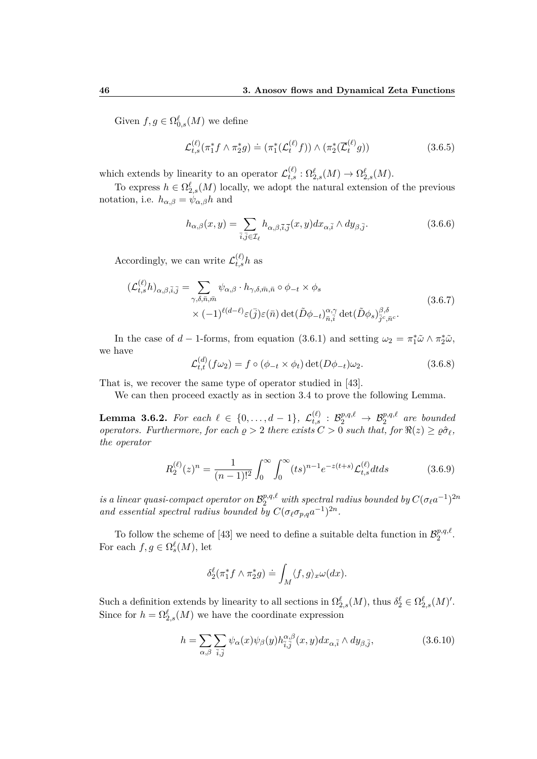Given $f, g \in \Omega^\ell_{0,s}(M)$ we define

$$\mathcal{L}^{(\ell)}_{t,s}(\pi_1^* f \wedge \pi_2^* g) \doteq (\pi_1^*(\mathcal{L}^{(\ell)}_t f)) \wedge (\pi_2^*(\overline{\mathcal{L}}^{(\ell)}_t g)) \tag{3.6.5}$$

which extends by linearity to an operator $\mathcal{L}^{(\ell)}_{t,s} : \Omega^\ell_{2,s}(M) \to \Omega^\ell_{2,s}(M)$.

To express $h \in \Omega^\ell_{2,s}(M)$ locally, we adopt the natural extension of the previous notation, i.e. $h_{\alpha,\beta} = \psi_{\alpha,\beta} h$ and

$$h_{\alpha,\beta}(x,y) = \sum_{\bar{i},\bar{j} \in \mathcal{I}_\ell} h_{\alpha,\beta,\bar{i},\bar{j}}(x,y) dx_{\alpha,\bar{i}} \wedge dy_{\beta,\bar{j}}. \tag{3.6.6}$$

Accordingly, we can write $\mathcal{L}^{(\ell)}_{t,s} h$ as

$$\begin{aligned}(\mathcal{L}^{(\ell)}_{t,s} h)_{\alpha,\beta,\bar{i},\bar{j}} = &\sum_{\gamma,\delta,\bar{n},\bar{m}} \psi_{\alpha,\beta} \cdot h_{\gamma,\delta,\bar{m},\bar{n}} \circ \phi_{-t} \times \phi_s \\ &\times (-1)^{\ell(d-\ell)} \varepsilon(\bar{j}) \varepsilon(\bar{n}) \det(\tilde{D}\phi_{-t})^{\alpha,\gamma}_{\bar{n},\bar{i}} \det(\tilde{D}\phi_s)^{\beta,\delta}_{\bar{j}^c,\bar{n}^c}.\end{aligned} \tag{3.6.7}$$

In the case of $d-1$-forms, from equation (3.6.1) and setting $\omega_2 = \pi_1^* \tilde{\omega} \wedge \pi_2^* \tilde{\omega}$, we have

$$\mathcal{L}^{(d)}_{t,t}(f \omega_2) = f \circ (\phi_{-t} \times \phi_t) \det(D\phi_{-t}) \omega_2. \tag{3.6.8}$$

That is, we recover the same type of operator studied in [43].

We can then proceed exactly as in section 3.4 to prove the following Lemma.

**Lemma 3.6.2.** *For each $\ell \in \{0, \ldots, d-1\}$, $\mathcal{L}^{(\ell)}_{t,s} : \mathcal{B}^{p,q,\ell}_2 \to \mathcal{B}^{p,q,\ell}_2$ are bounded operators. Furthermore, for each $\varrho > 2$ there exists $C > 0$ such that, for $\Re(z) \geq \varrho \hat{\sigma}_\ell$, the operator*

$$R^{(\ell)}_2(z)^n = \frac{1}{(n-1)!^2} \int_0^\infty \int_0^\infty (ts)^{n-1} e^{-z(t+s)} \mathcal{L}^{(\ell)}_{t,s} dt ds \tag{3.6.9}$$

*is a linear quasi-compact operator on $\mathcal{B}^{p,q,\ell}_2$ with spectral radius bounded by $C(\sigma_\ell a^{-1})^{2n}$ and essential spectral radius bounded by $C(\sigma_\ell \sigma_{p,q} a^{-1})^{2n}$.*

To follow the scheme of [43] we need to define a suitable delta function in $\mathcal{B}^{p,q,\ell}_2$. For each $f, g \in \Omega^\ell_s(M)$, let

$$\delta^\ell_2(\pi_1^* f \wedge \pi_2^* g) \doteq \int_M \langle f, g \rangle_x \omega(dx).$$

Such a definition extends by linearity to all sections in $\Omega^\ell_{2,s}(M)$, thus $\delta^\ell_2 \in \Omega^\ell_{2,s}(M)'$. Since for $h = \Omega^\ell_{2,s}(M)$ we have the coordinate expression

$$h = \sum_{\alpha,\beta} \sum_{\bar{i},\bar{j}} \psi_\alpha(x) \psi_\beta(y) h^{\alpha,\beta}_{\bar{i},\bar{j}}(x,y) dx_{\alpha,\bar{i}} \wedge dy_{\beta,\bar{j}}, \tag{3.6.10}$$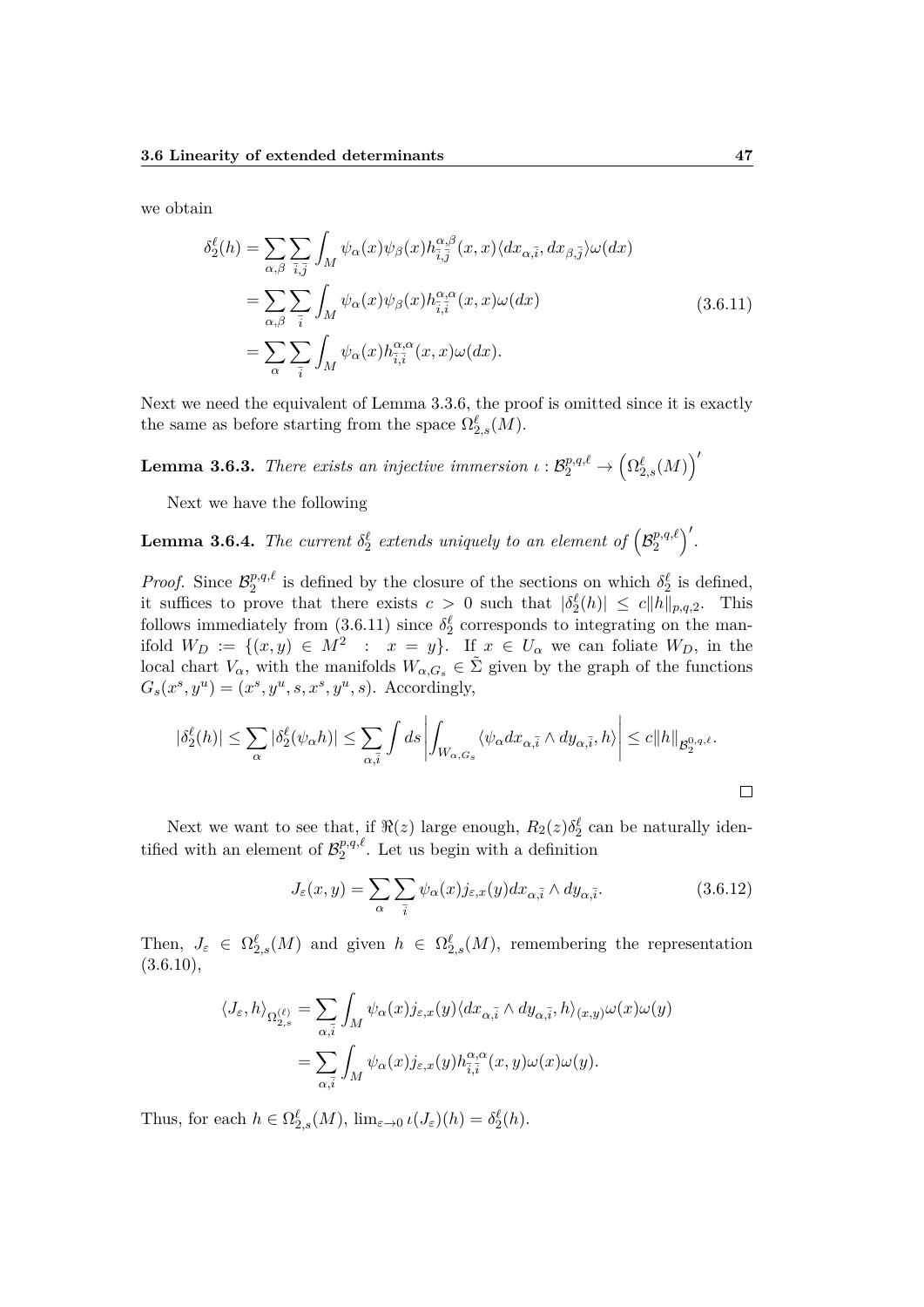we obtain

$$
\begin{aligned}
\delta_2^\ell(h) &= \sum_{\alpha,\beta}\sum_{\bar{i},\bar{j}}\int_M \psi_\alpha(x)\psi_\beta(x)h^{\alpha,\beta}_{\bar{i},\bar{j}}(x,x)\langle dx_{\alpha,\bar{i}}, dx_{\beta,\bar{j}}\rangle\omega(dx)\\
&= \sum_{\alpha,\beta}\sum_{\bar{i}}\int_M \psi_\alpha(x)\psi_\beta(x)h^{\alpha,\alpha}_{\bar{i},\bar{i}}(x,x)\omega(dx)\\
&= \sum_{\alpha}\sum_{\bar{i}}\int_M \psi_\alpha(x)h^{\alpha,\alpha}_{\bar{i},\bar{i}}(x,x)\omega(dx).
\end{aligned}
\tag{3.6.11}
$$

Next we need the equivalent of Lemma 3.3.6, the proof is omitted since it is exactly the same as before starting from the space $\Omega^\ell_{2,s}(M)$.

**Lemma 3.6.3.** *There exists an injective immersion* $\iota : \mathcal{B}_2^{p,q,\ell} \to \left(\Omega^\ell_{2,s}(M)\right)'$

Next we have the following

**Lemma 3.6.4.** *The current* $\delta_2^\ell$ *extends uniquely to an element of* $\left(\mathcal{B}_2^{p,q,\ell}\right)'$.

*Proof.* Since $\mathcal{B}_2^{p,q,\ell}$ is defined by the closure of the sections on which $\delta_2^\ell$ is defined, it suffices to prove that there exists $c > 0$ such that $|\delta_2^\ell(h)| \leq c\|h\|_{p,q,2}$. This follows immediately from (3.6.11) since $\delta_2^\ell$ corresponds to integrating on the manifold $W_D := \{(x,y) \in M^2 \; : \; x = y\}$. If $x \in U_\alpha$ we can foliate $W_D$, in the local chart $V_\alpha$, with the manifolds $W_{\alpha,G_s} \in \tilde{\Sigma}$ given by the graph of the functions $G_s(x^s, y^u) = (x^s, y^u, s, x^s, y^u, s)$. Accordingly,

$$
|\delta_2^\ell(h)| \leq \sum_\alpha |\delta_2^\ell(\psi_\alpha h)| \leq \sum_{\alpha,\bar{i}} \int ds \left| \int_{W_{\alpha,G_s}} \langle \psi_\alpha dx_{\alpha,\bar{i}} \wedge dy_{\alpha,\bar{i}}, h\rangle \right| \leq c\|h\|_{\mathcal{B}_2^{0,q,\ell}}.
$$

∎

Next we want to see that, if $\Re(z)$ large enough, $R_2(z)\delta_2^\ell$ can be naturally identified with an element of $\mathcal{B}_2^{p,q,\ell}$. Let us begin with a definition

$$
J_\varepsilon(x,y) = \sum_\alpha \sum_{\bar{i}} \psi_\alpha(x) j_{\varepsilon,x}(y) dx_{\alpha,\bar{i}} \wedge dy_{\alpha,\bar{i}}. \tag{3.6.12}
$$

Then, $J_\varepsilon \in \Omega^\ell_{2,s}(M)$ and given $h \in \Omega^\ell_{2,s}(M)$, remembering the representation (3.6.10),

$$
\begin{aligned}
\langle J_\varepsilon, h\rangle_{\Omega^{(\ell)}_{2,s}} &= \sum_{\alpha,\bar{i}} \int_M \psi_\alpha(x) j_{\varepsilon,x}(y) \langle dx_{\alpha,\bar{i}} \wedge dy_{\alpha,\bar{i}}, h\rangle_{(x,y)} \omega(x)\omega(y)\\
&= \sum_{\alpha,\bar{i}} \int_M \psi_\alpha(x) j_{\varepsilon,x}(y) h^{\alpha,\alpha}_{\bar{i},\bar{i}}(x,y)\omega(x)\omega(y).
\end{aligned}
$$

Thus, for each $h \in \Omega^\ell_{2,s}(M)$, $\lim_{\varepsilon\to 0} \iota(J_\varepsilon)(h) = \delta_2^\ell(h)$.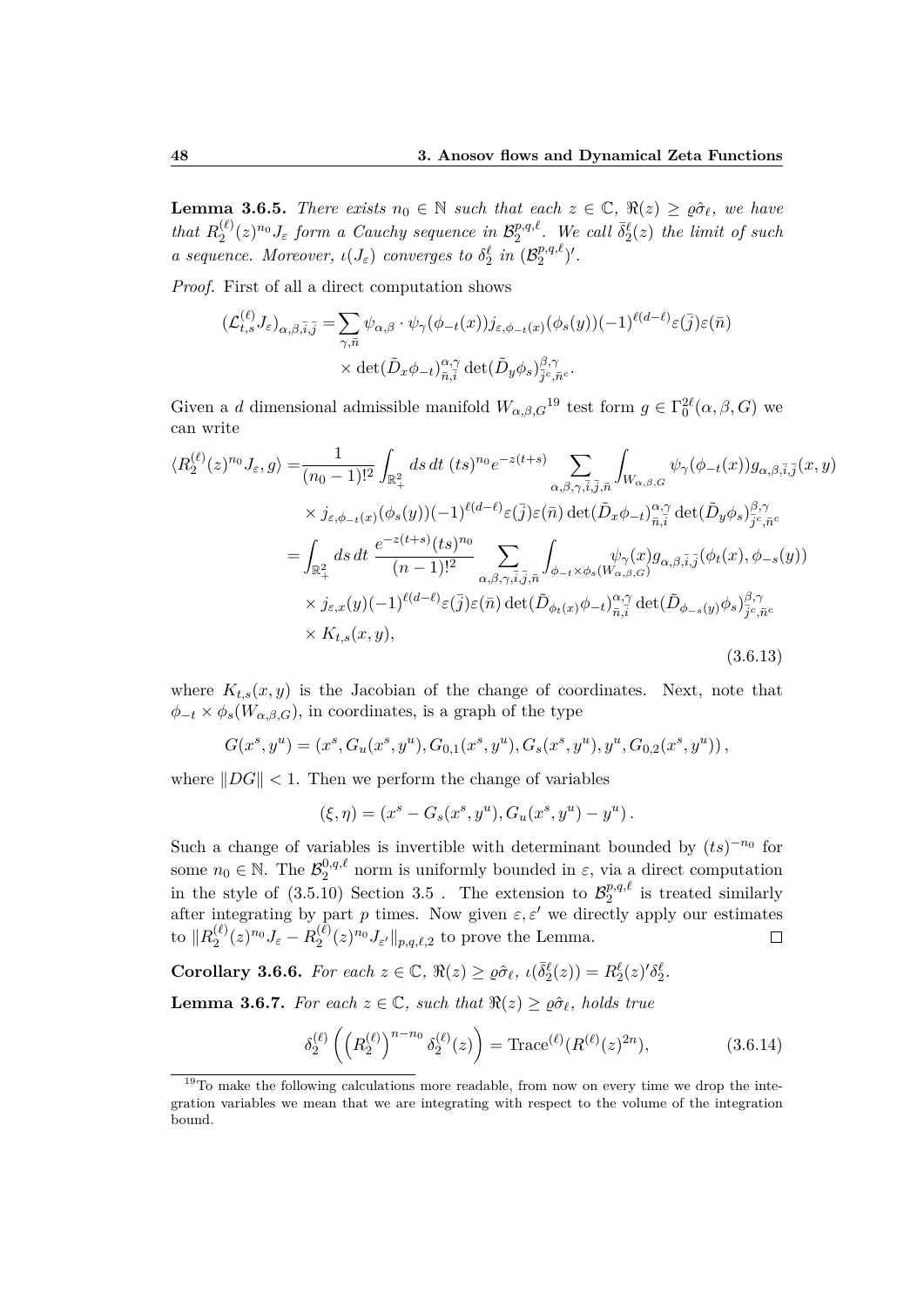**Lemma 3.6.5.** *There exists $n_0 \in \mathbb{N}$ such that each $z \in \mathbb{C}$, $\Re(z) \geq \varrho\hat{\sigma}_\ell$, we have that $R_2^{(\ell)}(z)^{n_0} J_\varepsilon$ form a Cauchy sequence in $\mathcal{B}_2^{p,q,\ell}$. We call $\bar{\delta}_2^\ell(z)$ the limit of such a sequence. Moreover, $\iota(J_\varepsilon)$ converges to $\delta_2^\ell$ in $(\mathcal{B}_2^{p,q,\ell})'$.*

*Proof.* First of all a direct computation shows

$$
\begin{aligned}
(\mathcal{L}_{t,s}^{(\ell)} J_\varepsilon)_{\alpha,\beta,\bar{i},\bar{j}} = & \sum_{\gamma,\bar{n}} \psi_{\alpha,\beta} \cdot \psi_\gamma(\phi_{-t}(x)) j_{\varepsilon,\phi_{-t}(x)}(\phi_s(y))(-1)^{\ell(d-\ell)} \varepsilon(\bar{j})\varepsilon(\bar{n}) \\
& \times \det(\tilde{D}_x \phi_{-t})_{\bar{n},\bar{i}}^{\alpha,\gamma} \det(\tilde{D}_y \phi_s)_{\bar{j}^c,\bar{n}^c}^{\beta,\gamma}.
\end{aligned}
$$

Given a $d$ dimensional admissible manifold $W_{\alpha,\beta,G}$[19] test form $g \in \Gamma_0^{2\ell}(\alpha,\beta,G)$ we can write

$$
\begin{aligned}
\langle R_2^{(\ell)}(z)^{n_0} J_\varepsilon, g\rangle = & \frac{1}{(n_0-1)!^2} \int_{\mathbb{R}_+^2} ds\, dt\, (ts)^{n_0} e^{-z(t+s)} \sum_{\alpha,\beta,\gamma,\bar{i},\bar{j},\bar{n}} \int_{W_{\alpha,\beta,G}} \psi_\gamma(\phi_{-t}(x)) g_{\alpha,\beta,\bar{i},\bar{j}}(x,y) \\
& \times j_{\varepsilon,\phi_{-t}(x)}(\phi_s(y))(-1)^{\ell(d-\ell)} \varepsilon(\bar{j})\varepsilon(\bar{n}) \det(\tilde{D}_x \phi_{-t})_{\bar{n},\bar{i}}^{\alpha,\gamma} \det(\tilde{D}_y \phi_s)_{\bar{j}^c,\bar{n}^c}^{\beta,\gamma} \\
= & \int_{\mathbb{R}_+^2} ds\, dt\, \frac{e^{-z(t+s)}(ts)^{n_0}}{(n-1)!^2} \sum_{\alpha,\beta,\gamma,\bar{i},\bar{j},\bar{n}} \int_{\phi_{-t}\times\phi_s(W_{\alpha,\beta,G})} \psi_\gamma(x) g_{\alpha,\beta,\bar{i},\bar{j}}(\phi_t(x),\phi_{-s}(y)) \\
& \times j_{\varepsilon,x}(y)(-1)^{\ell(d-\ell)} \varepsilon(\bar{j})\varepsilon(\bar{n}) \det(\tilde{D}_{\phi_t(x)} \phi_{-t})_{\bar{n},\bar{i}}^{\alpha,\gamma} \det(\tilde{D}_{\phi_{-s}(y)} \phi_s)_{\bar{j}^c,\bar{n}^c}^{\beta,\gamma} \\
& \times K_{t,s}(x,y),
\end{aligned}
\tag{3.6.13}
$$

where $K_{t,s}(x,y)$ is the Jacobian of the change of coordinates. Next, note that $\phi_{-t}\times\phi_s(W_{\alpha,\beta,G})$, in coordinates, is a graph of the type

$$
G(x^s,y^u) = (x^s, G_u(x^s,y^u), G_{0,1}(x^s,y^u), G_s(x^s,y^u), y^u, G_{0,2}(x^s,y^u)),
$$

where $\|DG\| < 1$. Then we perform the change of variables

$$
(\xi,\eta) = (x^s - G_s(x^s,y^u), G_u(x^s,y^u) - y^u).
$$

Such a change of variables is invertible with determinant bounded by $(ts)^{-n_0}$ for some $n_0 \in \mathbb{N}$. The $\mathcal{B}_2^{0,q,\ell}$ norm is uniformly bounded in $\varepsilon$, via a direct computation in the style of (3.5.10) Section 3.5 . The extension to $\mathcal{B}_2^{p,q,\ell}$ is treated similarly after integrating by part $p$ times. Now given $\varepsilon,\varepsilon'$ we directly apply our estimates to $\|R_2^{(\ell)}(z)^{n_0} J_\varepsilon - R_2^{(\ell)}(z)^{n_0} J_{\varepsilon'}\|_{p,q,\ell,2}$ to prove the Lemma. $\square$

**Corollary 3.6.6.** *For each $z \in \mathbb{C}$, $\Re(z) \geq \varrho\hat{\sigma}_\ell$, $\iota(\bar{\delta}_2^\ell(z)) = R_2^\ell(z)'\delta_2^\ell$.*

**Lemma 3.6.7.** *For each $z \in \mathbb{C}$, such that $\Re(z) \geq \varrho\hat{\sigma}_\ell$, holds true*

$$
\delta_2^{(\ell)}\left(\left(R_2^{(\ell)}\right)^{n-n_0} \delta_2^{(\ell)}(z)\right) = \mathrm{Trace}^{(\ell)}(R^{(\ell)}(z)^{2n}),
\tag{3.6.14}
$$

---

[19] To make the following calculations more readable, from now on every time we drop the integration variables we mean that we are integrating with respect to the volume of the integration bound.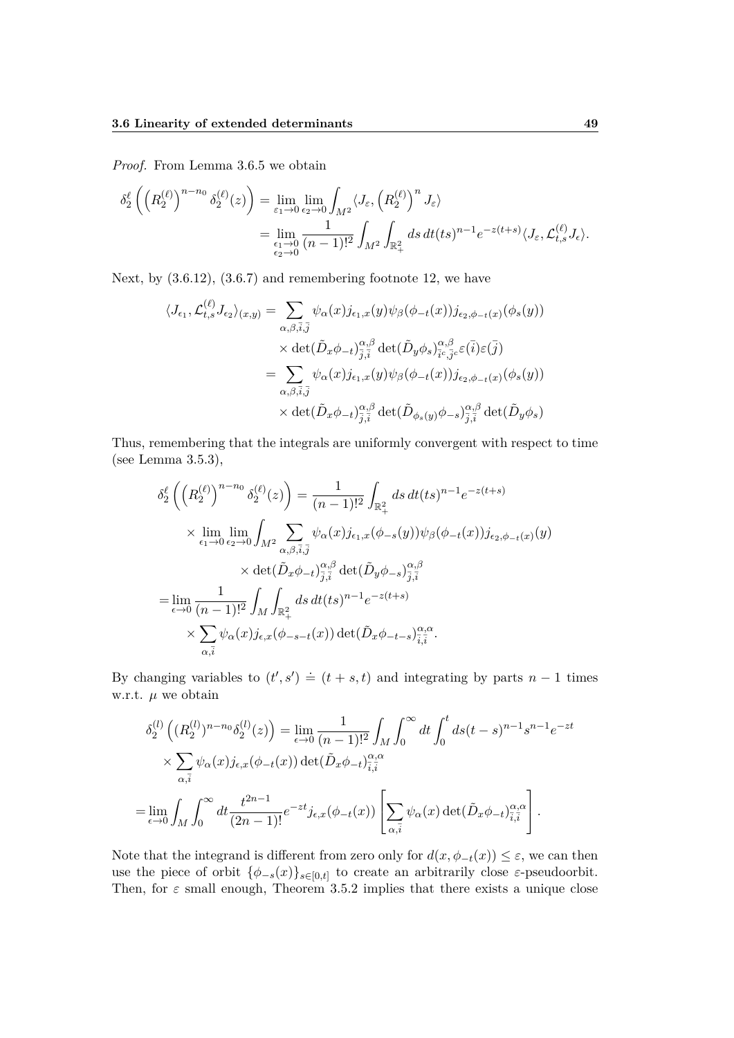*Proof.* From Lemma 3.6.5 we obtain

$$
\begin{aligned}
\delta_2^{\ell}\left(\left(R_2^{(\ell)}\right)^{n-n_0}\delta_2^{(\ell)}(z)\right) &= \lim_{\varepsilon_1\to 0}\lim_{\epsilon_2\to 0}\int_{M^2}\langle J_\varepsilon, \left(R_2^{(\ell)}\right)^n J_\varepsilon\rangle \\
&= \lim_{\substack{\epsilon_1\to 0\\ \epsilon_2\to 0}}\frac{1}{(n-1)!^2}\int_{M^2}\int_{\mathbb{R}_+^2} ds\, dt (ts)^{n-1}e^{-z(t+s)}\langle J_\varepsilon, \mathcal{L}_{t,s}^{(\ell)} J_\epsilon\rangle.
\end{aligned}
$$

Next, by (3.6.12), (3.6.7) and remembering footnote 12, we have

$$
\begin{aligned}
\langle J_{\epsilon_1}, \mathcal{L}_{t,s}^{(\ell)} J_{\epsilon_2}\rangle_{(x,y)} &= \sum_{\alpha,\beta,\bar{i},\bar{j}} \psi_\alpha(x) j_{\epsilon_1,x}(y)\psi_\beta(\phi_{-t}(x)) j_{\epsilon_2,\phi_{-t}(x)}(\phi_s(y)) \\
&\quad \times \det(\tilde{D}_x\phi_{-t})_{\bar{j},\bar{i}}^{\alpha,\beta}\det(\tilde{D}_y\phi_s)_{\bar{i}^c,\bar{j}^c}^{\alpha,\beta}\varepsilon(\bar{i})\varepsilon(\bar{j}) \\
&= \sum_{\alpha,\beta,\bar{i},\bar{j}} \psi_\alpha(x) j_{\epsilon_1,x}(y)\psi_\beta(\phi_{-t}(x)) j_{\epsilon_2,\phi_{-t}(x)}(\phi_s(y)) \\
&\quad \times \det(\tilde{D}_x\phi_{-t})_{\bar{j},\bar{i}}^{\alpha,\beta}\det(\tilde{D}_{\phi_s(y)}\phi_{-s})_{\bar{j},\bar{i}}^{\alpha,\beta}\det(\tilde{D}_y\phi_s)
\end{aligned}
$$

Thus, remembering that the integrals are uniformly convergent with respect to time (see Lemma 3.5.3),

$$
\begin{aligned}
\delta_2^{\ell}\left(\left(R_2^{(\ell)}\right)^{n-n_0}\delta_2^{(\ell)}(z)\right) &= \frac{1}{(n-1)!^2}\int_{\mathbb{R}_+^2} ds\, dt (ts)^{n-1}e^{-z(t+s)} \\
&\quad \times \lim_{\epsilon_1\to 0}\lim_{\epsilon_2\to 0}\int_{M^2}\sum_{\alpha,\beta,\bar{i},\bar{j}}\psi_\alpha(x) j_{\epsilon_1,x}(\phi_{-s}(y))\psi_\beta(\phi_{-t}(x)) j_{\epsilon_2,\phi_{-t}(x)}(y) \\
&\quad\quad \times \det(\tilde{D}_x\phi_{-t})_{\bar{j},\bar{i}}^{\alpha,\beta}\det(\tilde{D}_y\phi_{-s})_{\bar{j},\bar{i}}^{\alpha,\beta} \\
&= \lim_{\epsilon\to 0}\frac{1}{(n-1)!^2}\int_M\int_{\mathbb{R}_+^2} ds\, dt (ts)^{n-1}e^{-z(t+s)} \\
&\quad \times \sum_{\alpha,\bar{i}}\psi_\alpha(x) j_{\epsilon,x}(\phi_{-s-t}(x))\det(\tilde{D}_x\phi_{-t-s})_{\bar{i},\bar{i}}^{\alpha,\alpha}.
\end{aligned}
$$

By changing variables to $(t', s') \doteq (t+s, t)$ and integrating by parts $n-1$ times w.r.t. $\mu$ we obtain

$$
\begin{aligned}
\delta_2^{(l)}\left((R_2^{(l)})^{n-n_0}\delta_2^{(l)}(z)\right) &= \lim_{\epsilon\to 0}\frac{1}{(n-1)!^2}\int_M\int_0^\infty dt\int_0^t ds (t-s)^{n-1}s^{n-1}e^{-zt} \\
&\quad \times \sum_{\alpha,\bar{i}}\psi_\alpha(x) j_{\epsilon,x}(\phi_{-t}(x))\det(\tilde{D}_x\phi_{-t})_{\bar{i},\bar{i}}^{\alpha,\alpha} \\
&= \lim_{\epsilon\to 0}\int_M\int_0^\infty dt\frac{t^{2n-1}}{(2n-1)!}e^{-zt} j_{\epsilon,x}(\phi_{-t}(x))\left[\sum_{\alpha,\bar{i}}\psi_\alpha(x)\det(\tilde{D}_x\phi_{-t})_{\bar{i},\bar{i}}^{\alpha,\alpha}\right].
\end{aligned}
$$

Note that the integrand is different from zero only for $d(x, \phi_{-t}(x)) \le \varepsilon$, we can then use the piece of orbit $\{\phi_{-s}(x)\}_{s\in[0,t]}$ to create an arbitrarily close $\varepsilon$-pseudoorbit. Then, for $\varepsilon$ small enough, Theorem 3.5.2 implies that there exists a unique close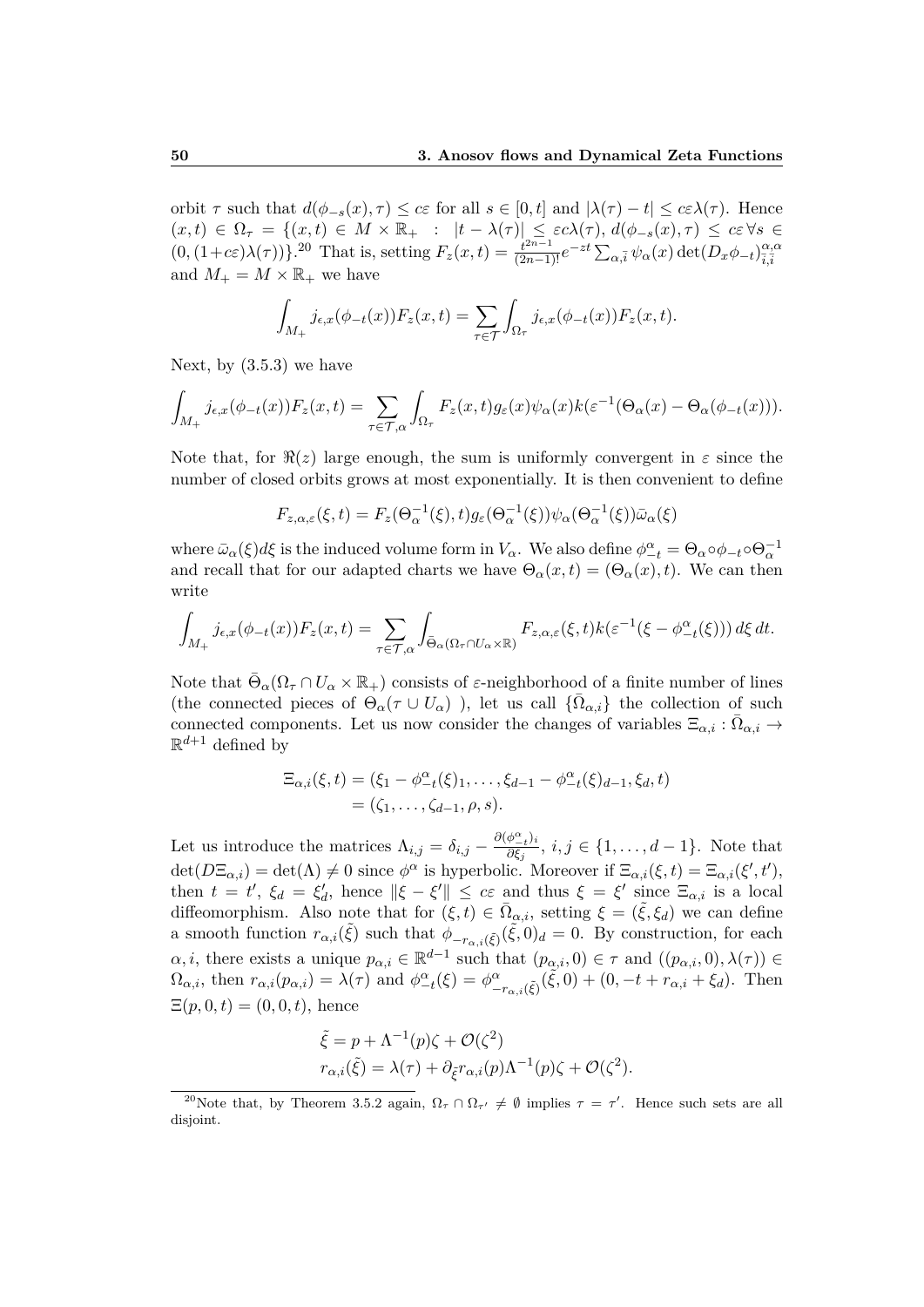orbit $\tau$ such that $d(\phi_{-s}(x), \tau) \leq c\varepsilon$ for all $s \in [0, t]$ and $|\lambda(\tau) - t| \leq c\varepsilon\lambda(\tau)$. Hence $(x, t) \in \Omega_\tau = \{(x, t) \in M \times \mathbb{R}_+ \ : \ |t - \lambda(\tau)| \leq \varepsilon c\lambda(\tau),\, d(\phi_{-s}(x), \tau) \leq c\varepsilon \,\forall s \in (0, (1+c\varepsilon)\lambda(\tau))\}$.[20] That is, setting $F_z(x, t) = \frac{t^{2n-1}}{(2n-1)!} e^{-zt} \sum_{\alpha, \bar{i}} \psi_\alpha(x) \det(D_x\phi_{-t})^{\alpha,\alpha}_{\bar{i},\bar{i}}$ and $M_+ = M \times \mathbb{R}_+$ we have

$$\int_{M_+} j_{\epsilon,x}(\phi_{-t}(x)) F_z(x, t) = \sum_{\tau \in \mathcal{T}} \int_{\Omega_\tau} j_{\epsilon,x}(\phi_{-t}(x)) F_z(x, t).$$

Next, by (3.5.3) we have

$$\int_{M_+} j_{\epsilon,x}(\phi_{-t}(x)) F_z(x, t) = \sum_{\tau \in \mathcal{T}, \alpha} \int_{\Omega_\tau} F_z(x, t) g_\varepsilon(x) \psi_\alpha(x) k(\varepsilon^{-1}(\Theta_\alpha(x) - \Theta_\alpha(\phi_{-t}(x))).$$

Note that, for $\Re(z)$ large enough, the sum is uniformly convergent in $\varepsilon$ since the number of closed orbits grows at most exponentially. It is then convenient to define

$$F_{z,\alpha,\varepsilon}(\xi, t) = F_z(\Theta_\alpha^{-1}(\xi), t) g_\varepsilon(\Theta_\alpha^{-1}(\xi)) \psi_\alpha(\Theta_\alpha^{-1}(\xi)) \bar{\omega}_\alpha(\xi)$$

where $\bar{\omega}_\alpha(\xi) d\xi$ is the induced volume form in $V_\alpha$. We also define $\phi^\alpha_{-t} = \Theta_\alpha \circ \phi_{-t} \circ \Theta_\alpha^{-1}$ and recall that for our adapted charts we have $\Theta_\alpha(x, t) = (\Theta_\alpha(x), t)$. We can then write

$$\int_{M_+} j_{\epsilon,x}(\phi_{-t}(x)) F_z(x, t) = \sum_{\tau \in \mathcal{T}, \alpha} \int_{\bar{\Theta}_\alpha(\Omega_\tau \cap U_\alpha \times \mathbb{R})} F_{z,\alpha,\varepsilon}(\xi, t) k(\varepsilon^{-1}(\xi - \phi^\alpha_{-t}(\xi)))\, d\xi\, dt.$$

Note that $\bar{\Theta}_\alpha(\Omega_\tau \cap U_\alpha \times \mathbb{R}_+)$ consists of $\varepsilon$-neighborhood of a finite number of lines (the connected pieces of $\Theta_\alpha(\tau \cup U_\alpha)$ ), let us call $\{\bar{\Omega}_{\alpha,i}\}$ the collection of such connected components. Let us now consider the changes of variables $\Xi_{\alpha,i} : \bar{\Omega}_{\alpha,i} \to \mathbb{R}^{d+1}$ defined by

$$\begin{aligned}\Xi_{\alpha,i}(\xi, t) &= (\xi_1 - \phi^\alpha_{-t}(\xi)_1, \ldots, \xi_{d-1} - \phi^\alpha_{-t}(\xi)_{d-1}, \xi_d, t) \\ &= (\zeta_1, \ldots, \zeta_{d-1}, \rho, s).\end{aligned}$$

Let us introduce the matrices $\Lambda_{i,j} = \delta_{i,j} - \frac{\partial(\phi^\alpha_{-t})_i}{\partial \xi_j}$, $i, j \in \{1, \ldots, d-1\}$. Note that $\det(D\Xi_{\alpha,i}) = \det(\Lambda) \neq 0$ since $\phi^\alpha$ is hyperbolic. Moreover if $\Xi_{\alpha,i}(\xi, t) = \Xi_{\alpha,i}(\xi', t')$, then $t = t'$, $\xi_d = \xi'_d$, hence $\|\xi - \xi'\| \leq c\varepsilon$ and thus $\xi = \xi'$ since $\Xi_{\alpha,i}$ is a local diffeomorphism. Also note that for $(\xi, t) \in \bar{\Omega}_{\alpha,i}$, setting $\xi = (\tilde{\xi}, \xi_d)$ we can define a smooth function $r_{\alpha,i}(\tilde{\xi})$ such that $\phi_{-r_{\alpha,i}(\tilde{\xi})}(\tilde{\xi}, 0)_d = 0$. By construction, for each $\alpha, i$, there exists a unique $p_{\alpha,i} \in \mathbb{R}^{d-1}$ such that $(p_{\alpha,i}, 0) \in \tau$ and $((p_{\alpha,i}, 0), \lambda(\tau)) \in \Omega_{\alpha,i}$, then $r_{\alpha,i}(p_{\alpha,i}) = \lambda(\tau)$ and $\phi^\alpha_{-t}(\xi) = \phi^\alpha_{-r_{\alpha,i}(\tilde{\xi})}(\tilde{\xi}, 0) + (0, -t + r_{\alpha,i} + \xi_d)$. Then $\Xi(p, 0, t) = (0, 0, t)$, hence

$$\begin{aligned}\tilde{\xi} &= p + \Lambda^{-1}(p)\zeta + \mathcal{O}(\zeta^2) \\ r_{\alpha,i}(\tilde{\xi}) &= \lambda(\tau) + \partial_{\tilde{\xi}} r_{\alpha,i}(p) \Lambda^{-1}(p)\zeta + \mathcal{O}(\zeta^2).\end{aligned}$$

[20] Note that, by Theorem 3.5.2 again, $\Omega_\tau \cap \Omega_{\tau'} \neq \emptyset$ implies $\tau = \tau'$. Hence such sets are all disjoint.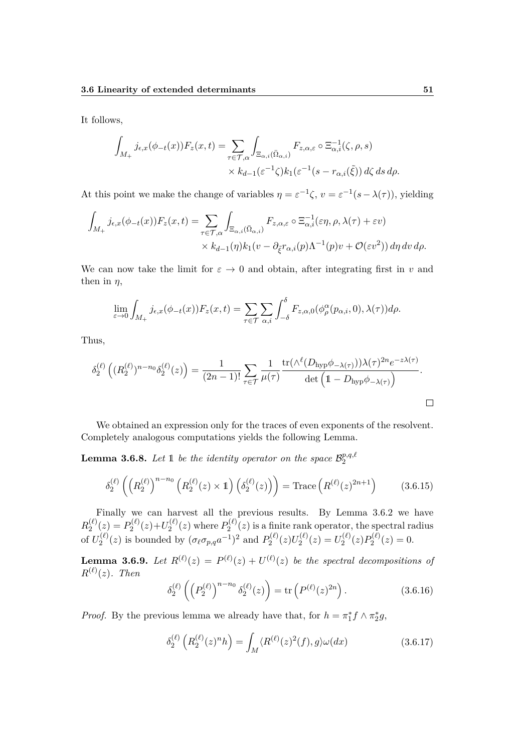It follows,

$$
\int_{M_+} j_{\epsilon,x}(\phi_{-t}(x))F_z(x,t) = \sum_{\tau\in\mathcal{T},\alpha} \int_{\Xi_{\alpha,i}(\bar{\Omega}_{\alpha,i})} F_{z,\alpha,\varepsilon} \circ \Xi_{\alpha,i}^{-1}(\zeta,\rho,s) \times k_{d-1}(\varepsilon^{-1}\zeta)k_1(\varepsilon^{-1}(s - r_{\alpha,i}(\tilde{\xi}))\, d\zeta\, ds\, d\rho.
$$

At this point we make the change of variables $\eta = \varepsilon^{-1}\zeta$, $v = \varepsilon^{-1}(s - \lambda(\tau))$, yielding

$$
\int_{M_+} j_{\epsilon,x}(\phi_{-t}(x))F_z(x,t) = \sum_{\tau\in\mathcal{T},\alpha} \int_{\Xi_{\alpha,i}(\bar{\Omega}_{\alpha,i})} F_{z,\alpha,\varepsilon} \circ \Xi_{\alpha,i}^{-1}(\varepsilon\eta,\rho,\lambda(\tau)+\varepsilon v) \times k_{d-1}(\eta)k_1(v - \partial_{\tilde{\xi}} r_{\alpha,i}(p)\Lambda^{-1}(p)v + \mathcal{O}(\varepsilon v^2))\, d\eta\, dv\, d\rho.
$$

We can now take the limit for $\varepsilon \to 0$ and obtain, after integrating first in $v$ and then in $\eta$,

$$
\lim_{\varepsilon\to 0} \int_{M_+} j_{\epsilon,x}(\phi_{-t}(x))F_z(x,t) = \sum_{\tau\in\mathcal{T}} \sum_{\alpha,i} \int_{-\delta}^{\delta} F_{z,\alpha,0}(\phi_\rho^\alpha(p_{\alpha,i},0),\lambda(\tau))d\rho.
$$

Thus,

$$
\delta_2^{(\ell)}\left((R_2^{(\ell)})^{n-n_0}\delta_2^{(\ell)}(z)\right) = \frac{1}{(2n-1)!}\sum_{\tau\in\mathcal{T}} \frac{1}{\mu(\tau)} \frac{\operatorname{tr}(\wedge^\ell(D_{\mathrm{hyp}}\phi_{-\lambda(\tau)}))\lambda(\tau)^{2n}e^{-z\lambda(\tau)}}{\det\left(\mathbb{1} - D_{\mathrm{hyp}}\phi_{-\lambda(\tau)}\right)}.
$$

□

We obtained an expression only for the traces of even exponents of the resolvent. Completely analogous computations yields the following Lemma.

**Lemma 3.6.8.** *Let $\mathbb{1}$ be the identity operator on the space $\mathcal{B}_2^{p,q,\ell}$*

$$
\delta_2^{(\ell)}\left(\left(R_2^{(\ell)}\right)^{n-n_0}\left(R_2^{(\ell)}(z)\times\mathbb{1}\right)\left(\delta_2^{(\ell)}(z)\right)\right) = \operatorname{Trace}\left(R^{(\ell)}(z)^{2n+1}\right) \tag{3.6.15}
$$

Finally we can harvest all the previous results. By Lemma 3.6.2 we have $R_2^{(\ell)}(z) = P_2^{(\ell)}(z) + U_2^{(\ell)}(z)$ where $P_2^{(\ell)}(z)$ is a finite rank operator, the spectral radius of $U_2^{(\ell)}(z)$ is bounded by $(\sigma_\ell\sigma_{p,q}a^{-1})^2$ and $P_2^{(\ell)}(z)U_2^{(\ell)}(z) = U_2^{(\ell)}(z)P_2^{(\ell)}(z) = 0$.

**Lemma 3.6.9.** *Let $R^{(\ell)}(z) = P^{(\ell)}(z) + U^{(\ell)}(z)$ be the spectral decompositions of $R^{(\ell)}(z)$. Then*

$$
\delta_2^{(\ell)}\left(\left(P_2^{(\ell)}\right)^{n-n_0}\delta_2^{(\ell)}(z)\right) = \operatorname{tr}\left(P^{(\ell)}(z)^{2n}\right). \tag{3.6.16}
$$

*Proof.* By the previous lemma we already have that, for $h = \pi_1^* f \wedge \pi_2^* g$,

$$
\delta_2^{(\ell)}\left(R_2^{(\ell)}(z)^n h\right) = \int_M \langle R^{(\ell)}(z)^2(f), g\rangle \omega(dx) \tag{3.6.17}
$$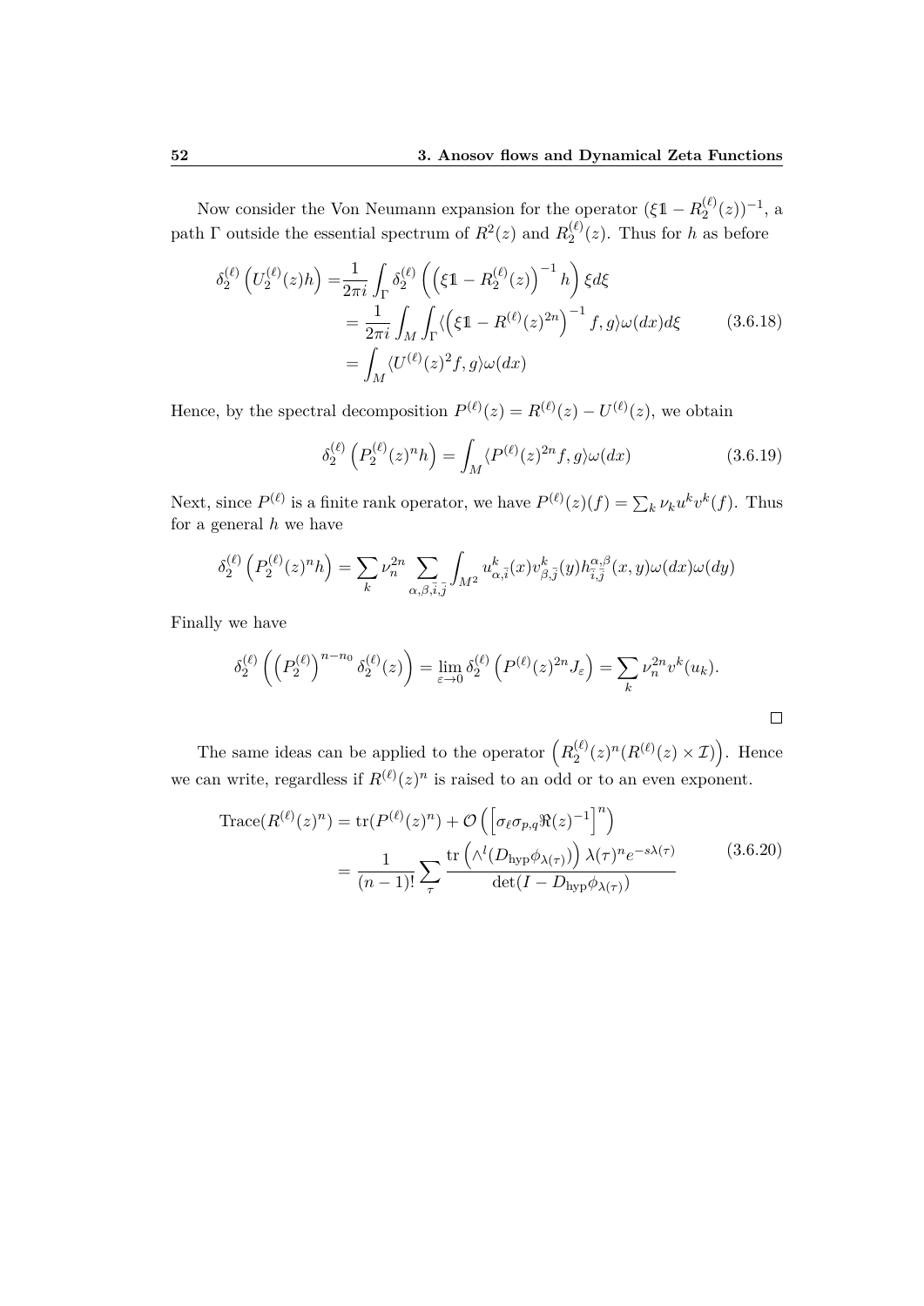Now consider the Von Neumann expansion for the operator $(\xi\mathbb{1} - R_2^{(\ell)}(z))^{-1}$, a path $\Gamma$ outside the essential spectrum of $R^2(z)$ and $R_2^{(\ell)}(z)$. Thus for $h$ as before

$$
\begin{aligned}
\delta_2^{(\ell)}\left(U_2^{(\ell)}(z)h\right) &= \frac{1}{2\pi i}\int_\Gamma \delta_2^{(\ell)}\left(\left(\xi\mathbb{1} - R_2^{(\ell)}(z)\right)^{-1} h\right)\xi d\xi \\
&= \frac{1}{2\pi i}\int_M \int_\Gamma \langle \left(\xi\mathbb{1} - R^{(\ell)}(z)^{2n}\right)^{-1} f, g\rangle \omega(dx) d\xi \\
&= \int_M \langle U^{(\ell)}(z)^2 f, g\rangle \omega(dx)
\end{aligned}
\tag{3.6.18}
$$

Hence, by the spectral decomposition $P^{(\ell)}(z) = R^{(\ell)}(z) - U^{(\ell)}(z)$, we obtain

$$
\delta_2^{(\ell)}\left(P_2^{(\ell)}(z)^n h\right) = \int_M \langle P^{(\ell)}(z)^{2n} f, g\rangle \omega(dx)
\tag{3.6.19}
$$

Next, since $P^{(\ell)}$ is a finite rank operator, we have $P^{(\ell)}(z)(f) = \sum_k \nu_k u^k v^k(f)$. Thus for a general $h$ we have

$$
\delta_2^{(\ell)}\left(P_2^{(\ell)}(z)^n h\right) = \sum_k \nu_n^{2n} \sum_{\alpha,\beta,\bar{i},\bar{j}} \int_{M^2} u^k_{\alpha,\bar{i}}(x) v^k_{\beta,\bar{j}}(y) h^{\alpha,\beta}_{\bar{i},\bar{j}}(x,y)\omega(dx)\omega(dy)
$$

Finally we have

$$
\delta_2^{(\ell)}\left(\left(P_2^{(\ell)}\right)^{n-n_0}\delta_2^{(\ell)}(z)\right) = \lim_{\varepsilon\to 0}\delta_2^{(\ell)}\left(P^{(\ell)}(z)^{2n} J_\varepsilon\right) = \sum_k \nu_n^{2n} v^k(u_k).
$$

□

The same ideas can be applied to the operator $\left(R_2^{(\ell)}(z)^n (R^{(\ell)}(z) \times \mathcal{I})\right)$. Hence we can write, regardless if $R^{(\ell)}(z)^n$ is raised to an odd or to an even exponent.

$$
\begin{aligned}
\operatorname{Trace}(R^{(\ell)}(z)^n) &= \operatorname{tr}(P^{(\ell)}(z)^n) + \mathcal{O}\left(\left[\sigma_\ell \sigma_{p,q} \Re(z)^{-1}\right]^n\right) \\
&= \frac{1}{(n-1)!}\sum_\tau \frac{\operatorname{tr}\left(\wedge^l (D_{\text{hyp}}\phi_{\lambda(\tau)})\right)\lambda(\tau)^n e^{-s\lambda(\tau)}}{\det(I - D_{\text{hyp}}\phi_{\lambda(\tau)})}
\end{aligned}
\tag{3.6.20}
$$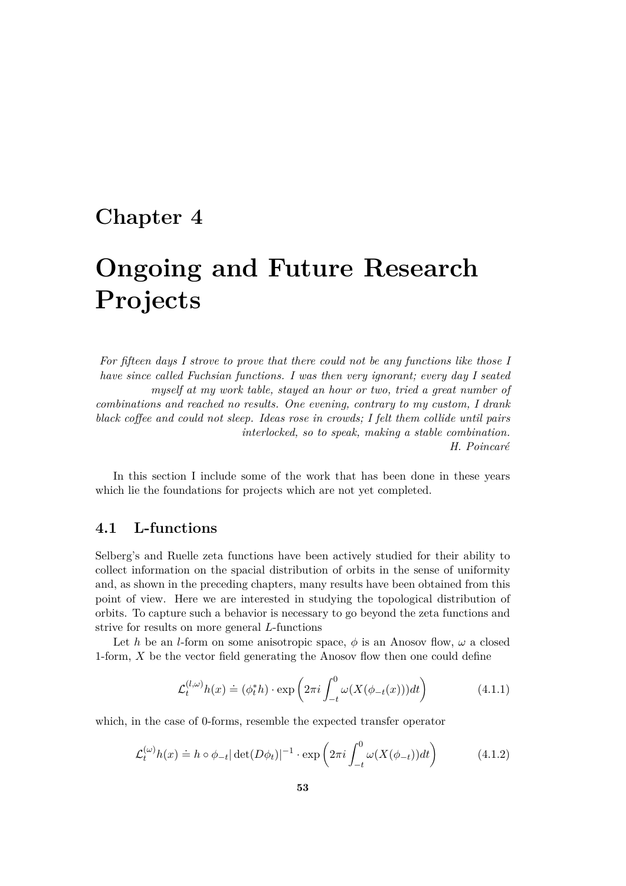# Chapter 4

# Ongoing and Future Research Projects

*For fifteen days I strove to prove that there could not be any functions like those I have since called Fuchsian functions. I was then very ignorant; every day I seated myself at my work table, stayed an hour or two, tried a great number of combinations and reached no results. One evening, contrary to my custom, I drank black coffee and could not sleep. Ideas rose in crowds; I felt them collide until pairs interlocked, so to speak, making a stable combination.*
*H. Poincaré*

In this section I include some of the work that has been done in these years which lie the foundations for projects which are not yet completed.

## 4.1 L-functions

Selberg's and Ruelle zeta functions have been actively studied for their ability to collect information on the spacial distribution of orbits in the sense of uniformity and, as shown in the preceding chapters, many results have been obtained from this point of view. Here we are interested in studying the topological distribution of orbits. To capture such a behavior is necessary to go beyond the zeta functions and strive for results on more general $L$-functions

Let $h$ be an $l$-form on some anisotropic space, $\phi$ is an Anosov flow, $\omega$ a closed 1-form, $X$ be the vector field generating the Anosov flow then one could define

$$\mathcal{L}_t^{(l,\omega)} h(x) \doteq (\phi_t^* h) \cdot \exp\left(2\pi i \int_{-t}^{0} \omega(X(\phi_{-t}(x)))dt\right) \tag{4.1.1}$$

which, in the case of 0-forms, resemble the expected transfer operator

$$\mathcal{L}_t^{(\omega)} h(x) \doteq h \circ \phi_{-t} |\det(D\phi_t)|^{-1} \cdot \exp\left(2\pi i \int_{-t}^{0} \omega(X(\phi_{-t}))dt\right) \tag{4.1.2}$$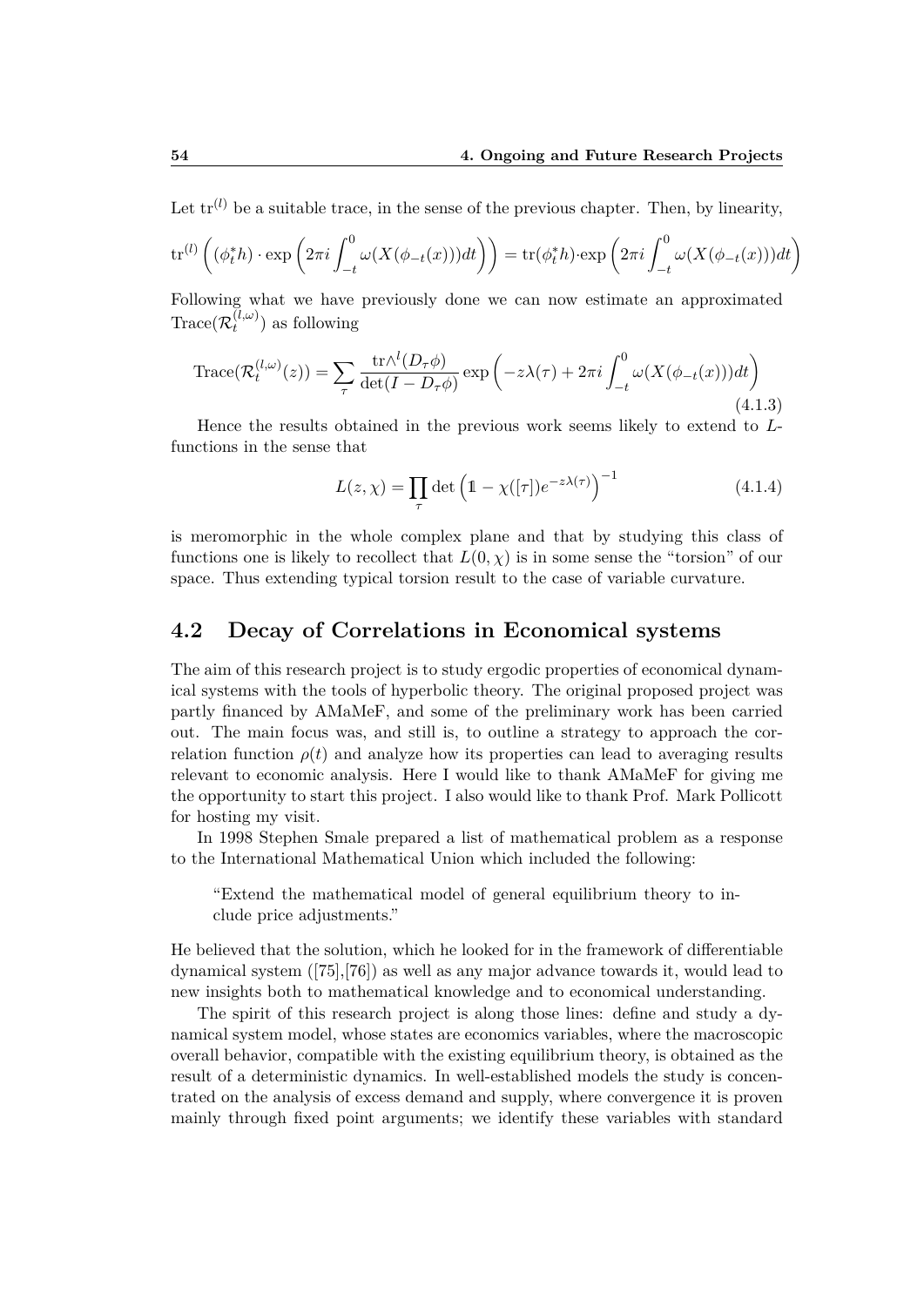Let $\mathrm{tr}^{(l)}$ be a suitable trace, in the sense of the previous chapter. Then, by linearity,

$$\mathrm{tr}^{(l)}\left((\phi_t^* h)\cdot \exp\left(2\pi i\int_{-t}^{0}\omega(X(\phi_{-t}(x)))dt\right)\right) = \mathrm{tr}(\phi_t^* h)\cdot \exp\left(2\pi i\int_{-t}^{0}\omega(X(\phi_{-t}(x)))dt\right)$$

Following what we have previously done we can now estimate an approximated $\mathrm{Trace}(\mathcal{R}_t^{(l,\omega)})$ as following

$$\mathrm{Trace}(\mathcal{R}_t^{(l,\omega)}(z)) = \sum_{\tau}\frac{\mathrm{tr}\wedge^l(D_\tau\phi)}{\det(I - D_\tau\phi)}\exp\left(-z\lambda(\tau) + 2\pi i\int_{-t}^{0}\omega(X(\phi_{-t}(x)))dt\right) \tag{4.1.3}$$

Hence the results obtained in the previous work seems likely to extend to $L$-functions in the sense that

$$L(z,\chi) = \prod_{\tau}\det\left(\mathbb{1} - \chi([\tau])e^{-z\lambda(\tau)}\right)^{-1} \tag{4.1.4}$$

is meromorphic in the whole complex plane and that by studying this class of functions one is likely to recollect that $L(0,\chi)$ is in some sense the "torsion" of our space. Thus extending typical torsion result to the case of variable curvature.

## 4.2 Decay of Correlations in Economical systems

The aim of this research project is to study ergodic properties of economical dynamical systems with the tools of hyperbolic theory. The original proposed project was partly financed by AMaMeF, and some of the preliminary work has been carried out. The main focus was, and still is, to outline a strategy to approach the correlation function $\rho(t)$ and analyze how its properties can lead to averaging results relevant to economic analysis. Here I would like to thank AMaMeF for giving me the opportunity to start this project. I also would like to thank Prof. Mark Pollicott for hosting my visit.

In 1998 Stephen Smale prepared a list of mathematical problem as a response to the International Mathematical Union which included the following:

> "Extend the mathematical model of general equilibrium theory to include price adjustments."

He believed that the solution, which he looked for in the framework of differentiable dynamical system ([75],[76]) as well as any major advance towards it, would lead to new insights both to mathematical knowledge and to economical understanding.

The spirit of this research project is along those lines: define and study a dynamical system model, whose states are economics variables, where the macroscopic overall behavior, compatible with the existing equilibrium theory, is obtained as the result of a deterministic dynamics. In well-established models the study is concentrated on the analysis of excess demand and supply, where convergence it is proven mainly through fixed point arguments; we identify these variables with standard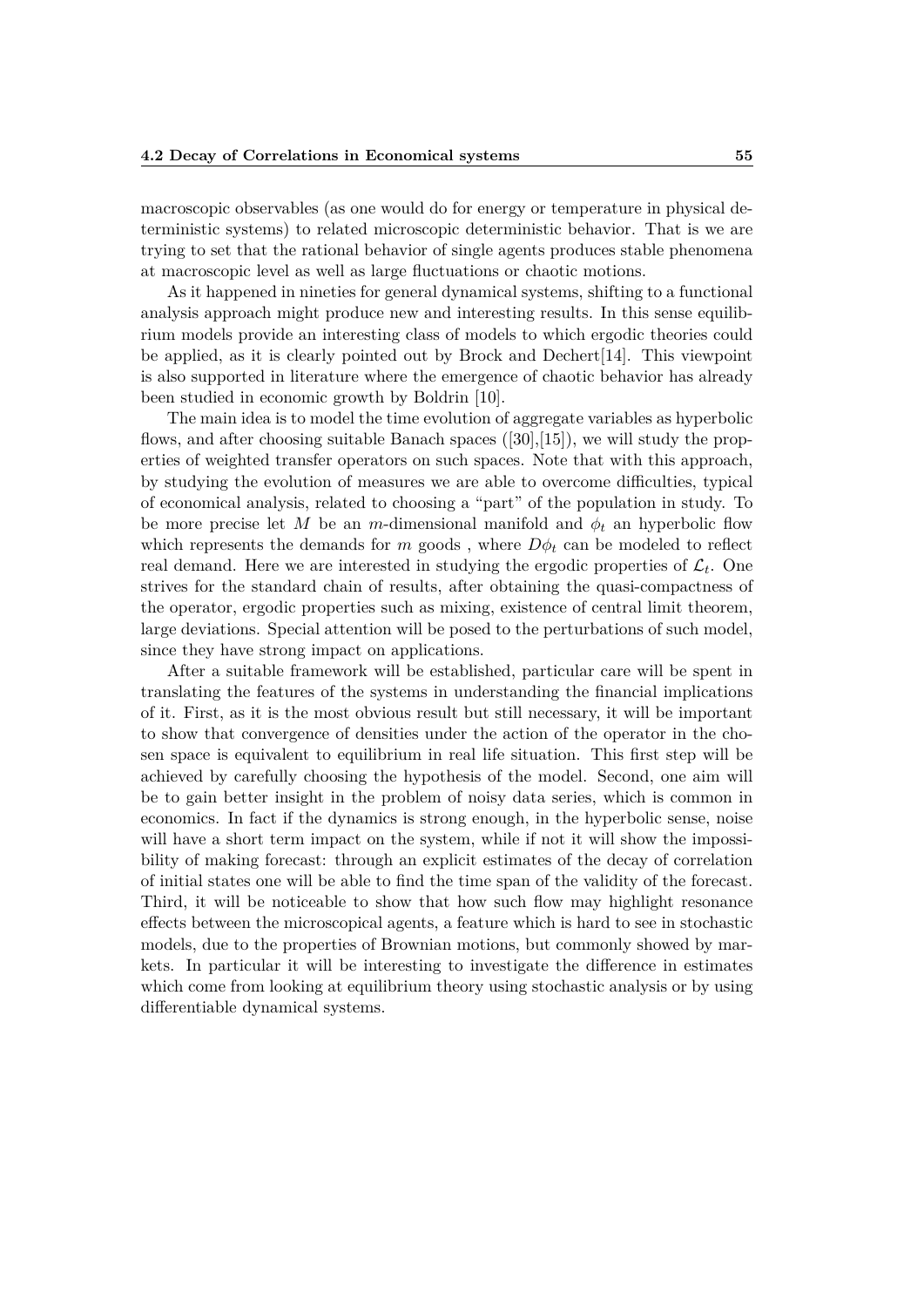macroscopic observables (as one would do for energy or temperature in physical deterministic systems) to related microscopic deterministic behavior. That is we are trying to set that the rational behavior of single agents produces stable phenomena at macroscopic level as well as large fluctuations or chaotic motions.

As it happened in nineties for general dynamical systems, shifting to a functional analysis approach might produce new and interesting results. In this sense equilibrium models provide an interesting class of models to which ergodic theories could be applied, as it is clearly pointed out by Brock and Dechert[14]. This viewpoint is also supported in literature where the emergence of chaotic behavior has already been studied in economic growth by Boldrin [10].

The main idea is to model the time evolution of aggregate variables as hyperbolic flows, and after choosing suitable Banach spaces ([30],[15]), we will study the properties of weighted transfer operators on such spaces. Note that with this approach, by studying the evolution of measures we are able to overcome difficulties, typical of economical analysis, related to choosing a "part" of the population in study. To be more precise let $M$ be an $m$-dimensional manifold and $\phi_t$ an hyperbolic flow which represents the demands for $m$ goods , where $D\phi_t$ can be modeled to reflect real demand. Here we are interested in studying the ergodic properties of $\mathcal{L}_t$. One strives for the standard chain of results, after obtaining the quasi-compactness of the operator, ergodic properties such as mixing, existence of central limit theorem, large deviations. Special attention will be posed to the perturbations of such model, since they have strong impact on applications.

After a suitable framework will be established, particular care will be spent in translating the features of the systems in understanding the financial implications of it. First, as it is the most obvious result but still necessary, it will be important to show that convergence of densities under the action of the operator in the chosen space is equivalent to equilibrium in real life situation. This first step will be achieved by carefully choosing the hypothesis of the model. Second, one aim will be to gain better insight in the problem of noisy data series, which is common in economics. In fact if the dynamics is strong enough, in the hyperbolic sense, noise will have a short term impact on the system, while if not it will show the impossibility of making forecast: through an explicit estimates of the decay of correlation of initial states one will be able to find the time span of the validity of the forecast. Third, it will be noticeable to show that how such flow may highlight resonance effects between the microscopical agents, a feature which is hard to see in stochastic models, due to the properties of Brownian motions, but commonly showed by markets. In particular it will be interesting to investigate the difference in estimates which come from looking at equilibrium theory using stochastic analysis or by using differentiable dynamical systems.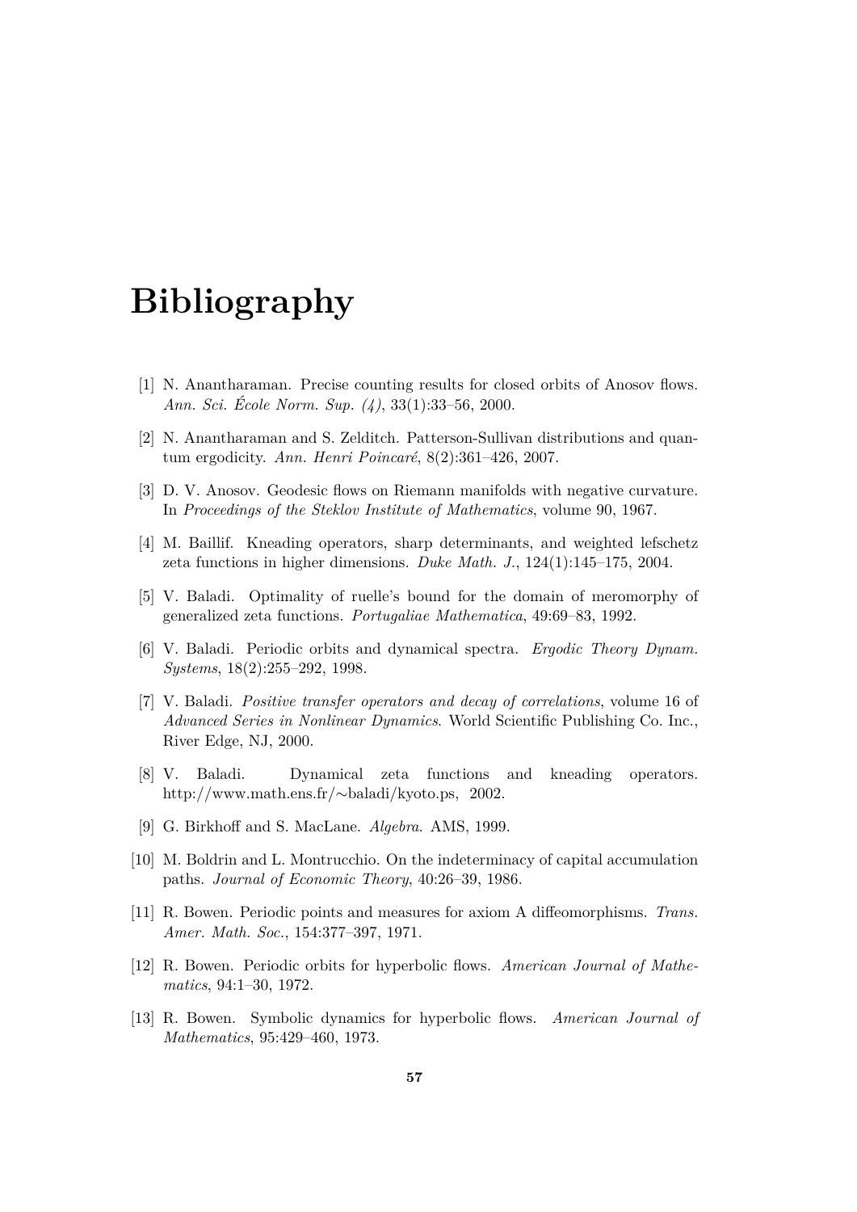# Bibliography

[1] N. Anantharaman. Precise counting results for closed orbits of Anosov flows. *Ann. Sci. École Norm. Sup. (4)*, 33(1):33–56, 2000.

[2] N. Anantharaman and S. Zelditch. Patterson-Sullivan distributions and quantum ergodicity. *Ann. Henri Poincaré*, 8(2):361–426, 2007.

[3] D. V. Anosov. Geodesic flows on Riemann manifolds with negative curvature. In *Proceedings of the Steklov Institute of Mathematics*, volume 90, 1967.

[4] M. Baillif. Kneading operators, sharp determinants, and weighted lefschetz zeta functions in higher dimensions. *Duke Math. J.*, 124(1):145–175, 2004.

[5] V. Baladi. Optimality of ruelle's bound for the domain of meromorphy of generalized zeta functions. *Portugaliae Mathematica*, 49:69–83, 1992.

[6] V. Baladi. Periodic orbits and dynamical spectra. *Ergodic Theory Dynam. Systems*, 18(2):255–292, 1998.

[7] V. Baladi. *Positive transfer operators and decay of correlations*, volume 16 of *Advanced Series in Nonlinear Dynamics*. World Scientific Publishing Co. Inc., River Edge, NJ, 2000.

[8] V. Baladi. Dynamical zeta functions and kneading operators. http://www.math.ens.fr/∼baladi/kyoto.ps, 2002.

[9] G. Birkhoff and S. MacLane. *Algebra*. AMS, 1999.

[10] M. Boldrin and L. Montrucchio. On the indeterminacy of capital accumulation paths. *Journal of Economic Theory*, 40:26–39, 1986.

[11] R. Bowen. Periodic points and measures for axiom A diffeomorphisms. *Trans. Amer. Math. Soc.*, 154:377–397, 1971.

[12] R. Bowen. Periodic orbits for hyperbolic flows. *American Journal of Mathematics*, 94:1–30, 1972.

[13] R. Bowen. Symbolic dynamics for hyperbolic flows. *American Journal of Mathematics*, 95:429–460, 1973.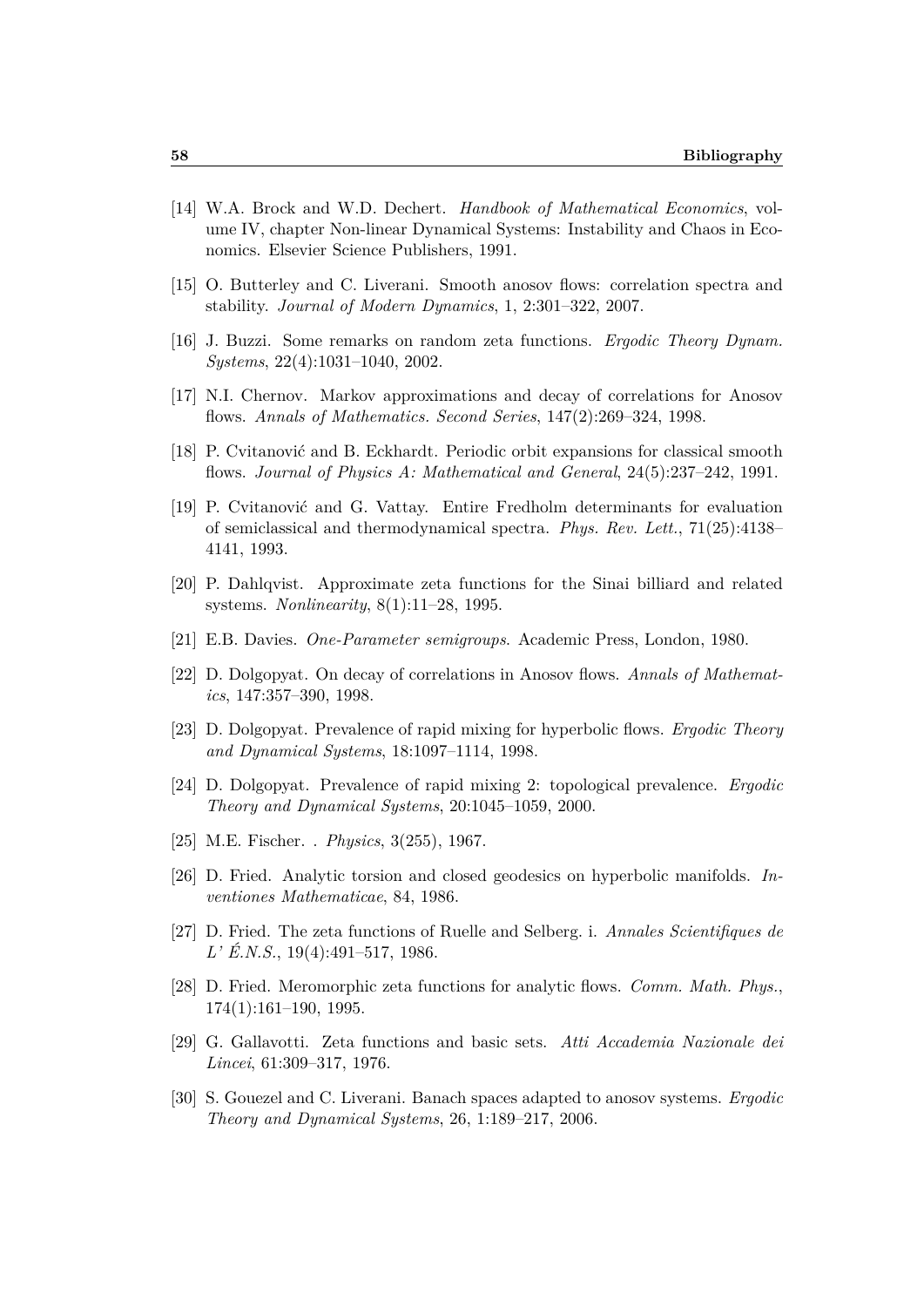[14] W.A. Brock and W.D. Dechert. *Handbook of Mathematical Economics*, volume IV, chapter Non-linear Dynamical Systems: Instability and Chaos in Economics. Elsevier Science Publishers, 1991.

[15] O. Butterley and C. Liverani. Smooth anosov flows: correlation spectra and stability. *Journal of Modern Dynamics*, 1, 2:301–322, 2007.

[16] J. Buzzi. Some remarks on random zeta functions. *Ergodic Theory Dynam. Systems*, 22(4):1031–1040, 2002.

[17] N.I. Chernov. Markov approximations and decay of correlations for Anosov flows. *Annals of Mathematics. Second Series*, 147(2):269–324, 1998.

[18] P. Cvitanović and B. Eckhardt. Periodic orbit expansions for classical smooth flows. *Journal of Physics A: Mathematical and General*, 24(5):237–242, 1991.

[19] P. Cvitanović and G. Vattay. Entire Fredholm determinants for evaluation of semiclassical and thermodynamical spectra. *Phys. Rev. Lett.*, 71(25):4138–4141, 1993.

[20] P. Dahlqvist. Approximate zeta functions for the Sinai billiard and related systems. *Nonlinearity*, 8(1):11–28, 1995.

[21] E.B. Davies. *One-Parameter semigroups*. Academic Press, London, 1980.

[22] D. Dolgopyat. On decay of correlations in Anosov flows. *Annals of Mathematics*, 147:357–390, 1998.

[23] D. Dolgopyat. Prevalence of rapid mixing for hyperbolic flows. *Ergodic Theory and Dynamical Systems*, 18:1097–1114, 1998.

[24] D. Dolgopyat. Prevalence of rapid mixing 2: topological prevalence. *Ergodic Theory and Dynamical Systems*, 20:1045–1059, 2000.

[25] M.E. Fischer. . *Physics*, 3(255), 1967.

[26] D. Fried. Analytic torsion and closed geodesics on hyperbolic manifolds. *Inventiones Mathematicae*, 84, 1986.

[27] D. Fried. The zeta functions of Ruelle and Selberg. i. *Annales Scientifiques de L' É.N.S.*, 19(4):491–517, 1986.

[28] D. Fried. Meromorphic zeta functions for analytic flows. *Comm. Math. Phys.*, 174(1):161–190, 1995.

[29] G. Gallavotti. Zeta functions and basic sets. *Atti Accademia Nazionale dei Lincei*, 61:309–317, 1976.

[30] S. Gouezel and C. Liverani. Banach spaces adapted to anosov systems. *Ergodic Theory and Dynamical Systems*, 26, 1:189–217, 2006.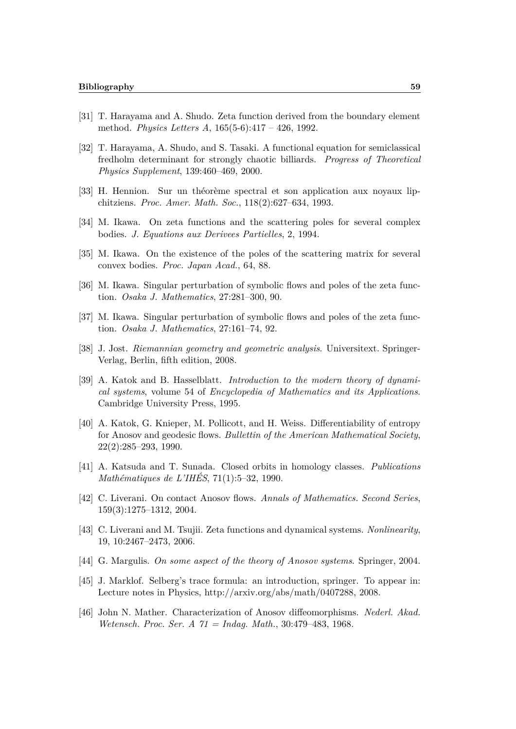[31] T. Harayama and A. Shudo. Zeta function derived from the boundary element method. *Physics Letters A*, 165(5-6):417 – 426, 1992.

[32] T. Harayama, A. Shudo, and S. Tasaki. A functional equation for semiclassical fredholm determinant for strongly chaotic billiards. *Progress of Theoretical Physics Supplement*, 139:460–469, 2000.

[33] H. Hennion. Sur un théorème spectral et son application aux noyaux lipchitziens. *Proc. Amer. Math. Soc.*, 118(2):627–634, 1993.

[34] M. Ikawa. On zeta functions and the scattering poles for several complex bodies. *J. Equations aux Derivees Partielles*, 2, 1994.

[35] M. Ikawa. On the existence of the poles of the scattering matrix for several convex bodies. *Proc. Japan Acad.*, 64, 88.

[36] M. Ikawa. Singular perturbation of symbolic flows and poles of the zeta function. *Osaka J. Mathematics*, 27:281–300, 90.

[37] M. Ikawa. Singular perturbation of symbolic flows and poles of the zeta function. *Osaka J. Mathematics*, 27:161–74, 92.

[38] J. Jost. *Riemannian geometry and geometric analysis*. Universitext. Springer-Verlag, Berlin, fifth edition, 2008.

[39] A. Katok and B. Hasselblatt. *Introduction to the modern theory of dynamical systems*, volume 54 of *Encyclopedia of Mathematics and its Applications*. Cambridge University Press, 1995.

[40] A. Katok, G. Knieper, M. Pollicott, and H. Weiss. Differentiability of entropy for Anosov and geodesic flows. *Bullettin of the American Mathematical Society*, 22(2):285–293, 1990.

[41] A. Katsuda and T. Sunada. Closed orbits in homology classes. *Publications Mathématiques de L'IHÉS*, 71(1):5–32, 1990.

[42] C. Liverani. On contact Anosov flows. *Annals of Mathematics. Second Series*, 159(3):1275–1312, 2004.

[43] C. Liverani and M. Tsujii. Zeta functions and dynamical systems. *Nonlinearity*, 19, 10:2467–2473, 2006.

[44] G. Margulis. *On some aspect of the theory of Anosov systems*. Springer, 2004.

[45] J. Marklof. Selberg's trace formula: an introduction, springer. To appear in: Lecture notes in Physics, http://arxiv.org/abs/math/0407288, 2008.

[46] John N. Mather. Characterization of Anosov diffeomorphisms. *Nederl. Akad. Wetensch. Proc. Ser. A 71 = Indag. Math.*, 30:479–483, 1968.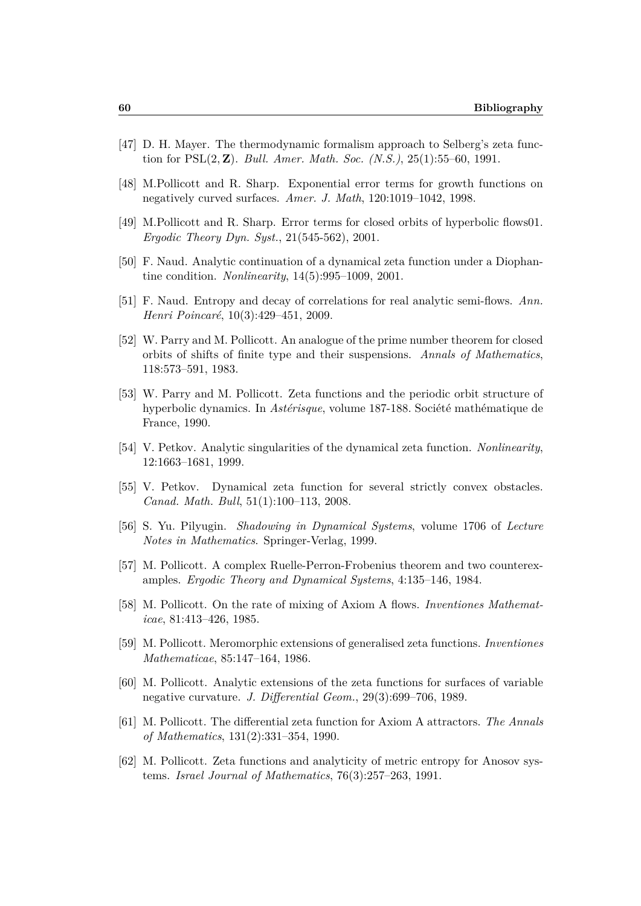[47] D. H. Mayer. The thermodynamic formalism approach to Selberg's zeta function for $\mathrm{PSL}(2, \mathbf{Z})$. *Bull. Amer. Math. Soc. (N.S.)*, 25(1):55–60, 1991.

[48] M.Pollicott and R. Sharp. Exponential error terms for growth functions on negatively curved surfaces. *Amer. J. Math*, 120:1019–1042, 1998.

[49] M.Pollicott and R. Sharp. Error terms for closed orbits of hyperbolic flows01. *Ergodic Theory Dyn. Syst.*, 21(545-562), 2001.

[50] F. Naud. Analytic continuation of a dynamical zeta function under a Diophantine condition. *Nonlinearity*, 14(5):995–1009, 2001.

[51] F. Naud. Entropy and decay of correlations for real analytic semi-flows. *Ann. Henri Poincaré*, 10(3):429–451, 2009.

[52] W. Parry and M. Pollicott. An analogue of the prime number theorem for closed orbits of shifts of finite type and their suspensions. *Annals of Mathematics*, 118:573–591, 1983.

[53] W. Parry and M. Pollicott. Zeta functions and the periodic orbit structure of hyperbolic dynamics. In *Astérisque*, volume 187-188. Société mathématique de France, 1990.

[54] V. Petkov. Analytic singularities of the dynamical zeta function. *Nonlinearity*, 12:1663–1681, 1999.

[55] V. Petkov. Dynamical zeta function for several strictly convex obstacles. *Canad. Math. Bull*, 51(1):100–113, 2008.

[56] S. Yu. Pilyugin. *Shadowing in Dynamical Systems*, volume 1706 of *Lecture Notes in Mathematics*. Springer-Verlag, 1999.

[57] M. Pollicott. A complex Ruelle-Perron-Frobenius theorem and two counterexamples. *Ergodic Theory and Dynamical Systems*, 4:135–146, 1984.

[58] M. Pollicott. On the rate of mixing of Axiom A flows. *Inventiones Mathematicae*, 81:413–426, 1985.

[59] M. Pollicott. Meromorphic extensions of generalised zeta functions. *Inventiones Mathematicae*, 85:147–164, 1986.

[60] M. Pollicott. Analytic extensions of the zeta functions for surfaces of variable negative curvature. *J. Differential Geom.*, 29(3):699–706, 1989.

[61] M. Pollicott. The differential zeta function for Axiom A attractors. *The Annals of Mathematics*, 131(2):331–354, 1990.

[62] M. Pollicott. Zeta functions and analyticity of metric entropy for Anosov systems. *Israel Journal of Mathematics*, 76(3):257–263, 1991.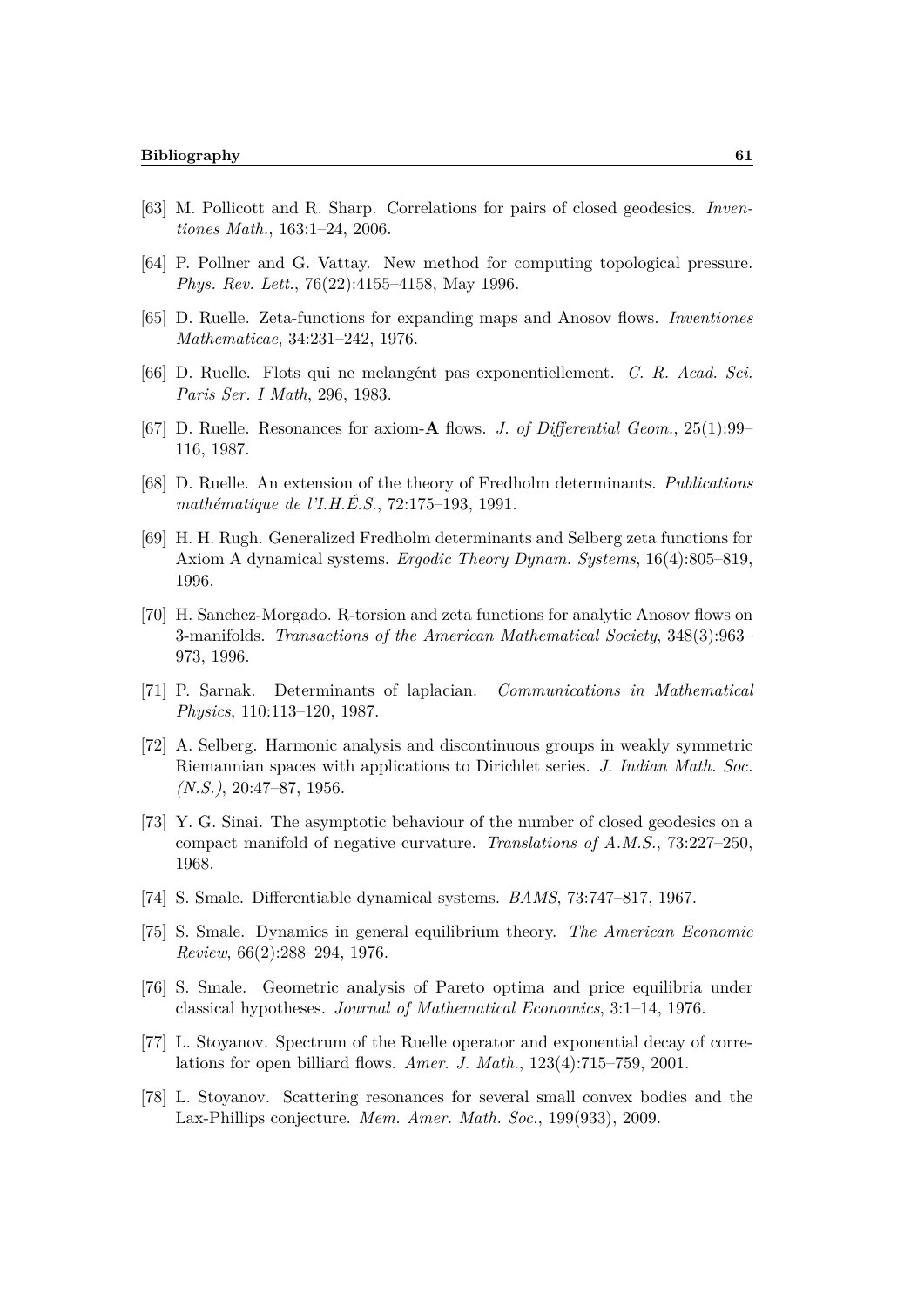[63] M. Pollicott and R. Sharp. Correlations for pairs of closed geodesics. *Inventiones Math.*, 163:1–24, 2006.

[64] P. Pollner and G. Vattay. New method for computing topological pressure. *Phys. Rev. Lett.*, 76(22):4155–4158, May 1996.

[65] D. Ruelle. Zeta-functions for expanding maps and Anosov flows. *Inventiones Mathematicae*, 34:231–242, 1976.

[66] D. Ruelle. Flots qui ne melangént pas exponentiellement. *C. R. Acad. Sci. Paris Ser. I Math*, 296, 1983.

[67] D. Ruelle. Resonances for axiom-**A** flows. *J. of Differential Geom.*, 25(1):99–116, 1987.

[68] D. Ruelle. An extension of the theory of Fredholm determinants. *Publications mathématique de l'I.H.É.S.*, 72:175–193, 1991.

[69] H. H. Rugh. Generalized Fredholm determinants and Selberg zeta functions for Axiom A dynamical systems. *Ergodic Theory Dynam. Systems*, 16(4):805–819, 1996.

[70] H. Sanchez-Morgado. R-torsion and zeta functions for analytic Anosov flows on 3-manifolds. *Transactions of the American Mathematical Society*, 348(3):963–973, 1996.

[71] P. Sarnak. Determinants of laplacian. *Communications in Mathematical Physics*, 110:113–120, 1987.

[72] A. Selberg. Harmonic analysis and discontinuous groups in weakly symmetric Riemannian spaces with applications to Dirichlet series. *J. Indian Math. Soc. (N.S.)*, 20:47–87, 1956.

[73] Y. G. Sinai. The asymptotic behaviour of the number of closed geodesics on a compact manifold of negative curvature. *Translations of A.M.S.*, 73:227–250, 1968.

[74] S. Smale. Differentiable dynamical systems. *BAMS*, 73:747–817, 1967.

[75] S. Smale. Dynamics in general equilibrium theory. *The American Economic Review*, 66(2):288–294, 1976.

[76] S. Smale. Geometric analysis of Pareto optima and price equilibria under classical hypotheses. *Journal of Mathematical Economics*, 3:1–14, 1976.

[77] L. Stoyanov. Spectrum of the Ruelle operator and exponential decay of correlations for open billiard flows. *Amer. J. Math.*, 123(4):715–759, 2001.

[78] L. Stoyanov. Scattering resonances for several small convex bodies and the Lax-Phillips conjecture. *Mem. Amer. Math. Soc.*, 199(933), 2009.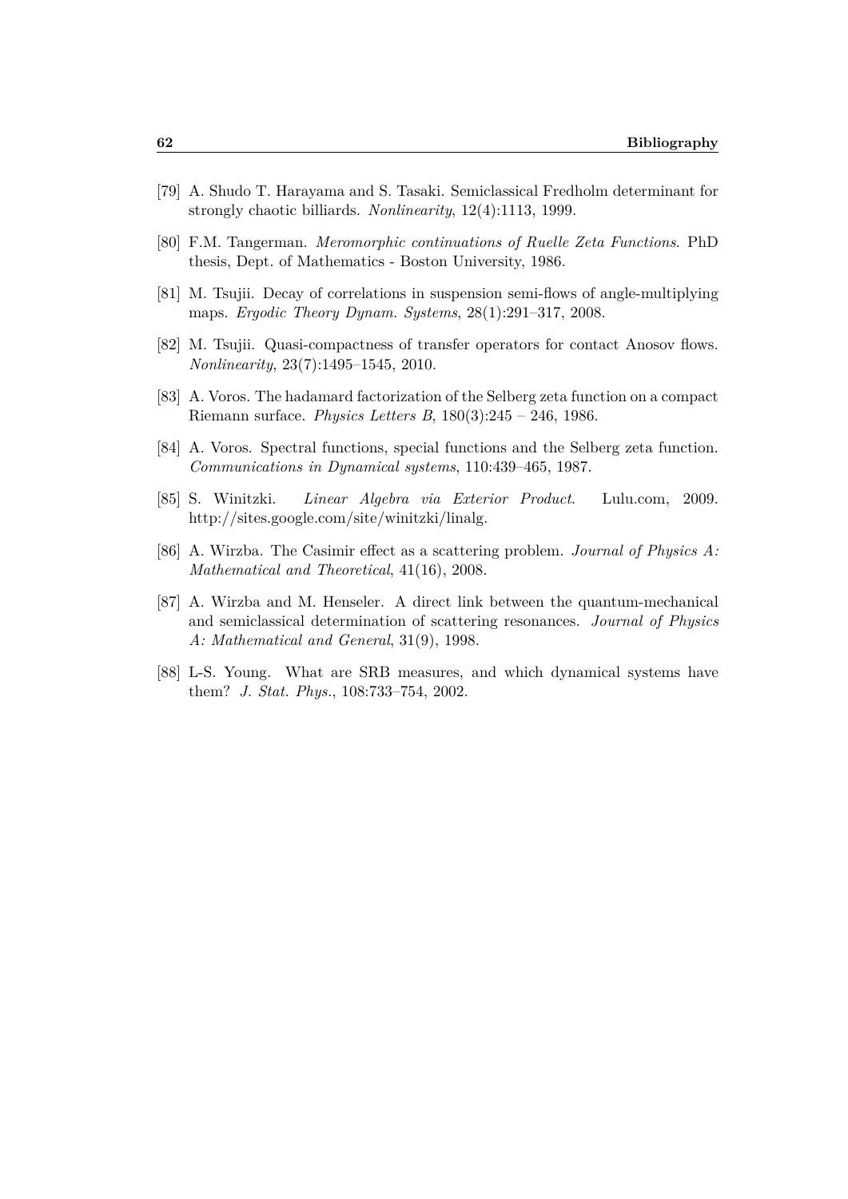[79] A. Shudo T. Harayama and S. Tasaki. Semiclassical Fredholm determinant for strongly chaotic billiards. *Nonlinearity*, 12(4):1113, 1999.

[80] F.M. Tangerman. *Meromorphic continuations of Ruelle Zeta Functions*. PhD thesis, Dept. of Mathematics - Boston University, 1986.

[81] M. Tsujii. Decay of correlations in suspension semi-flows of angle-multiplying maps. *Ergodic Theory Dynam. Systems*, 28(1):291–317, 2008.

[82] M. Tsujii. Quasi-compactness of transfer operators for contact Anosov flows. *Nonlinearity*, 23(7):1495–1545, 2010.

[83] A. Voros. The hadamard factorization of the Selberg zeta function on a compact Riemann surface. *Physics Letters B*, 180(3):245 – 246, 1986.

[84] A. Voros. Spectral functions, special functions and the Selberg zeta function. *Communications in Dynamical systems*, 110:439–465, 1987.

[85] S. Winitzki. *Linear Algebra via Exterior Product*. Lulu.com, 2009. http://sites.google.com/site/winitzki/linalg.

[86] A. Wirzba. The Casimir effect as a scattering problem. *Journal of Physics A: Mathematical and Theoretical*, 41(16), 2008.

[87] A. Wirzba and M. Henseler. A direct link between the quantum-mechanical and semiclassical determination of scattering resonances. *Journal of Physics A: Mathematical and General*, 31(9), 1998.

[88] L-S. Young. What are SRB measures, and which dynamical systems have them? *J. Stat. Phys.*, 108:733–754, 2002.